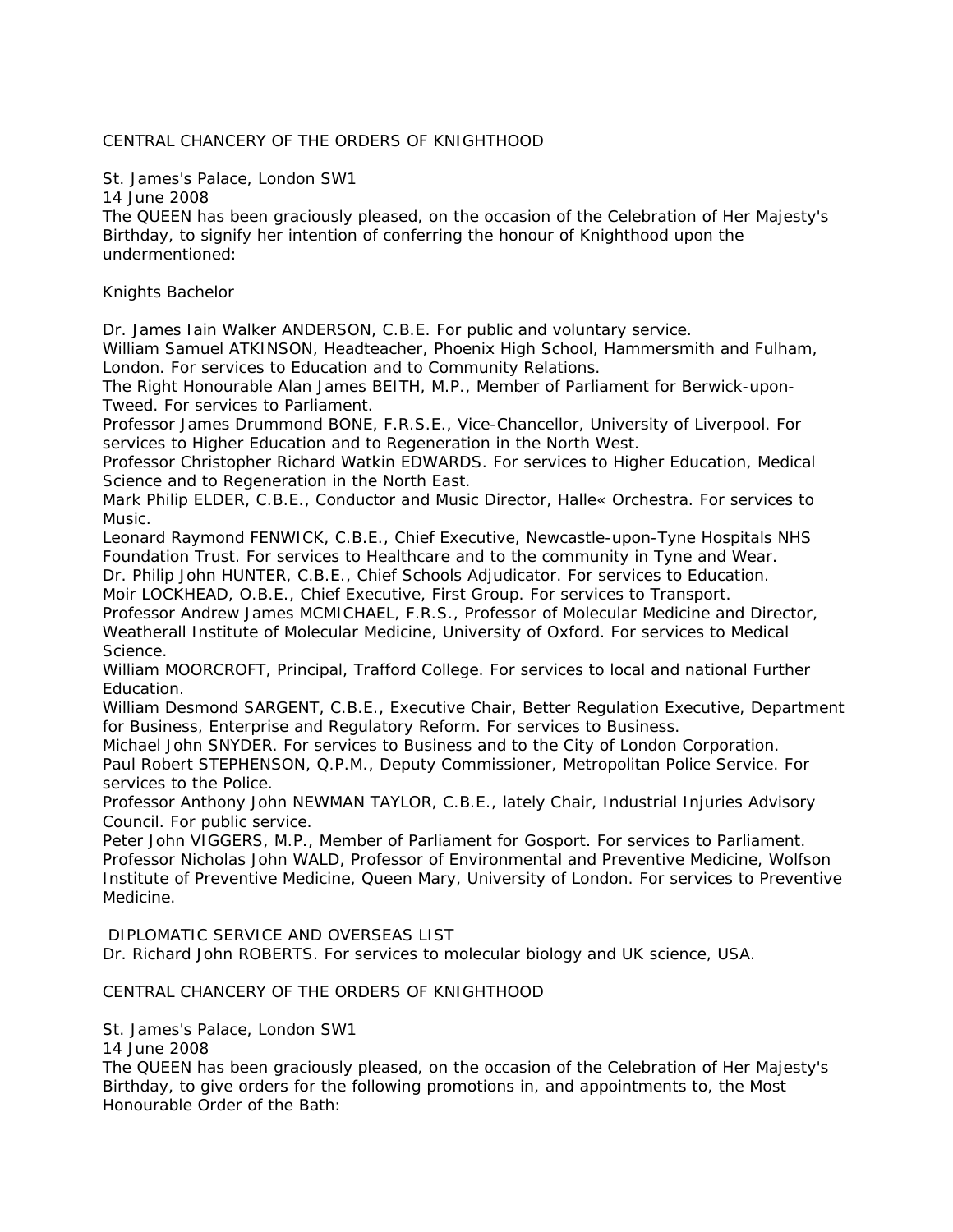# CENTRAL CHANCERY OF THE ORDERS OF KNIGHTHOOD

St. James's Palace, London SW1
14 June 2008

The QUEEN has been graciously pleased, on the occasion of the Celebration of Her Majesty's Birthday, to signify her intention of conferring the honour of Knighthood upon the undermentioned:

## Knights Bachelor

Dr. James Iain Walker ANDERSON, C.B.E. For public and voluntary service.

William Samuel ATKINSON, Headteacher, Phoenix High School, Hammersmith and Fulham, London. For services to Education and to Community Relations.

The Right Honourable Alan James BEITH, M.P., Member of Parliament for Berwick-upon-Tweed. For services to Parliament.

Professor James Drummond BONE, F.R.S.E., Vice-Chancellor, University of Liverpool. For services to Higher Education and to Regeneration in the North West.

Professor Christopher Richard Watkin EDWARDS. For services to Higher Education, Medical Science and to Regeneration in the North East.

Mark Philip ELDER, C.B.E., Conductor and Music Director, Halle« Orchestra. For services to Music.

Leonard Raymond FENWICK, C.B.E., Chief Executive, Newcastle-upon-Tyne Hospitals NHS Foundation Trust. For services to Healthcare and to the community in Tyne and Wear.

Dr. Philip John HUNTER, C.B.E., Chief Schools Adjudicator. For services to Education.

Moir LOCKHEAD, O.B.E., Chief Executive, First Group. For services to Transport.

Professor Andrew James MCMICHAEL, F.R.S., Professor of Molecular Medicine and Director, Weatherall Institute of Molecular Medicine, University of Oxford. For services to Medical Science.

William MOORCROFT, Principal, Trafford College. For services to local and national Further Education.

William Desmond SARGENT, C.B.E., Executive Chair, Better Regulation Executive, Department for Business, Enterprise and Regulatory Reform. For services to Business.

Michael John SNYDER. For services to Business and to the City of London Corporation.

Paul Robert STEPHENSON, Q.P.M., Deputy Commissioner, Metropolitan Police Service. For services to the Police.

Professor Anthony John NEWMAN TAYLOR, C.B.E., lately Chair, Industrial Injuries Advisory Council. For public service.

Peter John VIGGERS, M.P., Member of Parliament for Gosport. For services to Parliament.

Professor Nicholas John WALD, Professor of Environmental and Preventive Medicine, Wolfson Institute of Preventive Medicine, Queen Mary, University of London. For services to Preventive Medicine.

## DIPLOMATIC SERVICE AND OVERSEAS LIST

Dr. Richard John ROBERTS. For services to molecular biology and UK science, USA.

# CENTRAL CHANCERY OF THE ORDERS OF KNIGHTHOOD

St. James's Palace, London SW1
14 June 2008

The QUEEN has been graciously pleased, on the occasion of the Celebration of Her Majesty's Birthday, to give orders for the following promotions in, and appointments to, the Most Honourable Order of the Bath: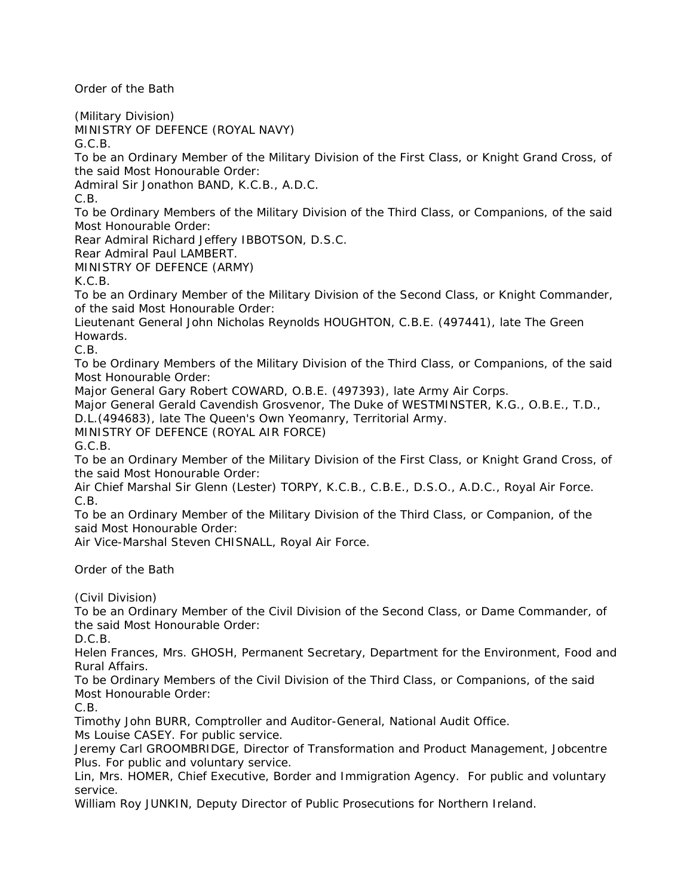## Order of the Bath

(Military Division)

MINISTRY OF DEFENCE (ROYAL NAVY)

G.C.B.

To be an Ordinary Member of the Military Division of the First Class, or Knight Grand Cross, of the said Most Honourable Order:

Admiral Sir Jonathon BAND, K.C.B., A.D.C.

C.B.

To be Ordinary Members of the Military Division of the Third Class, or Companions, of the said Most Honourable Order:

Rear Admiral Richard Jeffery IBBOTSON, D.S.C.

Rear Admiral Paul LAMBERT.

MINISTRY OF DEFENCE (ARMY)

K.C.B.

To be an Ordinary Member of the Military Division of the Second Class, or Knight Commander, of the said Most Honourable Order:

Lieutenant General John Nicholas Reynolds HOUGHTON, C.B.E. (497441), late The Green Howards.

C.B.

To be Ordinary Members of the Military Division of the Third Class, or Companions, of the said Most Honourable Order:

Major General Gary Robert COWARD, O.B.E. (497393), late Army Air Corps.

Major General Gerald Cavendish Grosvenor, The Duke of WESTMINSTER, K.G., O.B.E., T.D., D.L.(494683), late The Queen's Own Yeomanry, Territorial Army.

MINISTRY OF DEFENCE (ROYAL AIR FORCE)

G.C.B.

To be an Ordinary Member of the Military Division of the First Class, or Knight Grand Cross, of the said Most Honourable Order:

Air Chief Marshal Sir Glenn (Lester) TORPY, K.C.B., C.B.E., D.S.O., A.D.C., Royal Air Force.

C.B.

To be an Ordinary Member of the Military Division of the Third Class, or Companion, of the said Most Honourable Order:

Air Vice-Marshal Steven CHISNALL, Royal Air Force.

## Order of the Bath

(Civil Division)

To be an Ordinary Member of the Civil Division of the Second Class, or Dame Commander, of the said Most Honourable Order:

D.C.B.

Helen Frances, Mrs. GHOSH, Permanent Secretary, Department for the Environment, Food and Rural Affairs.

To be Ordinary Members of the Civil Division of the Third Class, or Companions, of the said Most Honourable Order:

C.B.

Timothy John BURR, Comptroller and Auditor-General, National Audit Office.

Ms Louise CASEY. For public service.

Jeremy Carl GROOMBRIDGE, Director of Transformation and Product Management, Jobcentre Plus. For public and voluntary service.

Lin, Mrs. HOMER, Chief Executive, Border and Immigration Agency. For public and voluntary service.

William Roy JUNKIN, Deputy Director of Public Prosecutions for Northern Ireland.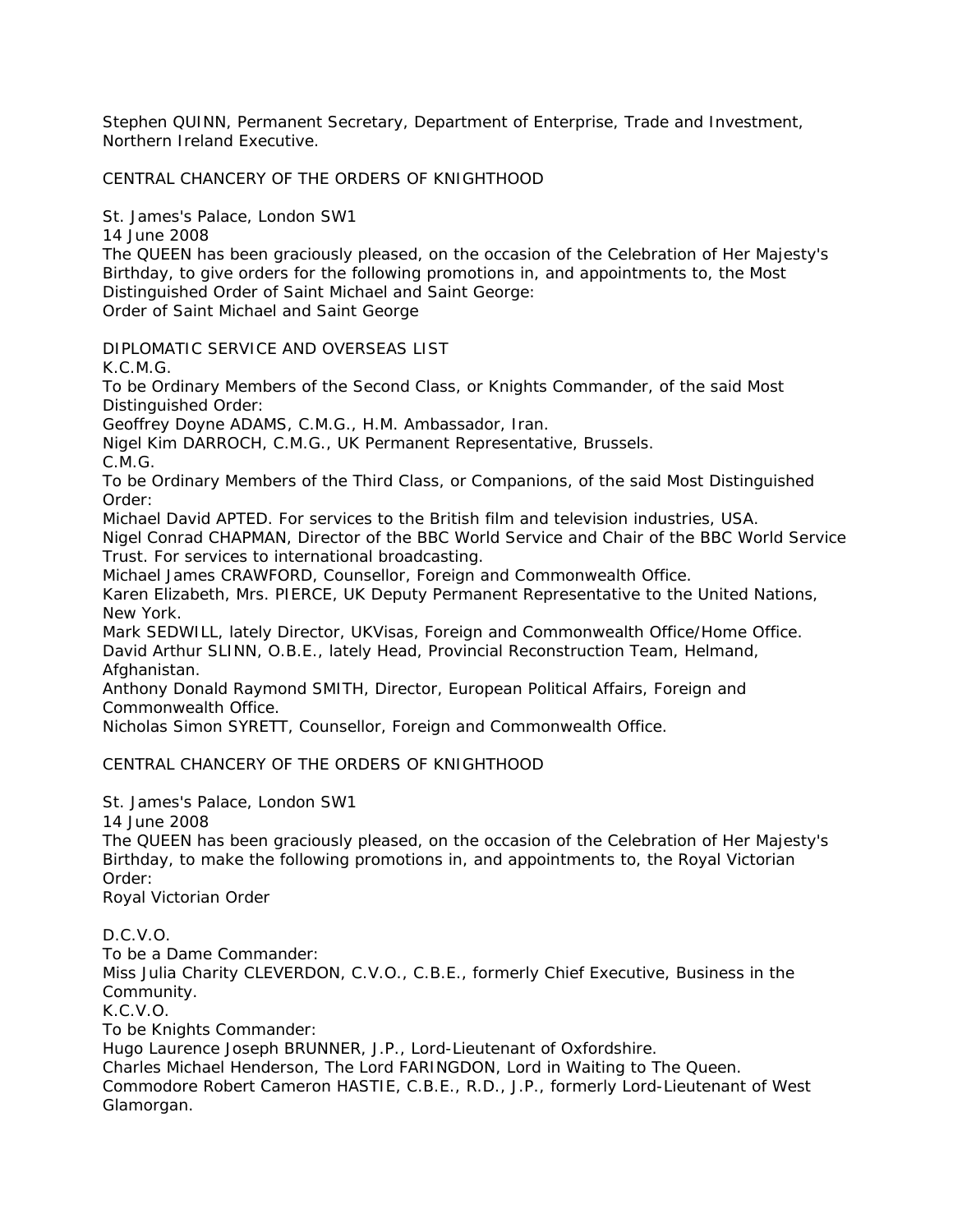Stephen QUINN, Permanent Secretary, Department of Enterprise, Trade and Investment, Northern Ireland Executive.

CENTRAL CHANCERY OF THE ORDERS OF KNIGHTHOOD

St. James's Palace, London SW1
14 June 2008
The QUEEN has been graciously pleased, on the occasion of the Celebration of Her Majesty's Birthday, to give orders for the following promotions in, and appointments to, the Most Distinguished Order of Saint Michael and Saint George:
Order of Saint Michael and Saint George

DIPLOMATIC SERVICE AND OVERSEAS LIST
K.C.M.G.
To be Ordinary Members of the Second Class, or Knights Commander, of the said Most Distinguished Order:
Geoffrey Doyne ADAMS, C.M.G., H.M. Ambassador, Iran.
Nigel Kim DARROCH, C.M.G., UK Permanent Representative, Brussels.
C.M.G.
To be Ordinary Members of the Third Class, or Companions, of the said Most Distinguished Order:
Michael David APTED. For services to the British film and television industries, USA.
Nigel Conrad CHAPMAN, Director of the BBC World Service and Chair of the BBC World Service Trust. For services to international broadcasting.
Michael James CRAWFORD, Counsellor, Foreign and Commonwealth Office.
Karen Elizabeth, Mrs. PIERCE, UK Deputy Permanent Representative to the United Nations, New York.
Mark SEDWILL, lately Director, UKVisas, Foreign and Commonwealth Office/Home Office.
David Arthur SLINN, O.B.E., lately Head, Provincial Reconstruction Team, Helmand, Afghanistan.
Anthony Donald Raymond SMITH, Director, European Political Affairs, Foreign and Commonwealth Office.
Nicholas Simon SYRETT, Counsellor, Foreign and Commonwealth Office.

CENTRAL CHANCERY OF THE ORDERS OF KNIGHTHOOD

St. James's Palace, London SW1
14 June 2008
The QUEEN has been graciously pleased, on the occasion of the Celebration of Her Majesty's Birthday, to make the following promotions in, and appointments to, the Royal Victorian Order:
Royal Victorian Order

D.C.V.O.
To be a Dame Commander:
Miss Julia Charity CLEVERDON, C.V.O., C.B.E., formerly Chief Executive, Business in the Community.
K.C.V.O.
To be Knights Commander:
Hugo Laurence Joseph BRUNNER, J.P., Lord-Lieutenant of Oxfordshire.
Charles Michael Henderson, The Lord FARINGDON, Lord in Waiting to The Queen.
Commodore Robert Cameron HASTIE, C.B.E., R.D., J.P., formerly Lord-Lieutenant of West Glamorgan.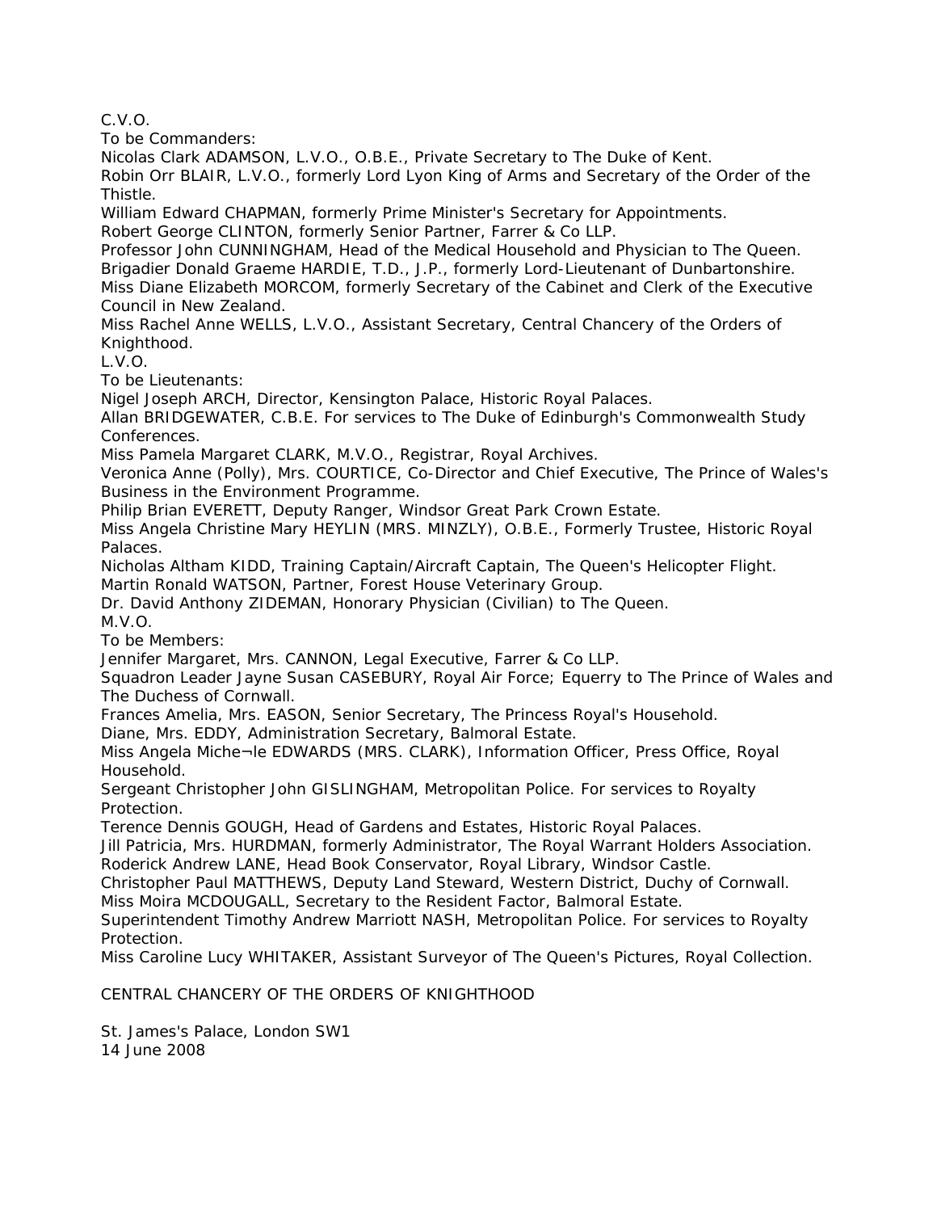C.V.O.

To be Commanders:

Nicolas Clark ADAMSON, L.V.O., O.B.E., Private Secretary to The Duke of Kent.

Robin Orr BLAIR, L.V.O., formerly Lord Lyon King of Arms and Secretary of the Order of the Thistle.

William Edward CHAPMAN, formerly Prime Minister's Secretary for Appointments.

Robert George CLINTON, formerly Senior Partner, Farrer & Co LLP.

Professor John CUNNINGHAM, Head of the Medical Household and Physician to The Queen.

Brigadier Donald Graeme HARDIE, T.D., J.P., formerly Lord-Lieutenant of Dunbartonshire.

Miss Diane Elizabeth MORCOM, formerly Secretary of the Cabinet and Clerk of the Executive Council in New Zealand.

Miss Rachel Anne WELLS, L.V.O., Assistant Secretary, Central Chancery of the Orders of Knighthood.

L.V.O.

To be Lieutenants:

Nigel Joseph ARCH, Director, Kensington Palace, Historic Royal Palaces.

Allan BRIDGEWATER, C.B.E. For services to The Duke of Edinburgh's Commonwealth Study Conferences.

Miss Pamela Margaret CLARK, M.V.O., Registrar, Royal Archives.

Veronica Anne (Polly), Mrs. COURTICE, Co-Director and Chief Executive, The Prince of Wales's Business in the Environment Programme.

Philip Brian EVERETT, Deputy Ranger, Windsor Great Park Crown Estate.

Miss Angela Christine Mary HEYLIN (MRS. MINZLY), O.B.E., Formerly Trustee, Historic Royal Palaces.

Nicholas Altham KIDD, Training Captain/Aircraft Captain, The Queen's Helicopter Flight.

Martin Ronald WATSON, Partner, Forest House Veterinary Group.

Dr. David Anthony ZIDEMAN, Honorary Physician (Civilian) to The Queen.

M.V.O.

To be Members:

Jennifer Margaret, Mrs. CANNON, Legal Executive, Farrer & Co LLP.

Squadron Leader Jayne Susan CASEBURY, Royal Air Force; Equerry to The Prince of Wales and The Duchess of Cornwall.

Frances Amelia, Mrs. EASON, Senior Secretary, The Princess Royal's Household.

Diane, Mrs. EDDY, Administration Secretary, Balmoral Estate.

Miss Angela Miche¬le EDWARDS (MRS. CLARK), Information Officer, Press Office, Royal Household.

Sergeant Christopher John GISLINGHAM, Metropolitan Police. For services to Royalty Protection.

Terence Dennis GOUGH, Head of Gardens and Estates, Historic Royal Palaces.

Jill Patricia, Mrs. HURDMAN, formerly Administrator, The Royal Warrant Holders Association.

Roderick Andrew LANE, Head Book Conservator, Royal Library, Windsor Castle.

Christopher Paul MATTHEWS, Deputy Land Steward, Western District, Duchy of Cornwall.

Miss Moira MCDOUGALL, Secretary to the Resident Factor, Balmoral Estate.

Superintendent Timothy Andrew Marriott NASH, Metropolitan Police. For services to Royalty Protection.

Miss Caroline Lucy WHITAKER, Assistant Surveyor of The Queen's Pictures, Royal Collection.

CENTRAL CHANCERY OF THE ORDERS OF KNIGHTHOOD

St. James's Palace, London SW1
14 June 2008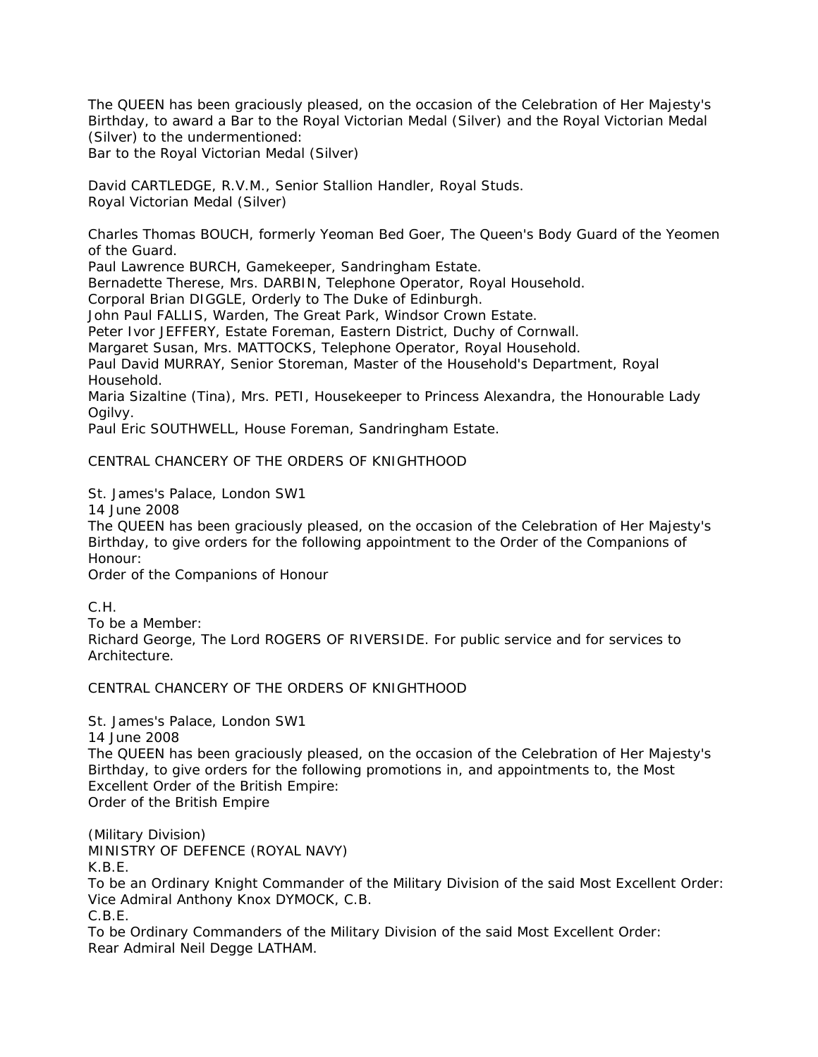The QUEEN has been graciously pleased, on the occasion of the Celebration of Her Majesty's Birthday, to award a Bar to the Royal Victorian Medal (Silver) and the Royal Victorian Medal (Silver) to the undermentioned:

Bar to the Royal Victorian Medal (Silver)

David CARTLEDGE, R.V.M., Senior Stallion Handler, Royal Studs.

Royal Victorian Medal (Silver)

Charles Thomas BOUCH, formerly Yeoman Bed Goer, The Queen's Body Guard of the Yeomen of the Guard.
Paul Lawrence BURCH, Gamekeeper, Sandringham Estate.
Bernadette Therese, Mrs. DARBIN, Telephone Operator, Royal Household.
Corporal Brian DIGGLE, Orderly to The Duke of Edinburgh.
John Paul FALLIS, Warden, The Great Park, Windsor Crown Estate.
Peter Ivor JEFFERY, Estate Foreman, Eastern District, Duchy of Cornwall.
Margaret Susan, Mrs. MATTOCKS, Telephone Operator, Royal Household.
Paul David MURRAY, Senior Storeman, Master of the Household's Department, Royal Household.
Maria Sizaltine (Tina), Mrs. PETI, Housekeeper to Princess Alexandra, the Honourable Lady Ogilvy.
Paul Eric SOUTHWELL, House Foreman, Sandringham Estate.

CENTRAL CHANCERY OF THE ORDERS OF KNIGHTHOOD

St. James's Palace, London SW1
14 June 2008

The QUEEN has been graciously pleased, on the occasion of the Celebration of Her Majesty's Birthday, to give orders for the following appointment to the Order of the Companions of Honour:

Order of the Companions of Honour

C.H.

To be a Member:

Richard George, The Lord ROGERS OF RIVERSIDE. For public service and for services to Architecture.

CENTRAL CHANCERY OF THE ORDERS OF KNIGHTHOOD

St. James's Palace, London SW1
14 June 2008

The QUEEN has been graciously pleased, on the occasion of the Celebration of Her Majesty's Birthday, to give orders for the following promotions in, and appointments to, the Most Excellent Order of the British Empire:

Order of the British Empire

(Military Division)

MINISTRY OF DEFENCE (ROYAL NAVY)

K.B.E.

To be an Ordinary Knight Commander of the Military Division of the said Most Excellent Order:

Vice Admiral Anthony Knox DYMOCK, C.B.

C.B.E.

To be Ordinary Commanders of the Military Division of the said Most Excellent Order:

Rear Admiral Neil Degge LATHAM.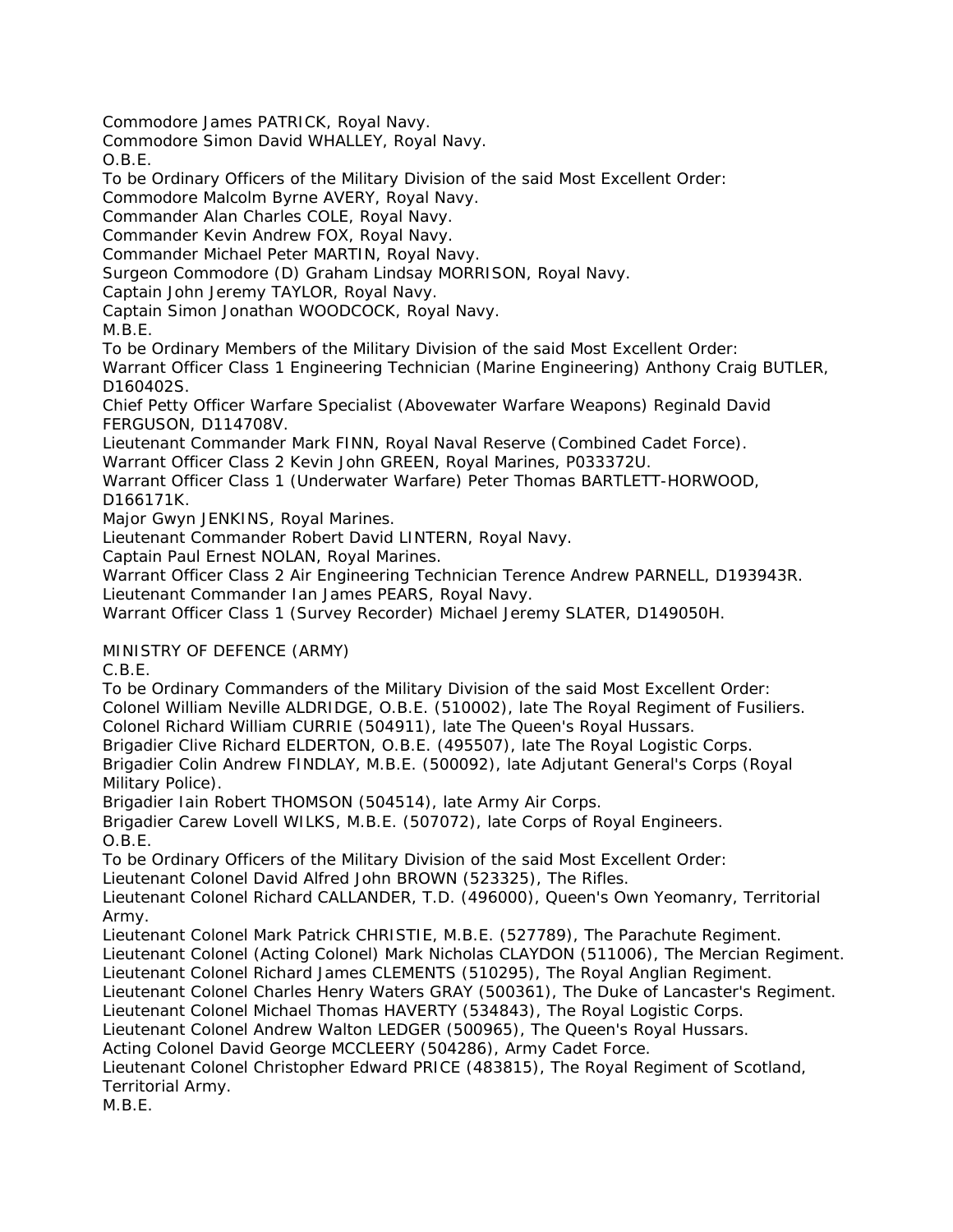Commodore James PATRICK, Royal Navy.
Commodore Simon David WHALLEY, Royal Navy.

O.B.E.

To be Ordinary Officers of the Military Division of the said Most Excellent Order:

Commodore Malcolm Byrne AVERY, Royal Navy.
Commander Alan Charles COLE, Royal Navy.
Commander Kevin Andrew FOX, Royal Navy.
Commander Michael Peter MARTIN, Royal Navy.
Surgeon Commodore (D) Graham Lindsay MORRISON, Royal Navy.
Captain John Jeremy TAYLOR, Royal Navy.
Captain Simon Jonathan WOODCOCK, Royal Navy.

M.B.E.

To be Ordinary Members of the Military Division of the said Most Excellent Order:

Warrant Officer Class 1 Engineering Technician (Marine Engineering) Anthony Craig BUTLER, D160402S.
Chief Petty Officer Warfare Specialist (Abovewater Warfare Weapons) Reginald David FERGUSON, D114708V.
Lieutenant Commander Mark FINN, Royal Naval Reserve (Combined Cadet Force).
Warrant Officer Class 2 Kevin John GREEN, Royal Marines, P033372U.
Warrant Officer Class 1 (Underwater Warfare) Peter Thomas BARTLETT-HORWOOD, D166171K.
Major Gwyn JENKINS, Royal Marines.
Lieutenant Commander Robert David LINTERN, Royal Navy.
Captain Paul Ernest NOLAN, Royal Marines.
Warrant Officer Class 2 Air Engineering Technician Terence Andrew PARNELL, D193943R.
Lieutenant Commander Ian James PEARS, Royal Navy.
Warrant Officer Class 1 (Survey Recorder) Michael Jeremy SLATER, D149050H.

MINISTRY OF DEFENCE (ARMY)

C.B.E.

To be Ordinary Commanders of the Military Division of the said Most Excellent Order:

Colonel William Neville ALDRIDGE, O.B.E. (510002), late The Royal Regiment of Fusiliers.
Colonel Richard William CURRIE (504911), late The Queen's Royal Hussars.
Brigadier Clive Richard ELDERTON, O.B.E. (495507), late The Royal Logistic Corps.
Brigadier Colin Andrew FINDLAY, M.B.E. (500092), late Adjutant General's Corps (Royal Military Police).
Brigadier Iain Robert THOMSON (504514), late Army Air Corps.
Brigadier Carew Lovell WILKS, M.B.E. (507072), late Corps of Royal Engineers.

O.B.E.

To be Ordinary Officers of the Military Division of the said Most Excellent Order:

Lieutenant Colonel David Alfred John BROWN (523325), The Rifles.
Lieutenant Colonel Richard CALLANDER, T.D. (496000), Queen's Own Yeomanry, Territorial Army.
Lieutenant Colonel Mark Patrick CHRISTIE, M.B.E. (527789), The Parachute Regiment.
Lieutenant Colonel (Acting Colonel) Mark Nicholas CLAYDON (511006), The Mercian Regiment.
Lieutenant Colonel Richard James CLEMENTS (510295), The Royal Anglian Regiment.
Lieutenant Colonel Charles Henry Waters GRAY (500361), The Duke of Lancaster's Regiment.
Lieutenant Colonel Michael Thomas HAVERTY (534843), The Royal Logistic Corps.
Lieutenant Colonel Andrew Walton LEDGER (500965), The Queen's Royal Hussars.
Acting Colonel David George MCCLEERY (504286), Army Cadet Force.
Lieutenant Colonel Christopher Edward PRICE (483815), The Royal Regiment of Scotland, Territorial Army.

M.B.E.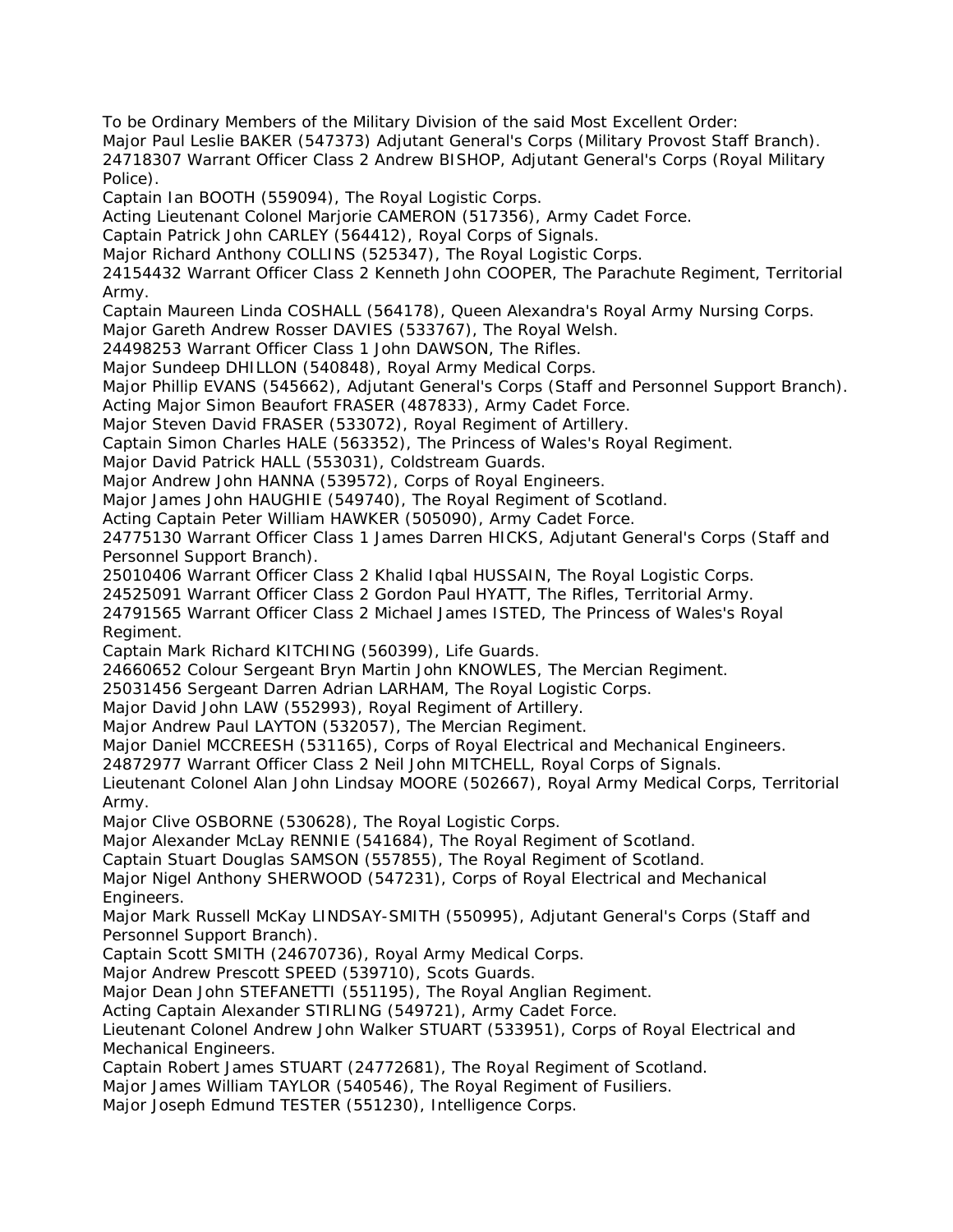To be Ordinary Members of the Military Division of the said Most Excellent Order:

Major Paul Leslie BAKER (547373) Adjutant General's Corps (Military Provost Staff Branch).

24718307 Warrant Officer Class 2 Andrew BISHOP, Adjutant General's Corps (Royal Military Police).

Captain Ian BOOTH (559094), The Royal Logistic Corps.

Acting Lieutenant Colonel Marjorie CAMERON (517356), Army Cadet Force.

Captain Patrick John CARLEY (564412), Royal Corps of Signals.

Major Richard Anthony COLLINS (525347), The Royal Logistic Corps.

24154432 Warrant Officer Class 2 Kenneth John COOPER, The Parachute Regiment, Territorial Army.

Captain Maureen Linda COSHALL (564178), Queen Alexandra's Royal Army Nursing Corps.

Major Gareth Andrew Rosser DAVIES (533767), The Royal Welsh.

24498253 Warrant Officer Class 1 John DAWSON, The Rifles.

Major Sundeep DHILLON (540848), Royal Army Medical Corps.

Major Phillip EVANS (545662), Adjutant General's Corps (Staff and Personnel Support Branch).

Acting Major Simon Beaufort FRASER (487833), Army Cadet Force.

Major Steven David FRASER (533072), Royal Regiment of Artillery.

Captain Simon Charles HALE (563352), The Princess of Wales's Royal Regiment.

Major David Patrick HALL (553031), Coldstream Guards.

Major Andrew John HANNA (539572), Corps of Royal Engineers.

Major James John HAUGHIE (549740), The Royal Regiment of Scotland.

Acting Captain Peter William HAWKER (505090), Army Cadet Force.

24775130 Warrant Officer Class 1 James Darren HICKS, Adjutant General's Corps (Staff and Personnel Support Branch).

25010406 Warrant Officer Class 2 Khalid Iqbal HUSSAIN, The Royal Logistic Corps.

24525091 Warrant Officer Class 2 Gordon Paul HYATT, The Rifles, Territorial Army.

24791565 Warrant Officer Class 2 Michael James ISTED, The Princess of Wales's Royal Regiment.

Captain Mark Richard KITCHING (560399), Life Guards.

24660652 Colour Sergeant Bryn Martin John KNOWLES, The Mercian Regiment.

25031456 Sergeant Darren Adrian LARHAM, The Royal Logistic Corps.

Major David John LAW (552993), Royal Regiment of Artillery.

Major Andrew Paul LAYTON (532057), The Mercian Regiment.

Major Daniel MCCREESH (531165), Corps of Royal Electrical and Mechanical Engineers.

24872977 Warrant Officer Class 2 Neil John MITCHELL, Royal Corps of Signals.

Lieutenant Colonel Alan John Lindsay MOORE (502667), Royal Army Medical Corps, Territorial Army.

Major Clive OSBORNE (530628), The Royal Logistic Corps.

Major Alexander McLay RENNIE (541684), The Royal Regiment of Scotland.

Captain Stuart Douglas SAMSON (557855), The Royal Regiment of Scotland.

Major Nigel Anthony SHERWOOD (547231), Corps of Royal Electrical and Mechanical Engineers.

Major Mark Russell McKay LINDSAY-SMITH (550995), Adjutant General's Corps (Staff and Personnel Support Branch).

Captain Scott SMITH (24670736), Royal Army Medical Corps.

Major Andrew Prescott SPEED (539710), Scots Guards.

Major Dean John STEFANETTI (551195), The Royal Anglian Regiment.

Acting Captain Alexander STIRLING (549721), Army Cadet Force.

Lieutenant Colonel Andrew John Walker STUART (533951), Corps of Royal Electrical and Mechanical Engineers.

Captain Robert James STUART (24772681), The Royal Regiment of Scotland.

Major James William TAYLOR (540546), The Royal Regiment of Fusiliers.

Major Joseph Edmund TESTER (551230), Intelligence Corps.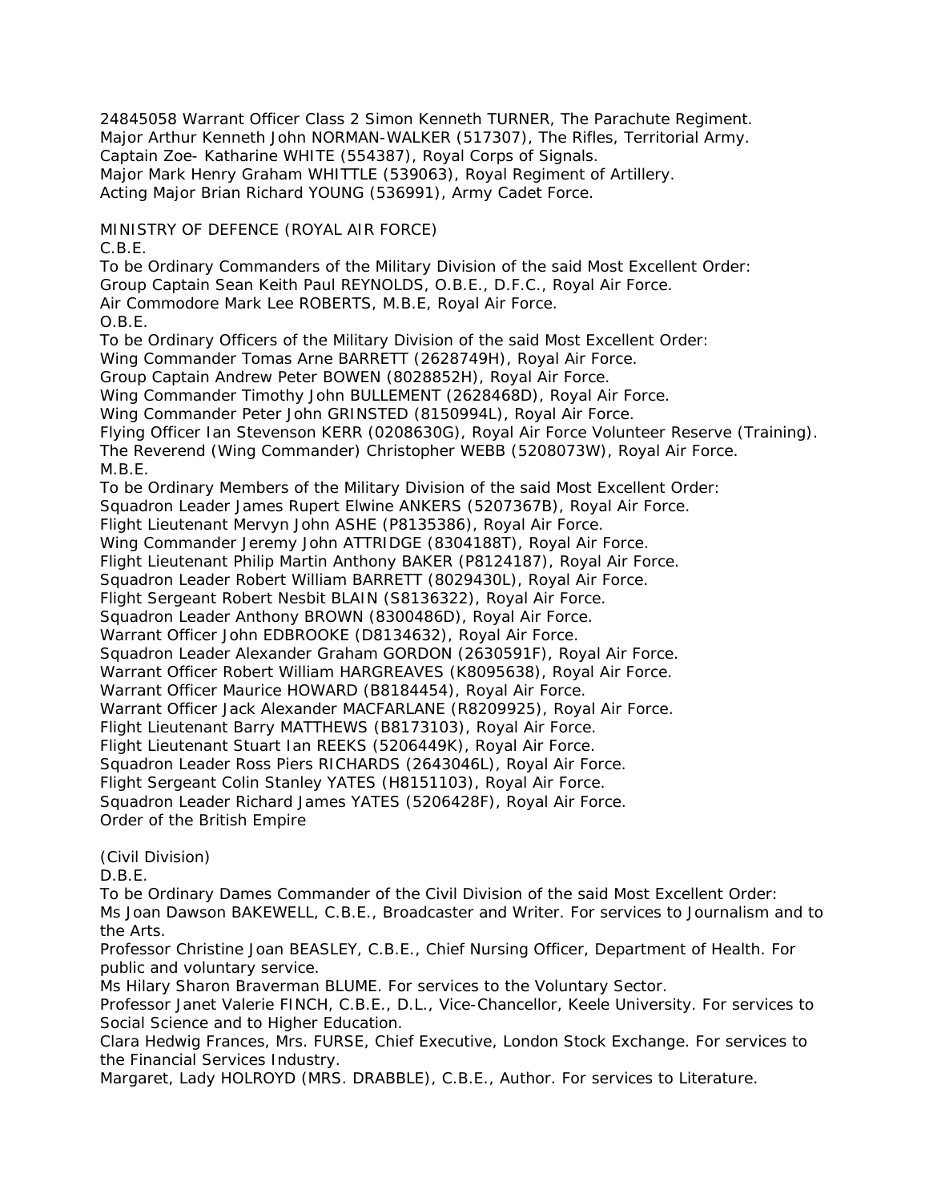24845058 Warrant Officer Class 2 Simon Kenneth TURNER, The Parachute Regiment.
Major Arthur Kenneth John NORMAN-WALKER (517307), The Rifles, Territorial Army.
Captain Zoe- Katharine WHITE (554387), Royal Corps of Signals.
Major Mark Henry Graham WHITTLE (539063), Royal Regiment of Artillery.
Acting Major Brian Richard YOUNG (536991), Army Cadet Force.

MINISTRY OF DEFENCE (ROYAL AIR FORCE)
C.B.E.
To be Ordinary Commanders of the Military Division of the said Most Excellent Order:
Group Captain Sean Keith Paul REYNOLDS, O.B.E., D.F.C., Royal Air Force.
Air Commodore Mark Lee ROBERTS, M.B.E, Royal Air Force.
O.B.E.
To be Ordinary Officers of the Military Division of the said Most Excellent Order:
Wing Commander Tomas Arne BARRETT (2628749H), Royal Air Force.
Group Captain Andrew Peter BOWEN (8028852H), Royal Air Force.
Wing Commander Timothy John BULLEMENT (2628468D), Royal Air Force.
Wing Commander Peter John GRINSTED (8150994L), Royal Air Force.
Flying Officer Ian Stevenson KERR (0208630G), Royal Air Force Volunteer Reserve (Training).
The Reverend (Wing Commander) Christopher WEBB (5208073W), Royal Air Force.
M.B.E.
To be Ordinary Members of the Military Division of the said Most Excellent Order:
Squadron Leader James Rupert Elwine ANKERS (5207367B), Royal Air Force.
Flight Lieutenant Mervyn John ASHE (P8135386), Royal Air Force.
Wing Commander Jeremy John ATTRIDGE (8304188T), Royal Air Force.
Flight Lieutenant Philip Martin Anthony BAKER (P8124187), Royal Air Force.
Squadron Leader Robert William BARRETT (8029430L), Royal Air Force.
Flight Sergeant Robert Nesbit BLAIN (S8136322), Royal Air Force.
Squadron Leader Anthony BROWN (8300486D), Royal Air Force.
Warrant Officer John EDBROOKE (D8134632), Royal Air Force.
Squadron Leader Alexander Graham GORDON (2630591F), Royal Air Force.
Warrant Officer Robert William HARGREAVES (K8095638), Royal Air Force.
Warrant Officer Maurice HOWARD (B8184454), Royal Air Force.
Warrant Officer Jack Alexander MACFARLANE (R8209925), Royal Air Force.
Flight Lieutenant Barry MATTHEWS (B8173103), Royal Air Force.
Flight Lieutenant Stuart Ian REEKS (5206449K), Royal Air Force.
Squadron Leader Ross Piers RICHARDS (2643046L), Royal Air Force.
Flight Sergeant Colin Stanley YATES (H8151103), Royal Air Force.
Squadron Leader Richard James YATES (5206428F), Royal Air Force.
Order of the British Empire

(Civil Division)
D.B.E.
To be Ordinary Dames Commander of the Civil Division of the said Most Excellent Order:
Ms Joan Dawson BAKEWELL, C.B.E., Broadcaster and Writer. For services to Journalism and to the Arts.
Professor Christine Joan BEASLEY, C.B.E., Chief Nursing Officer, Department of Health. For public and voluntary service.
Ms Hilary Sharon Braverman BLUME. For services to the Voluntary Sector.
Professor Janet Valerie FINCH, C.B.E., D.L., Vice-Chancellor, Keele University. For services to Social Science and to Higher Education.
Clara Hedwig Frances, Mrs. FURSE, Chief Executive, London Stock Exchange. For services to the Financial Services Industry.
Margaret, Lady HOLROYD (MRS. DRABBLE), C.B.E., Author. For services to Literature.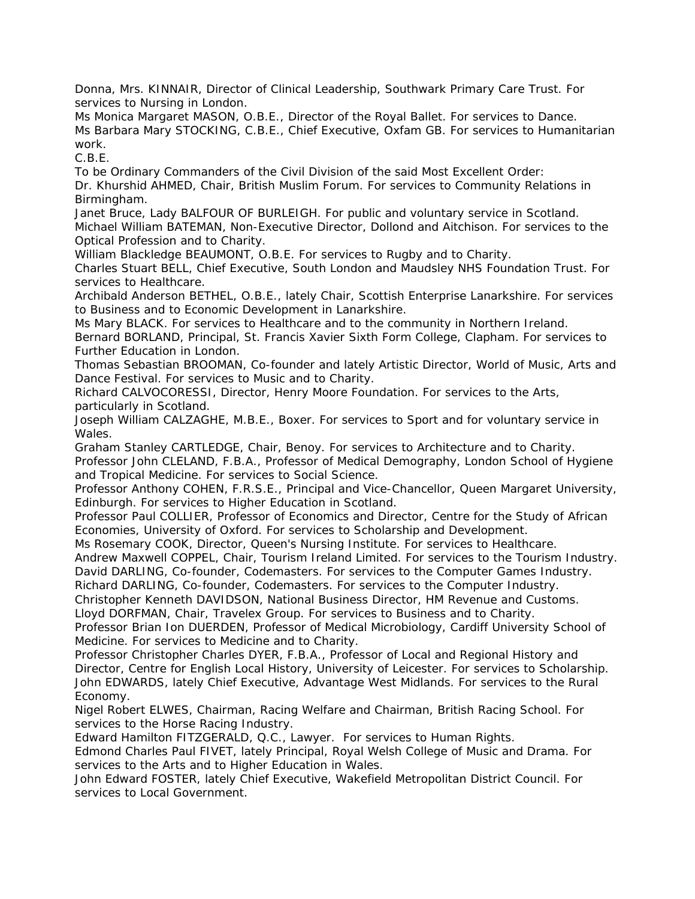Donna, Mrs. KINNAIR, Director of Clinical Leadership, Southwark Primary Care Trust. For services to Nursing in London.

Ms Monica Margaret MASON, O.B.E., Director of the Royal Ballet. For services to Dance.

Ms Barbara Mary STOCKING, C.B.E., Chief Executive, Oxfam GB. For services to Humanitarian work.

C.B.E.

To be Ordinary Commanders of the Civil Division of the said Most Excellent Order:

Dr. Khurshid AHMED, Chair, British Muslim Forum. For services to Community Relations in Birmingham.

Janet Bruce, Lady BALFOUR OF BURLEIGH. For public and voluntary service in Scotland.

Michael William BATEMAN, Non-Executive Director, Dollond and Aitchison. For services to the Optical Profession and to Charity.

William Blackledge BEAUMONT, O.B.E. For services to Rugby and to Charity.

Charles Stuart BELL, Chief Executive, South London and Maudsley NHS Foundation Trust. For services to Healthcare.

Archibald Anderson BETHEL, O.B.E., lately Chair, Scottish Enterprise Lanarkshire. For services to Business and to Economic Development in Lanarkshire.

Ms Mary BLACK. For services to Healthcare and to the community in Northern Ireland.

Bernard BORLAND, Principal, St. Francis Xavier Sixth Form College, Clapham. For services to Further Education in London.

Thomas Sebastian BROOMAN, Co-founder and lately Artistic Director, World of Music, Arts and Dance Festival. For services to Music and to Charity.

Richard CALVOCORESSI, Director, Henry Moore Foundation. For services to the Arts, particularly in Scotland.

Joseph William CALZAGHE, M.B.E., Boxer. For services to Sport and for voluntary service in Wales.

Graham Stanley CARTLEDGE, Chair, Benoy. For services to Architecture and to Charity.

Professor John CLELAND, F.B.A., Professor of Medical Demography, London School of Hygiene and Tropical Medicine. For services to Social Science.

Professor Anthony COHEN, F.R.S.E., Principal and Vice-Chancellor, Queen Margaret University, Edinburgh. For services to Higher Education in Scotland.

Professor Paul COLLIER, Professor of Economics and Director, Centre for the Study of African Economies, University of Oxford. For services to Scholarship and Development.

Ms Rosemary COOK, Director, Queen's Nursing Institute. For services to Healthcare.

Andrew Maxwell COPPEL, Chair, Tourism Ireland Limited. For services to the Tourism Industry.

David DARLING, Co-founder, Codemasters. For services to the Computer Games Industry.

Richard DARLING, Co-founder, Codemasters. For services to the Computer Industry.

Christopher Kenneth DAVIDSON, National Business Director, HM Revenue and Customs.

Lloyd DORFMAN, Chair, Travelex Group. For services to Business and to Charity.

Professor Brian Ion DUERDEN, Professor of Medical Microbiology, Cardiff University School of Medicine. For services to Medicine and to Charity.

Professor Christopher Charles DYER, F.B.A., Professor of Local and Regional History and Director, Centre for English Local History, University of Leicester. For services to Scholarship.

John EDWARDS, lately Chief Executive, Advantage West Midlands. For services to the Rural Economy.

Nigel Robert ELWES, Chairman, Racing Welfare and Chairman, British Racing School. For services to the Horse Racing Industry.

Edward Hamilton FITZGERALD, Q.C., Lawyer. For services to Human Rights.

Edmond Charles Paul FIVET, lately Principal, Royal Welsh College of Music and Drama. For services to the Arts and to Higher Education in Wales.

John Edward FOSTER, lately Chief Executive, Wakefield Metropolitan District Council. For services to Local Government.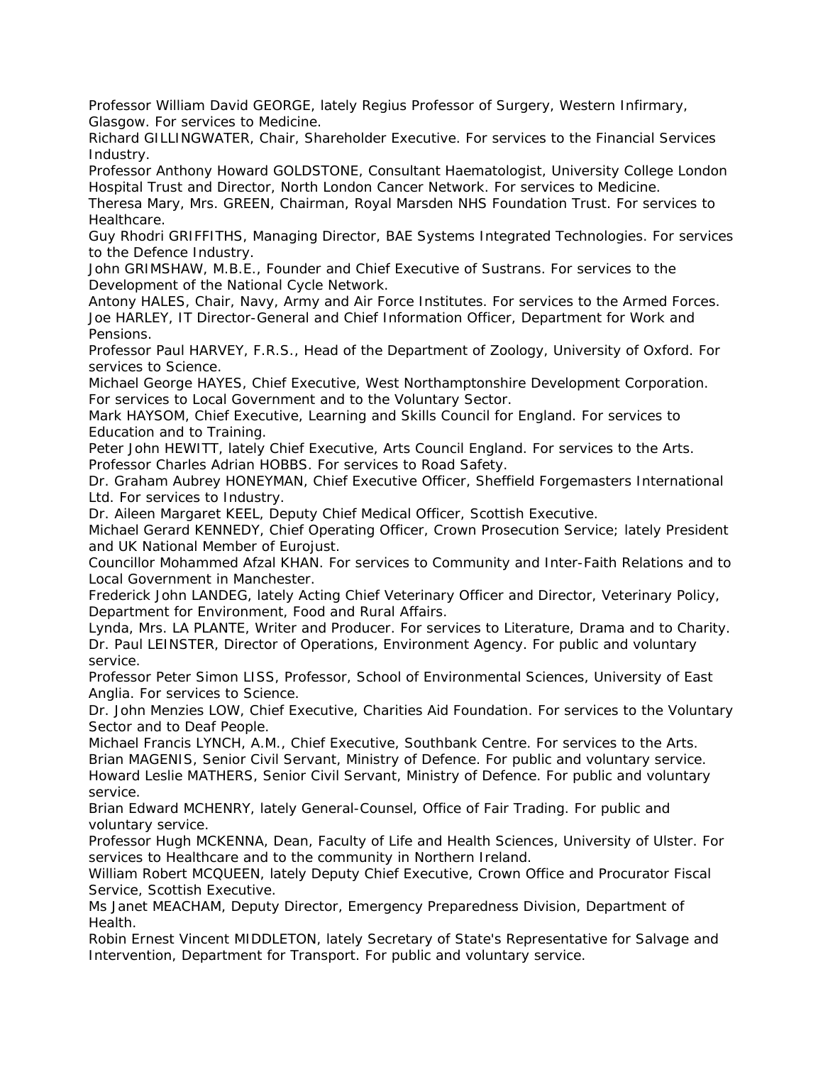Professor William David GEORGE, lately Regius Professor of Surgery, Western Infirmary, Glasgow. For services to Medicine.

Richard GILLINGWATER, Chair, Shareholder Executive. For services to the Financial Services Industry.

Professor Anthony Howard GOLDSTONE, Consultant Haematologist, University College London Hospital Trust and Director, North London Cancer Network. For services to Medicine.

Theresa Mary, Mrs. GREEN, Chairman, Royal Marsden NHS Foundation Trust. For services to Healthcare.

Guy Rhodri GRIFFITHS, Managing Director, BAE Systems Integrated Technologies. For services to the Defence Industry.

John GRIMSHAW, M.B.E., Founder and Chief Executive of Sustrans. For services to the Development of the National Cycle Network.

Antony HALES, Chair, Navy, Army and Air Force Institutes. For services to the Armed Forces.

Joe HARLEY, IT Director-General and Chief Information Officer, Department for Work and Pensions.

Professor Paul HARVEY, F.R.S., Head of the Department of Zoology, University of Oxford. For services to Science.

Michael George HAYES, Chief Executive, West Northamptonshire Development Corporation. For services to Local Government and to the Voluntary Sector.

Mark HAYSOM, Chief Executive, Learning and Skills Council for England. For services to Education and to Training.

Peter John HEWITT, lately Chief Executive, Arts Council England. For services to the Arts.

Professor Charles Adrian HOBBS. For services to Road Safety.

Dr. Graham Aubrey HONEYMAN, Chief Executive Officer, Sheffield Forgemasters International Ltd. For services to Industry.

Dr. Aileen Margaret KEEL, Deputy Chief Medical Officer, Scottish Executive.

Michael Gerard KENNEDY, Chief Operating Officer, Crown Prosecution Service; lately President and UK National Member of Eurojust.

Councillor Mohammed Afzal KHAN. For services to Community and Inter-Faith Relations and to Local Government in Manchester.

Frederick John LANDEG, lately Acting Chief Veterinary Officer and Director, Veterinary Policy, Department for Environment, Food and Rural Affairs.

Lynda, Mrs. LA PLANTE, Writer and Producer. For services to Literature, Drama and to Charity.

Dr. Paul LEINSTER, Director of Operations, Environment Agency. For public and voluntary service.

Professor Peter Simon LISS, Professor, School of Environmental Sciences, University of East Anglia. For services to Science.

Dr. John Menzies LOW, Chief Executive, Charities Aid Foundation. For services to the Voluntary Sector and to Deaf People.

Michael Francis LYNCH, A.M., Chief Executive, Southbank Centre. For services to the Arts.

Brian MAGENIS, Senior Civil Servant, Ministry of Defence. For public and voluntary service.

Howard Leslie MATHERS, Senior Civil Servant, Ministry of Defence. For public and voluntary service.

Brian Edward MCHENRY, lately General-Counsel, Office of Fair Trading. For public and voluntary service.

Professor Hugh MCKENNA, Dean, Faculty of Life and Health Sciences, University of Ulster. For services to Healthcare and to the community in Northern Ireland.

William Robert MCQUEEN, lately Deputy Chief Executive, Crown Office and Procurator Fiscal Service, Scottish Executive.

Ms Janet MEACHAM, Deputy Director, Emergency Preparedness Division, Department of Health.

Robin Ernest Vincent MIDDLETON, lately Secretary of State's Representative for Salvage and Intervention, Department for Transport. For public and voluntary service.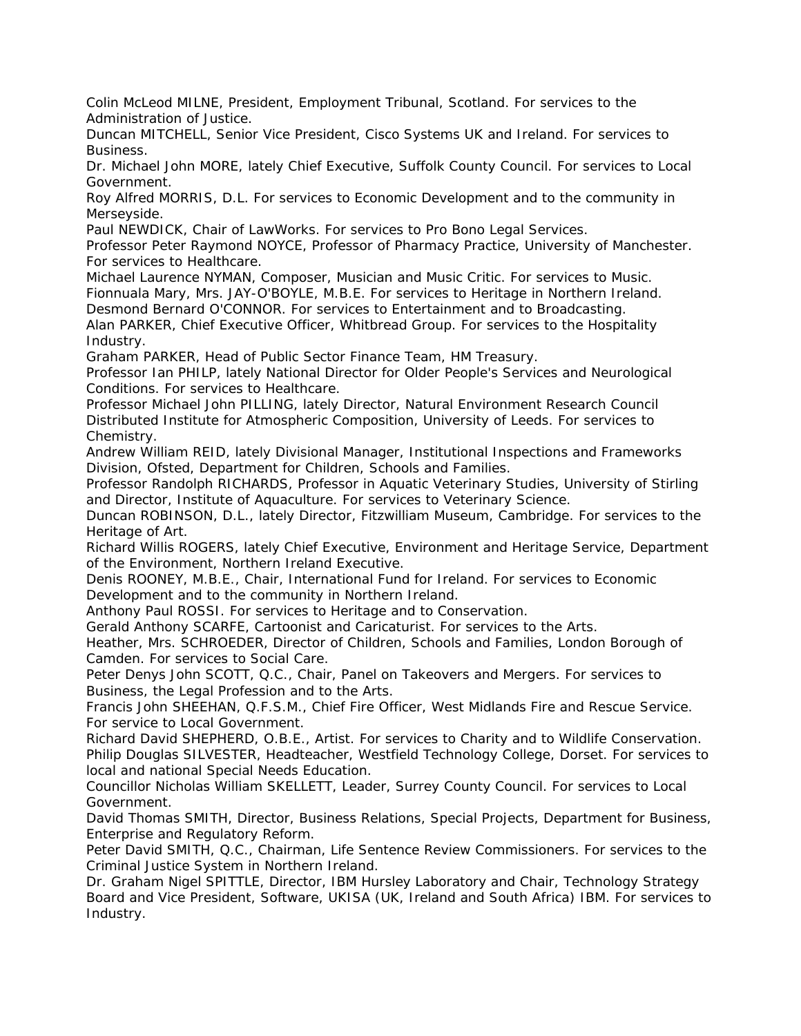Colin McLeod MILNE, President, Employment Tribunal, Scotland. For services to the Administration of Justice.

Duncan MITCHELL, Senior Vice President, Cisco Systems UK and Ireland. For services to Business.

Dr. Michael John MORE, lately Chief Executive, Suffolk County Council. For services to Local Government.

Roy Alfred MORRIS, D.L. For services to Economic Development and to the community in Merseyside.

Paul NEWDICK, Chair of LawWorks. For services to Pro Bono Legal Services.

Professor Peter Raymond NOYCE, Professor of Pharmacy Practice, University of Manchester. For services to Healthcare.

Michael Laurence NYMAN, Composer, Musician and Music Critic. For services to Music.

Fionnuala Mary, Mrs. JAY-O'BOYLE, M.B.E. For services to Heritage in Northern Ireland.

Desmond Bernard O'CONNOR. For services to Entertainment and to Broadcasting.

Alan PARKER, Chief Executive Officer, Whitbread Group. For services to the Hospitality Industry.

Graham PARKER, Head of Public Sector Finance Team, HM Treasury.

Professor Ian PHILP, lately National Director for Older People's Services and Neurological Conditions. For services to Healthcare.

Professor Michael John PILLING, lately Director, Natural Environment Research Council Distributed Institute for Atmospheric Composition, University of Leeds. For services to Chemistry.

Andrew William REID, lately Divisional Manager, Institutional Inspections and Frameworks Division, Ofsted, Department for Children, Schools and Families.

Professor Randolph RICHARDS, Professor in Aquatic Veterinary Studies, University of Stirling and Director, Institute of Aquaculture. For services to Veterinary Science.

Duncan ROBINSON, D.L., lately Director, Fitzwilliam Museum, Cambridge. For services to the Heritage of Art.

Richard Willis ROGERS, lately Chief Executive, Environment and Heritage Service, Department of the Environment, Northern Ireland Executive.

Denis ROONEY, M.B.E., Chair, International Fund for Ireland. For services to Economic Development and to the community in Northern Ireland.

Anthony Paul ROSSI. For services to Heritage and to Conservation.

Gerald Anthony SCARFE, Cartoonist and Caricaturist. For services to the Arts.

Heather, Mrs. SCHROEDER, Director of Children, Schools and Families, London Borough of Camden. For services to Social Care.

Peter Denys John SCOTT, Q.C., Chair, Panel on Takeovers and Mergers. For services to Business, the Legal Profession and to the Arts.

Francis John SHEEHAN, Q.F.S.M., Chief Fire Officer, West Midlands Fire and Rescue Service. For service to Local Government.

Richard David SHEPHERD, O.B.E., Artist. For services to Charity and to Wildlife Conservation.

Philip Douglas SILVESTER, Headteacher, Westfield Technology College, Dorset. For services to local and national Special Needs Education.

Councillor Nicholas William SKELLETT, Leader, Surrey County Council. For services to Local Government.

David Thomas SMITH, Director, Business Relations, Special Projects, Department for Business, Enterprise and Regulatory Reform.

Peter David SMITH, Q.C., Chairman, Life Sentence Review Commissioners. For services to the Criminal Justice System in Northern Ireland.

Dr. Graham Nigel SPITTLE, Director, IBM Hursley Laboratory and Chair, Technology Strategy Board and Vice President, Software, UKISA (UK, Ireland and South Africa) IBM. For services to Industry.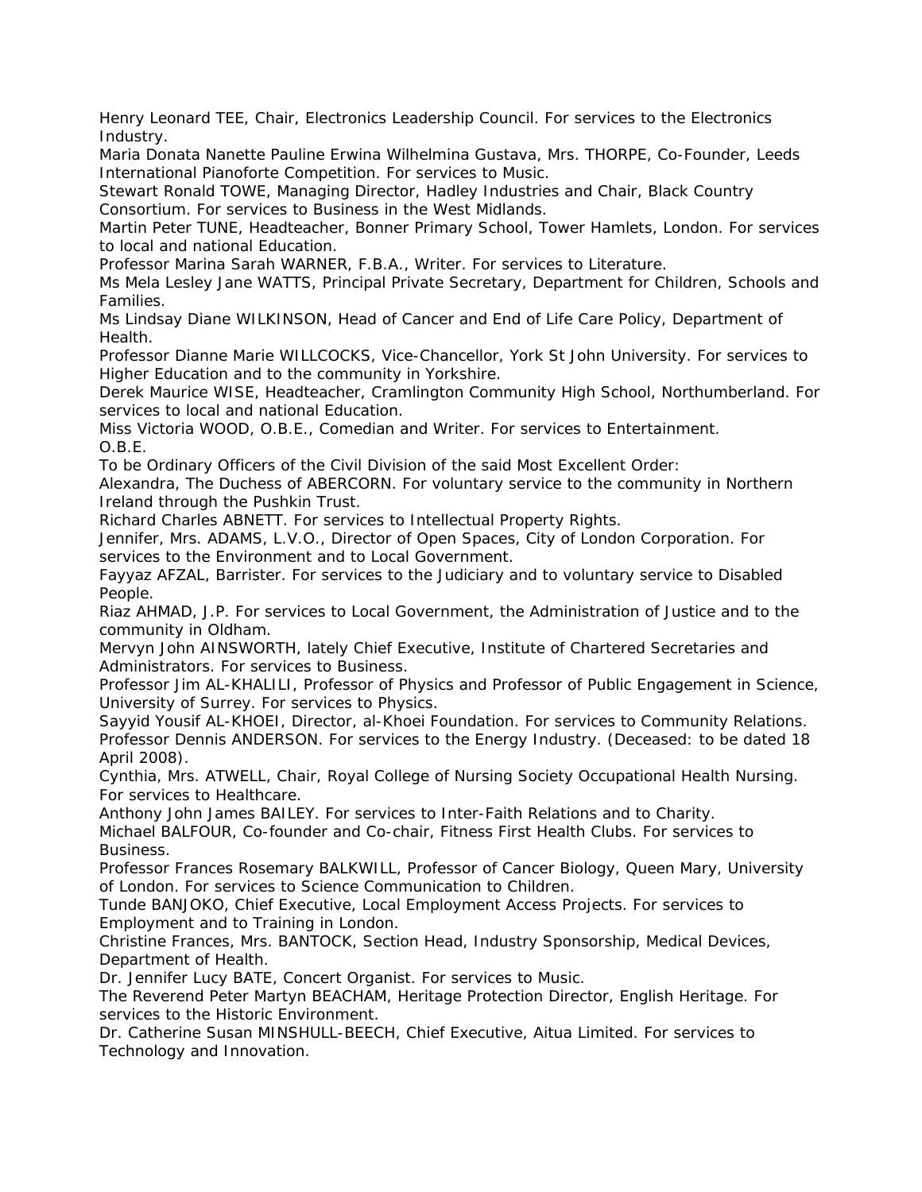Henry Leonard TEE, Chair, Electronics Leadership Council. For services to the Electronics Industry.

Maria Donata Nanette Pauline Erwina Wilhelmina Gustava, Mrs. THORPE, Co-Founder, Leeds International Pianoforte Competition. For services to Music.

Stewart Ronald TOWE, Managing Director, Hadley Industries and Chair, Black Country Consortium. For services to Business in the West Midlands.

Martin Peter TUNE, Headteacher, Bonner Primary School, Tower Hamlets, London. For services to local and national Education.

Professor Marina Sarah WARNER, F.B.A., Writer. For services to Literature.

Ms Mela Lesley Jane WATTS, Principal Private Secretary, Department for Children, Schools and Families.

Ms Lindsay Diane WILKINSON, Head of Cancer and End of Life Care Policy, Department of Health.

Professor Dianne Marie WILLCOCKS, Vice-Chancellor, York St John University. For services to Higher Education and to the community in Yorkshire.

Derek Maurice WISE, Headteacher, Cramlington Community High School, Northumberland. For services to local and national Education.

Miss Victoria WOOD, O.B.E., Comedian and Writer. For services to Entertainment.

O.B.E.

To be Ordinary Officers of the Civil Division of the said Most Excellent Order:

Alexandra, The Duchess of ABERCORN. For voluntary service to the community in Northern Ireland through the Pushkin Trust.

Richard Charles ABNETT. For services to Intellectual Property Rights.

Jennifer, Mrs. ADAMS, L.V.O., Director of Open Spaces, City of London Corporation. For services to the Environment and to Local Government.

Fayyaz AFZAL, Barrister. For services to the Judiciary and to voluntary service to Disabled People.

Riaz AHMAD, J.P. For services to Local Government, the Administration of Justice and to the community in Oldham.

Mervyn John AINSWORTH, lately Chief Executive, Institute of Chartered Secretaries and Administrators. For services to Business.

Professor Jim AL-KHALILI, Professor of Physics and Professor of Public Engagement in Science, University of Surrey. For services to Physics.

Sayyid Yousif AL-KHOEI, Director, al-Khoei Foundation. For services to Community Relations.

Professor Dennis ANDERSON. For services to the Energy Industry. (Deceased: to be dated 18 April 2008).

Cynthia, Mrs. ATWELL, Chair, Royal College of Nursing Society Occupational Health Nursing. For services to Healthcare.

Anthony John James BAILEY. For services to Inter-Faith Relations and to Charity.

Michael BALFOUR, Co-founder and Co-chair, Fitness First Health Clubs. For services to Business.

Professor Frances Rosemary BALKWILL, Professor of Cancer Biology, Queen Mary, University of London. For services to Science Communication to Children.

Tunde BANJOKO, Chief Executive, Local Employment Access Projects. For services to Employment and to Training in London.

Christine Frances, Mrs. BANTOCK, Section Head, Industry Sponsorship, Medical Devices, Department of Health.

Dr. Jennifer Lucy BATE, Concert Organist. For services to Music.

The Reverend Peter Martyn BEACHAM, Heritage Protection Director, English Heritage. For services to the Historic Environment.

Dr. Catherine Susan MINSHULL-BEECH, Chief Executive, Aitua Limited. For services to Technology and Innovation.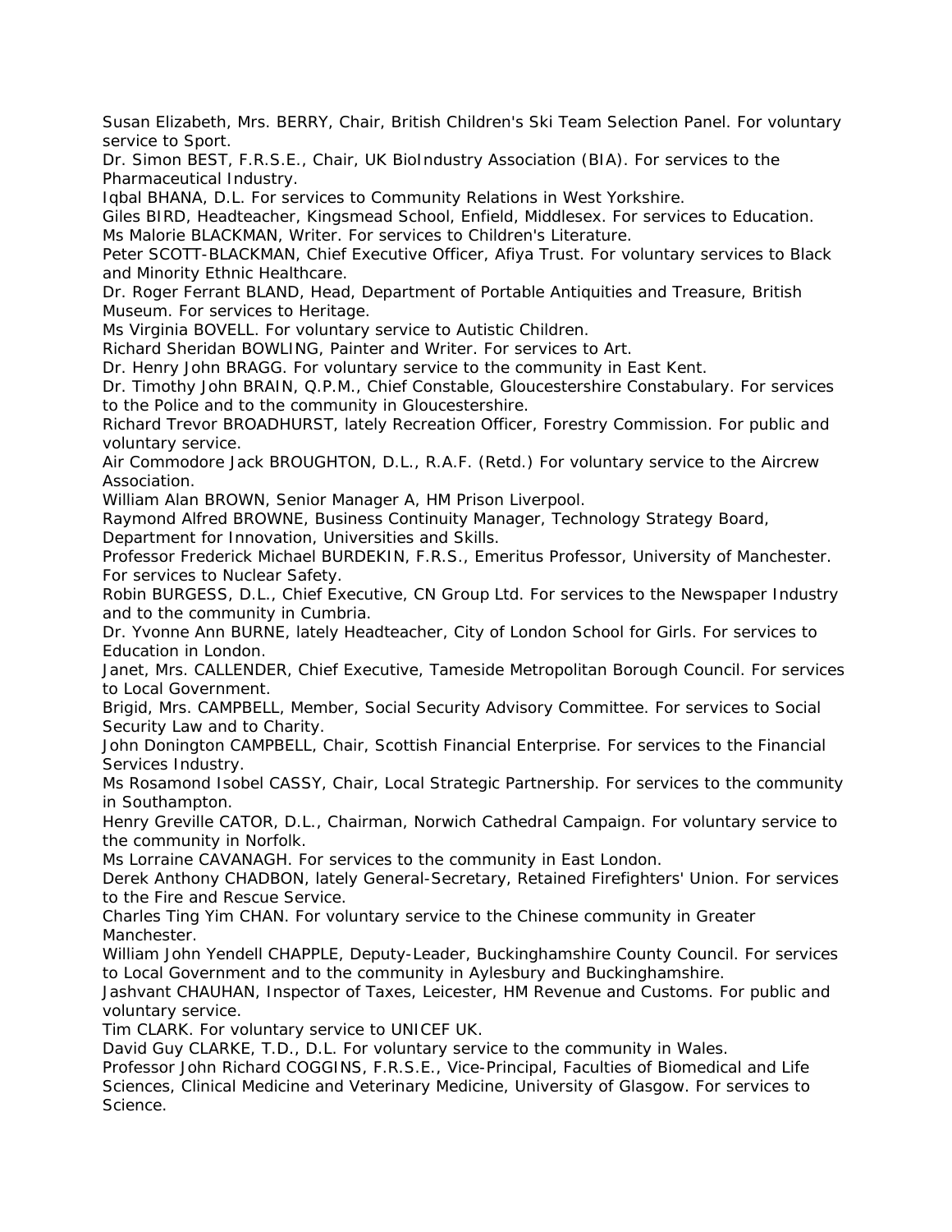Susan Elizabeth, Mrs. BERRY, Chair, British Children's Ski Team Selection Panel. For voluntary service to Sport.

Dr. Simon BEST, F.R.S.E., Chair, UK BioIndustry Association (BIA). For services to the Pharmaceutical Industry.

Iqbal BHANA, D.L. For services to Community Relations in West Yorkshire.

Giles BIRD, Headteacher, Kingsmead School, Enfield, Middlesex. For services to Education.

Ms Malorie BLACKMAN, Writer. For services to Children's Literature.

Peter SCOTT-BLACKMAN, Chief Executive Officer, Afiya Trust. For voluntary services to Black and Minority Ethnic Healthcare.

Dr. Roger Ferrant BLAND, Head, Department of Portable Antiquities and Treasure, British Museum. For services to Heritage.

Ms Virginia BOVELL. For voluntary service to Autistic Children.

Richard Sheridan BOWLING, Painter and Writer. For services to Art.

Dr. Henry John BRAGG. For voluntary service to the community in East Kent.

Dr. Timothy John BRAIN, Q.P.M., Chief Constable, Gloucestershire Constabulary. For services to the Police and to the community in Gloucestershire.

Richard Trevor BROADHURST, lately Recreation Officer, Forestry Commission. For public and voluntary service.

Air Commodore Jack BROUGHTON, D.L., R.A.F. (Retd.) For voluntary service to the Aircrew Association.

William Alan BROWN, Senior Manager A, HM Prison Liverpool.

Raymond Alfred BROWNE, Business Continuity Manager, Technology Strategy Board, Department for Innovation, Universities and Skills.

Professor Frederick Michael BURDEKIN, F.R.S., Emeritus Professor, University of Manchester. For services to Nuclear Safety.

Robin BURGESS, D.L., Chief Executive, CN Group Ltd. For services to the Newspaper Industry and to the community in Cumbria.

Dr. Yvonne Ann BURNE, lately Headteacher, City of London School for Girls. For services to Education in London.

Janet, Mrs. CALLENDER, Chief Executive, Tameside Metropolitan Borough Council. For services to Local Government.

Brigid, Mrs. CAMPBELL, Member, Social Security Advisory Committee. For services to Social Security Law and to Charity.

John Donington CAMPBELL, Chair, Scottish Financial Enterprise. For services to the Financial Services Industry.

Ms Rosamond Isobel CASSY, Chair, Local Strategic Partnership. For services to the community in Southampton.

Henry Greville CATOR, D.L., Chairman, Norwich Cathedral Campaign. For voluntary service to the community in Norfolk.

Ms Lorraine CAVANAGH. For services to the community in East London.

Derek Anthony CHADBON, lately General-Secretary, Retained Firefighters' Union. For services to the Fire and Rescue Service.

Charles Ting Yim CHAN. For voluntary service to the Chinese community in Greater Manchester.

William John Yendell CHAPPLE, Deputy-Leader, Buckinghamshire County Council. For services to Local Government and to the community in Aylesbury and Buckinghamshire.

Jashvant CHAUHAN, Inspector of Taxes, Leicester, HM Revenue and Customs. For public and voluntary service.

Tim CLARK. For voluntary service to UNICEF UK.

David Guy CLARKE, T.D., D.L. For voluntary service to the community in Wales.

Professor John Richard COGGINS, F.R.S.E., Vice-Principal, Faculties of Biomedical and Life Sciences, Clinical Medicine and Veterinary Medicine, University of Glasgow. For services to Science.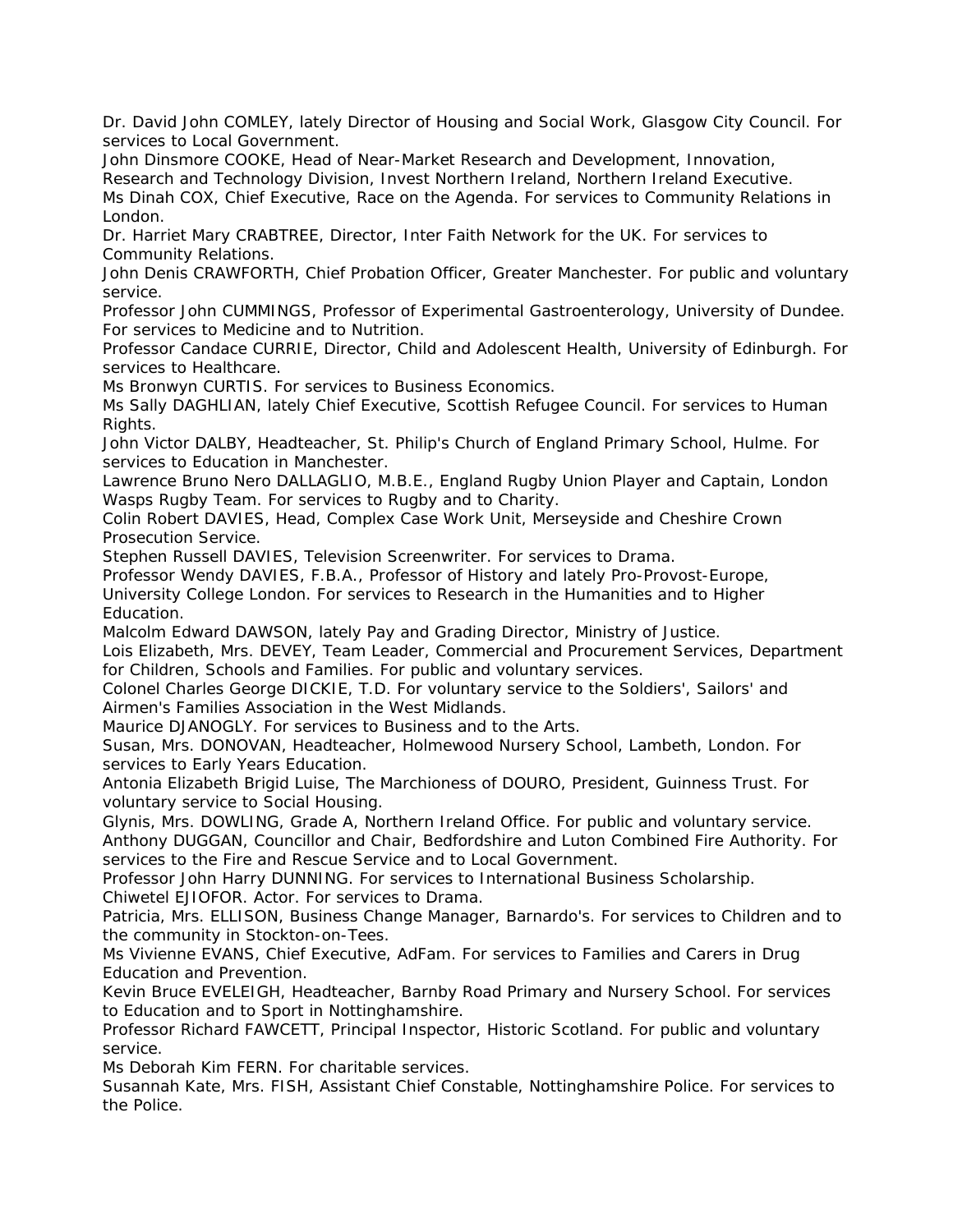Dr. David John COMLEY, lately Director of Housing and Social Work, Glasgow City Council. For services to Local Government.

John Dinsmore COOKE, Head of Near-Market Research and Development, Innovation, Research and Technology Division, Invest Northern Ireland, Northern Ireland Executive.

Ms Dinah COX, Chief Executive, Race on the Agenda. For services to Community Relations in London.

Dr. Harriet Mary CRABTREE, Director, Inter Faith Network for the UK. For services to Community Relations.

John Denis CRAWFORTH, Chief Probation Officer, Greater Manchester. For public and voluntary service.

Professor John CUMMINGS, Professor of Experimental Gastroenterology, University of Dundee. For services to Medicine and to Nutrition.

Professor Candace CURRIE, Director, Child and Adolescent Health, University of Edinburgh. For services to Healthcare.

Ms Bronwyn CURTIS. For services to Business Economics.

Ms Sally DAGHLIAN, lately Chief Executive, Scottish Refugee Council. For services to Human Rights.

John Victor DALBY, Headteacher, St. Philip's Church of England Primary School, Hulme. For services to Education in Manchester.

Lawrence Bruno Nero DALLAGLIO, M.B.E., England Rugby Union Player and Captain, London Wasps Rugby Team. For services to Rugby and to Charity.

Colin Robert DAVIES, Head, Complex Case Work Unit, Merseyside and Cheshire Crown Prosecution Service.

Stephen Russell DAVIES, Television Screenwriter. For services to Drama.

Professor Wendy DAVIES, F.B.A., Professor of History and lately Pro-Provost-Europe, University College London. For services to Research in the Humanities and to Higher Education.

Malcolm Edward DAWSON, lately Pay and Grading Director, Ministry of Justice.

Lois Elizabeth, Mrs. DEVEY, Team Leader, Commercial and Procurement Services, Department for Children, Schools and Families. For public and voluntary services.

Colonel Charles George DICKIE, T.D. For voluntary service to the Soldiers', Sailors' and Airmen's Families Association in the West Midlands.

Maurice DJANOGLY. For services to Business and to the Arts.

Susan, Mrs. DONOVAN, Headteacher, Holmewood Nursery School, Lambeth, London. For services to Early Years Education.

Antonia Elizabeth Brigid Luise, The Marchioness of DOURO, President, Guinness Trust. For voluntary service to Social Housing.

Glynis, Mrs. DOWLING, Grade A, Northern Ireland Office. For public and voluntary service.

Anthony DUGGAN, Councillor and Chair, Bedfordshire and Luton Combined Fire Authority. For services to the Fire and Rescue Service and to Local Government.

Professor John Harry DUNNING. For services to International Business Scholarship.

Chiwetel EJIOFOR. Actor. For services to Drama.

Patricia, Mrs. ELLISON, Business Change Manager, Barnardo's. For services to Children and to the community in Stockton-on-Tees.

Ms Vivienne EVANS, Chief Executive, AdFam. For services to Families and Carers in Drug Education and Prevention.

Kevin Bruce EVELEIGH, Headteacher, Barnby Road Primary and Nursery School. For services to Education and to Sport in Nottinghamshire.

Professor Richard FAWCETT, Principal Inspector, Historic Scotland. For public and voluntary service.

Ms Deborah Kim FERN. For charitable services.

Susannah Kate, Mrs. FISH, Assistant Chief Constable, Nottinghamshire Police. For services to the Police.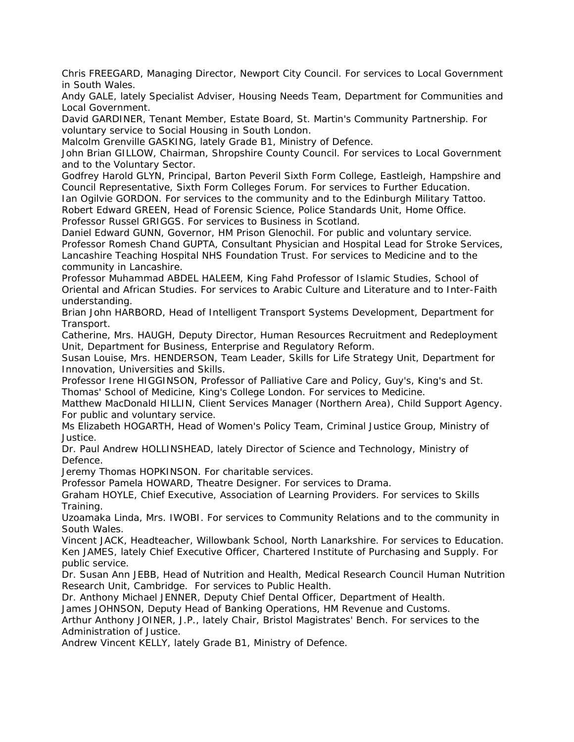Chris FREEGARD, Managing Director, Newport City Council. For services to Local Government in South Wales.

Andy GALE, lately Specialist Adviser, Housing Needs Team, Department for Communities and Local Government.

David GARDINER, Tenant Member, Estate Board, St. Martin's Community Partnership. For voluntary service to Social Housing in South London.

Malcolm Grenville GASKING, lately Grade B1, Ministry of Defence.

John Brian GILLOW, Chairman, Shropshire County Council. For services to Local Government and to the Voluntary Sector.

Godfrey Harold GLYN, Principal, Barton Peveril Sixth Form College, Eastleigh, Hampshire and Council Representative, Sixth Form Colleges Forum. For services to Further Education.

Ian Ogilvie GORDON. For services to the community and to the Edinburgh Military Tattoo.

Robert Edward GREEN, Head of Forensic Science, Police Standards Unit, Home Office.

Professor Russel GRIGGS. For services to Business in Scotland.

Daniel Edward GUNN, Governor, HM Prison Glenochil. For public and voluntary service.

Professor Romesh Chand GUPTA, Consultant Physician and Hospital Lead for Stroke Services, Lancashire Teaching Hospital NHS Foundation Trust. For services to Medicine and to the community in Lancashire.

Professor Muhammad ABDEL HALEEM, King Fahd Professor of Islamic Studies, School of Oriental and African Studies. For services to Arabic Culture and Literature and to Inter-Faith understanding.

Brian John HARBORD, Head of Intelligent Transport Systems Development, Department for Transport.

Catherine, Mrs. HAUGH, Deputy Director, Human Resources Recruitment and Redeployment Unit, Department for Business, Enterprise and Regulatory Reform.

Susan Louise, Mrs. HENDERSON, Team Leader, Skills for Life Strategy Unit, Department for Innovation, Universities and Skills.

Professor Irene HIGGINSON, Professor of Palliative Care and Policy, Guy's, King's and St. Thomas' School of Medicine, King's College London. For services to Medicine.

Matthew MacDonald HILLIN, Client Services Manager (Northern Area), Child Support Agency. For public and voluntary service.

Ms Elizabeth HOGARTH, Head of Women's Policy Team, Criminal Justice Group, Ministry of Justice.

Dr. Paul Andrew HOLLINSHEAD, lately Director of Science and Technology, Ministry of Defence.

Jeremy Thomas HOPKINSON. For charitable services.

Professor Pamela HOWARD, Theatre Designer. For services to Drama.

Graham HOYLE, Chief Executive, Association of Learning Providers. For services to Skills Training.

Uzoamaka Linda, Mrs. IWOBI. For services to Community Relations and to the community in South Wales.

Vincent JACK, Headteacher, Willowbank School, North Lanarkshire. For services to Education.

Ken JAMES, lately Chief Executive Officer, Chartered Institute of Purchasing and Supply. For public service.

Dr. Susan Ann JEBB, Head of Nutrition and Health, Medical Research Council Human Nutrition Research Unit, Cambridge. For services to Public Health.

Dr. Anthony Michael JENNER, Deputy Chief Dental Officer, Department of Health.

James JOHNSON, Deputy Head of Banking Operations, HM Revenue and Customs.

Arthur Anthony JOINER, J.P., lately Chair, Bristol Magistrates' Bench. For services to the Administration of Justice.

Andrew Vincent KELLY, lately Grade B1, Ministry of Defence.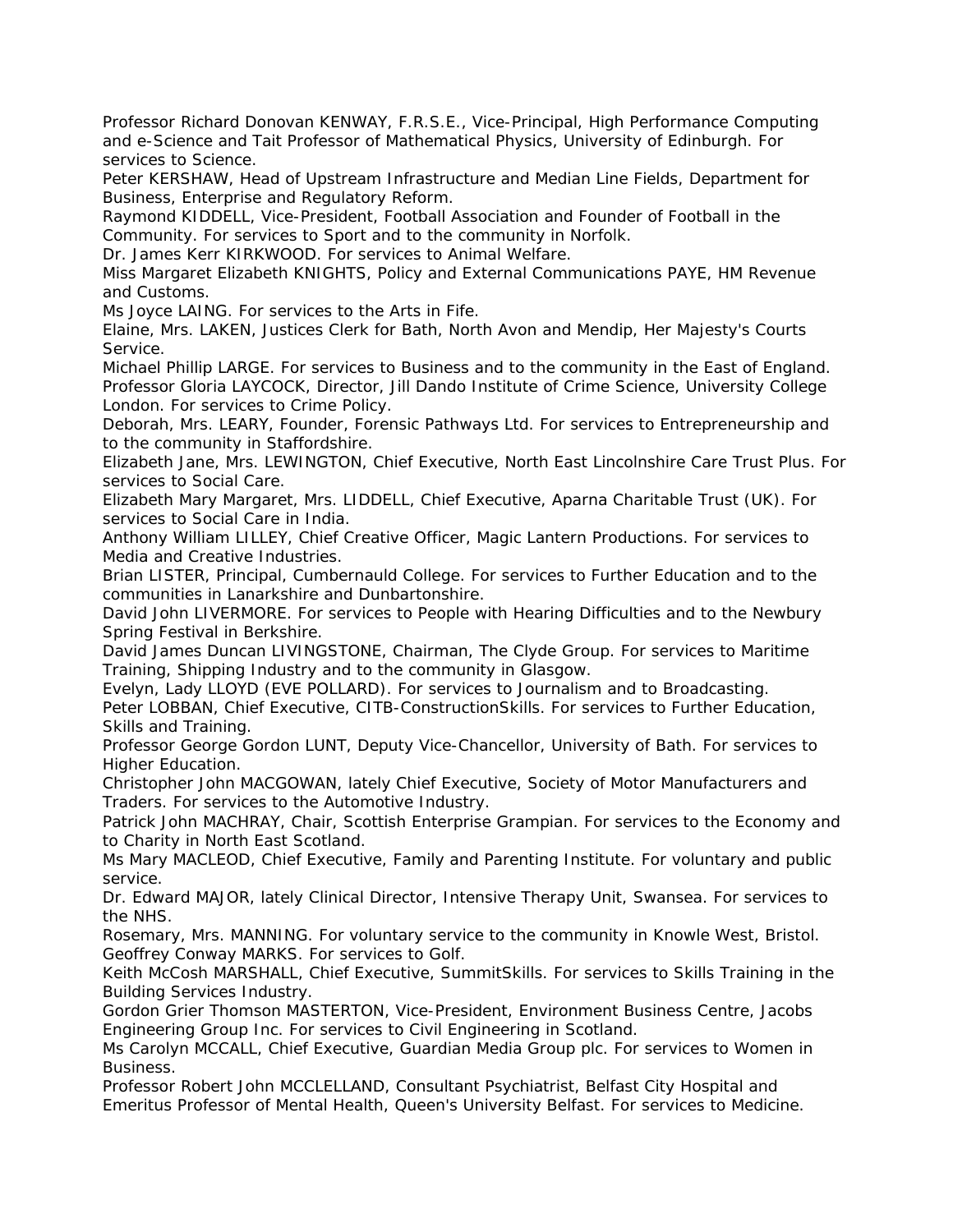Professor Richard Donovan KENWAY, F.R.S.E., Vice-Principal, High Performance Computing and e-Science and Tait Professor of Mathematical Physics, University of Edinburgh. For services to Science.

Peter KERSHAW, Head of Upstream Infrastructure and Median Line Fields, Department for Business, Enterprise and Regulatory Reform.

Raymond KIDDELL, Vice-President, Football Association and Founder of Football in the Community. For services to Sport and to the community in Norfolk.

Dr. James Kerr KIRKWOOD. For services to Animal Welfare.

Miss Margaret Elizabeth KNIGHTS, Policy and External Communications PAYE, HM Revenue and Customs.

Ms Joyce LAING. For services to the Arts in Fife.

Elaine, Mrs. LAKEN, Justices Clerk for Bath, North Avon and Mendip, Her Majesty's Courts Service.

Michael Phillip LARGE. For services to Business and to the community in the East of England.

Professor Gloria LAYCOCK, Director, Jill Dando Institute of Crime Science, University College London. For services to Crime Policy.

Deborah, Mrs. LEARY, Founder, Forensic Pathways Ltd. For services to Entrepreneurship and to the community in Staffordshire.

Elizabeth Jane, Mrs. LEWINGTON, Chief Executive, North East Lincolnshire Care Trust Plus. For services to Social Care.

Elizabeth Mary Margaret, Mrs. LIDDELL, Chief Executive, Aparna Charitable Trust (UK). For services to Social Care in India.

Anthony William LILLEY, Chief Creative Officer, Magic Lantern Productions. For services to Media and Creative Industries.

Brian LISTER, Principal, Cumbernauld College. For services to Further Education and to the communities in Lanarkshire and Dunbartonshire.

David John LIVERMORE. For services to People with Hearing Difficulties and to the Newbury Spring Festival in Berkshire.

David James Duncan LIVINGSTONE, Chairman, The Clyde Group. For services to Maritime Training, Shipping Industry and to the community in Glasgow.

Evelyn, Lady LLOYD (EVE POLLARD). For services to Journalism and to Broadcasting.

Peter LOBBAN, Chief Executive, CITB-ConstructionSkills. For services to Further Education, Skills and Training.

Professor George Gordon LUNT, Deputy Vice-Chancellor, University of Bath. For services to Higher Education.

Christopher John MACGOWAN, lately Chief Executive, Society of Motor Manufacturers and Traders. For services to the Automotive Industry.

Patrick John MACHRAY, Chair, Scottish Enterprise Grampian. For services to the Economy and to Charity in North East Scotland.

Ms Mary MACLEOD, Chief Executive, Family and Parenting Institute. For voluntary and public service.

Dr. Edward MAJOR, lately Clinical Director, Intensive Therapy Unit, Swansea. For services to the NHS.

Rosemary, Mrs. MANNING. For voluntary service to the community in Knowle West, Bristol.

Geoffrey Conway MARKS. For services to Golf.

Keith McCosh MARSHALL, Chief Executive, SummitSkills. For services to Skills Training in the Building Services Industry.

Gordon Grier Thomson MASTERTON, Vice-President, Environment Business Centre, Jacobs Engineering Group Inc. For services to Civil Engineering in Scotland.

Ms Carolyn MCCALL, Chief Executive, Guardian Media Group plc. For services to Women in Business.

Professor Robert John MCCLELLAND, Consultant Psychiatrist, Belfast City Hospital and Emeritus Professor of Mental Health, Queen's University Belfast. For services to Medicine.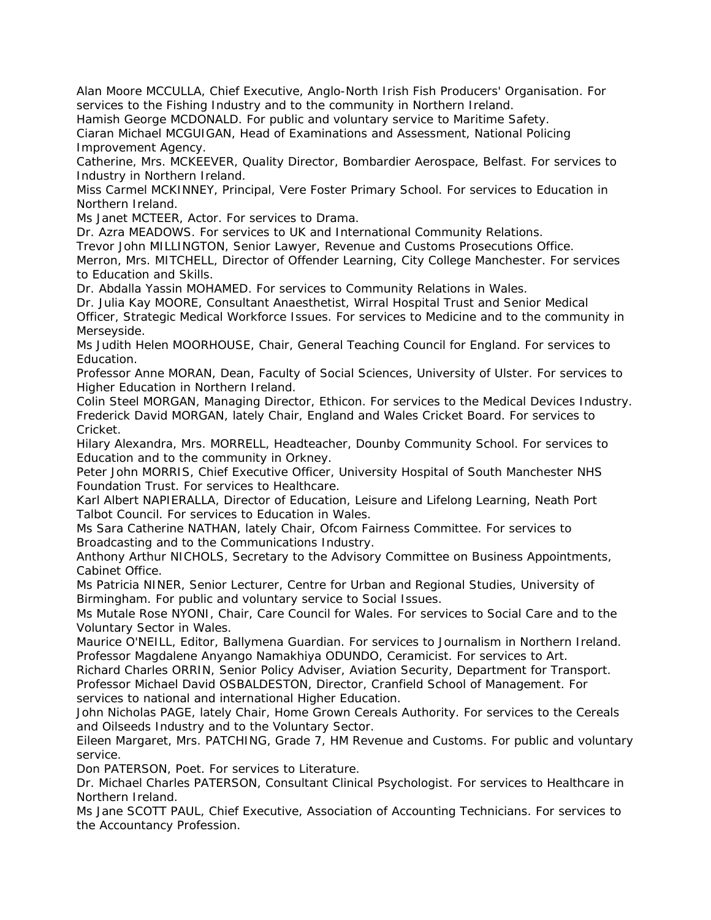Alan Moore MCCULLA, Chief Executive, Anglo-North Irish Fish Producers' Organisation. For services to the Fishing Industry and to the community in Northern Ireland.

Hamish George MCDONALD. For public and voluntary service to Maritime Safety.

Ciaran Michael MCGUIGAN, Head of Examinations and Assessment, National Policing Improvement Agency.

Catherine, Mrs. MCKEEVER, Quality Director, Bombardier Aerospace, Belfast. For services to Industry in Northern Ireland.

Miss Carmel MCKINNEY, Principal, Vere Foster Primary School. For services to Education in Northern Ireland.

Ms Janet MCTEER, Actor. For services to Drama.

Dr. Azra MEADOWS. For services to UK and International Community Relations.

Trevor John MILLINGTON, Senior Lawyer, Revenue and Customs Prosecutions Office.

Merron, Mrs. MITCHELL, Director of Offender Learning, City College Manchester. For services to Education and Skills.

Dr. Abdalla Yassin MOHAMED. For services to Community Relations in Wales.

Dr. Julia Kay MOORE, Consultant Anaesthetist, Wirral Hospital Trust and Senior Medical Officer, Strategic Medical Workforce Issues. For services to Medicine and to the community in Merseyside.

Ms Judith Helen MOORHOUSE, Chair, General Teaching Council for England. For services to Education.

Professor Anne MORAN, Dean, Faculty of Social Sciences, University of Ulster. For services to Higher Education in Northern Ireland.

Colin Steel MORGAN, Managing Director, Ethicon. For services to the Medical Devices Industry.

Frederick David MORGAN, lately Chair, England and Wales Cricket Board. For services to Cricket.

Hilary Alexandra, Mrs. MORRELL, Headteacher, Dounby Community School. For services to Education and to the community in Orkney.

Peter John MORRIS, Chief Executive Officer, University Hospital of South Manchester NHS Foundation Trust. For services to Healthcare.

Karl Albert NAPIERALLA, Director of Education, Leisure and Lifelong Learning, Neath Port Talbot Council. For services to Education in Wales.

Ms Sara Catherine NATHAN, lately Chair, Ofcom Fairness Committee. For services to Broadcasting and to the Communications Industry.

Anthony Arthur NICHOLS, Secretary to the Advisory Committee on Business Appointments, Cabinet Office.

Ms Patricia NINER, Senior Lecturer, Centre for Urban and Regional Studies, University of Birmingham. For public and voluntary service to Social Issues.

Ms Mutale Rose NYONI, Chair, Care Council for Wales. For services to Social Care and to the Voluntary Sector in Wales.

Maurice O'NEILL, Editor, Ballymena Guardian. For services to Journalism in Northern Ireland.

Professor Magdalene Anyango Namakhiya ODUNDO, Ceramicist. For services to Art.

Richard Charles ORRIN, Senior Policy Adviser, Aviation Security, Department for Transport.

Professor Michael David OSBALDESTON, Director, Cranfield School of Management. For services to national and international Higher Education.

John Nicholas PAGE, lately Chair, Home Grown Cereals Authority. For services to the Cereals and Oilseeds Industry and to the Voluntary Sector.

Eileen Margaret, Mrs. PATCHING, Grade 7, HM Revenue and Customs. For public and voluntary service.

Don PATERSON, Poet. For services to Literature.

Dr. Michael Charles PATERSON, Consultant Clinical Psychologist. For services to Healthcare in Northern Ireland.

Ms Jane SCOTT PAUL, Chief Executive, Association of Accounting Technicians. For services to the Accountancy Profession.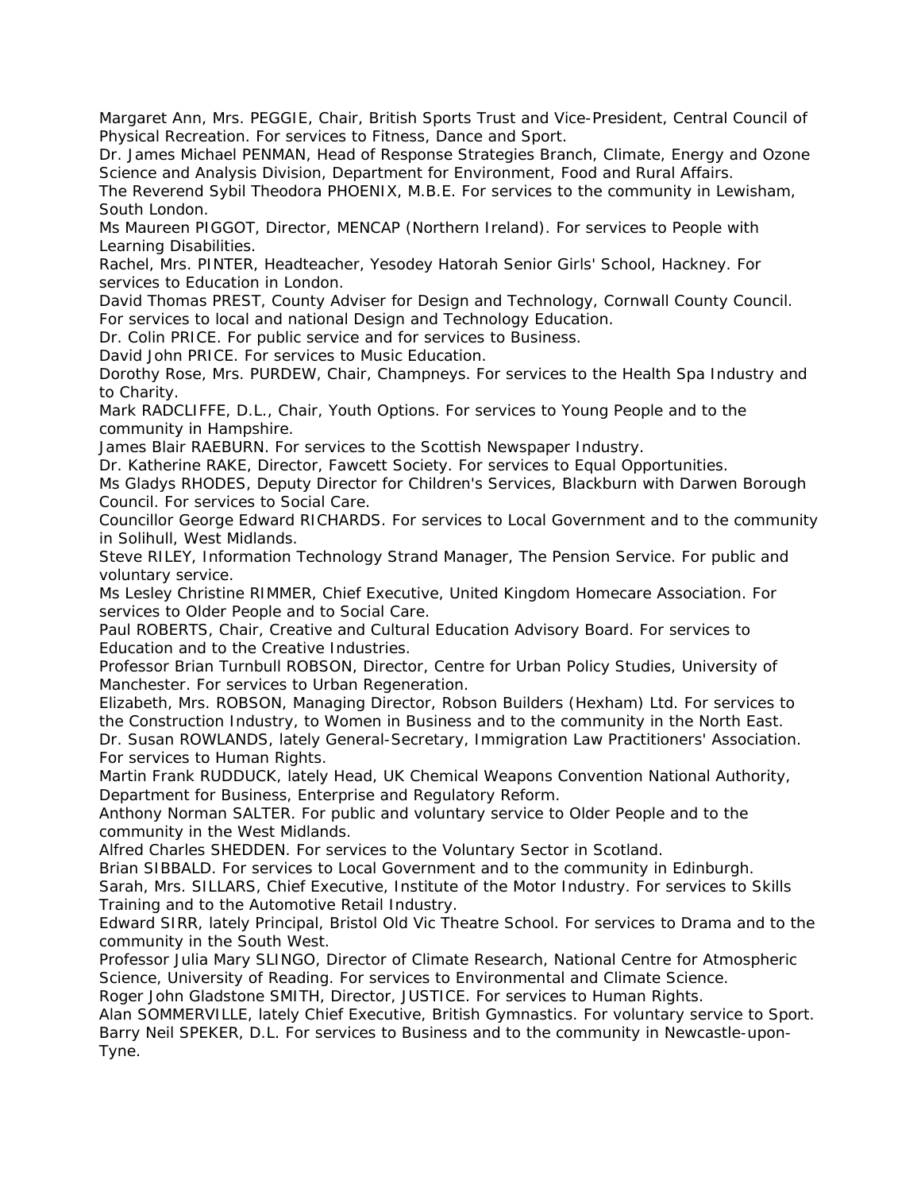Margaret Ann, Mrs. PEGGIE, Chair, British Sports Trust and Vice-President, Central Council of Physical Recreation. For services to Fitness, Dance and Sport.

Dr. James Michael PENMAN, Head of Response Strategies Branch, Climate, Energy and Ozone Science and Analysis Division, Department for Environment, Food and Rural Affairs.

The Reverend Sybil Theodora PHOENIX, M.B.E. For services to the community in Lewisham, South London.

Ms Maureen PIGGOT, Director, MENCAP (Northern Ireland). For services to People with Learning Disabilities.

Rachel, Mrs. PINTER, Headteacher, Yesodey Hatorah Senior Girls' School, Hackney. For services to Education in London.

David Thomas PREST, County Adviser for Design and Technology, Cornwall County Council. For services to local and national Design and Technology Education.

Dr. Colin PRICE. For public service and for services to Business.

David John PRICE. For services to Music Education.

Dorothy Rose, Mrs. PURDEW, Chair, Champneys. For services to the Health Spa Industry and to Charity.

Mark RADCLIFFE, D.L., Chair, Youth Options. For services to Young People and to the community in Hampshire.

James Blair RAEBURN. For services to the Scottish Newspaper Industry.

Dr. Katherine RAKE, Director, Fawcett Society. For services to Equal Opportunities.

Ms Gladys RHODES, Deputy Director for Children's Services, Blackburn with Darwen Borough Council. For services to Social Care.

Councillor George Edward RICHARDS. For services to Local Government and to the community in Solihull, West Midlands.

Steve RILEY, Information Technology Strand Manager, The Pension Service. For public and voluntary service.

Ms Lesley Christine RIMMER, Chief Executive, United Kingdom Homecare Association. For services to Older People and to Social Care.

Paul ROBERTS, Chair, Creative and Cultural Education Advisory Board. For services to Education and to the Creative Industries.

Professor Brian Turnbull ROBSON, Director, Centre for Urban Policy Studies, University of Manchester. For services to Urban Regeneration.

Elizabeth, Mrs. ROBSON, Managing Director, Robson Builders (Hexham) Ltd. For services to the Construction Industry, to Women in Business and to the community in the North East.

Dr. Susan ROWLANDS, lately General-Secretary, Immigration Law Practitioners' Association. For services to Human Rights.

Martin Frank RUDDUCK, lately Head, UK Chemical Weapons Convention National Authority, Department for Business, Enterprise and Regulatory Reform.

Anthony Norman SALTER. For public and voluntary service to Older People and to the community in the West Midlands.

Alfred Charles SHEDDEN. For services to the Voluntary Sector in Scotland.

Brian SIBBALD. For services to Local Government and to the community in Edinburgh.

Sarah, Mrs. SILLARS, Chief Executive, Institute of the Motor Industry. For services to Skills Training and to the Automotive Retail Industry.

Edward SIRR, lately Principal, Bristol Old Vic Theatre School. For services to Drama and to the community in the South West.

Professor Julia Mary SLINGO, Director of Climate Research, National Centre for Atmospheric Science, University of Reading. For services to Environmental and Climate Science.

Roger John Gladstone SMITH, Director, JUSTICE. For services to Human Rights.

Alan SOMMERVILLE, lately Chief Executive, British Gymnastics. For voluntary service to Sport.

Barry Neil SPEKER, D.L. For services to Business and to the community in Newcastle-upon-Tyne.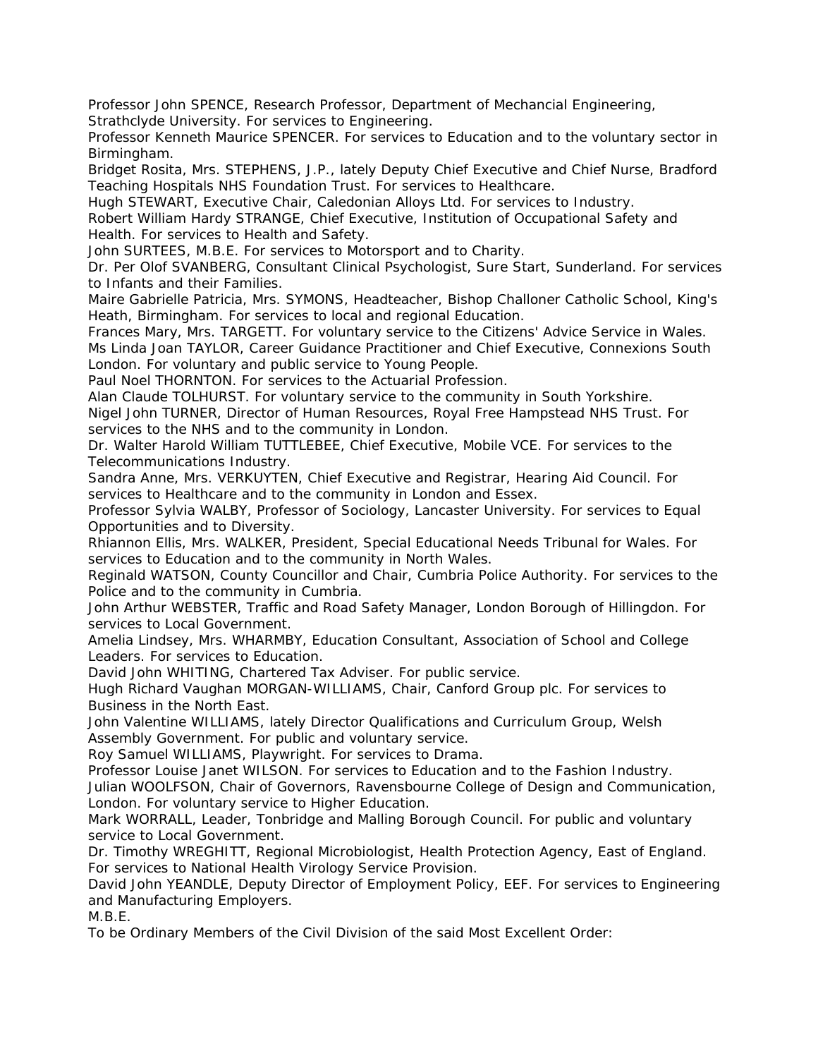Professor John SPENCE, Research Professor, Department of Mechancial Engineering, Strathclyde University. For services to Engineering.

Professor Kenneth Maurice SPENCER. For services to Education and to the voluntary sector in Birmingham.

Bridget Rosita, Mrs. STEPHENS, J.P., lately Deputy Chief Executive and Chief Nurse, Bradford Teaching Hospitals NHS Foundation Trust. For services to Healthcare.

Hugh STEWART, Executive Chair, Caledonian Alloys Ltd. For services to Industry.

Robert William Hardy STRANGE, Chief Executive, Institution of Occupational Safety and Health. For services to Health and Safety.

John SURTEES, M.B.E. For services to Motorsport and to Charity.

Dr. Per Olof SVANBERG, Consultant Clinical Psychologist, Sure Start, Sunderland. For services to Infants and their Families.

Maire Gabrielle Patricia, Mrs. SYMONS, Headteacher, Bishop Challoner Catholic School, King's Heath, Birmingham. For services to local and regional Education.

Frances Mary, Mrs. TARGETT. For voluntary service to the Citizens' Advice Service in Wales.

Ms Linda Joan TAYLOR, Career Guidance Practitioner and Chief Executive, Connexions South London. For voluntary and public service to Young People.

Paul Noel THORNTON. For services to the Actuarial Profession.

Alan Claude TOLHURST. For voluntary service to the community in South Yorkshire.

Nigel John TURNER, Director of Human Resources, Royal Free Hampstead NHS Trust. For services to the NHS and to the community in London.

Dr. Walter Harold William TUTTLEBEE, Chief Executive, Mobile VCE. For services to the Telecommunications Industry.

Sandra Anne, Mrs. VERKUYTEN, Chief Executive and Registrar, Hearing Aid Council. For services to Healthcare and to the community in London and Essex.

Professor Sylvia WALBY, Professor of Sociology, Lancaster University. For services to Equal Opportunities and to Diversity.

Rhiannon Ellis, Mrs. WALKER, President, Special Educational Needs Tribunal for Wales. For services to Education and to the community in North Wales.

Reginald WATSON, County Councillor and Chair, Cumbria Police Authority. For services to the Police and to the community in Cumbria.

John Arthur WEBSTER, Traffic and Road Safety Manager, London Borough of Hillingdon. For services to Local Government.

Amelia Lindsey, Mrs. WHARMBY, Education Consultant, Association of School and College Leaders. For services to Education.

David John WHITING, Chartered Tax Adviser. For public service.

Hugh Richard Vaughan MORGAN-WILLIAMS, Chair, Canford Group plc. For services to Business in the North East.

John Valentine WILLIAMS, lately Director Qualifications and Curriculum Group, Welsh Assembly Government. For public and voluntary service.

Roy Samuel WILLIAMS, Playwright. For services to Drama.

Professor Louise Janet WILSON. For services to Education and to the Fashion Industry.

Julian WOOLFSON, Chair of Governors, Ravensbourne College of Design and Communication, London. For voluntary service to Higher Education.

Mark WORRALL, Leader, Tonbridge and Malling Borough Council. For public and voluntary service to Local Government.

Dr. Timothy WREGHITT, Regional Microbiologist, Health Protection Agency, East of England. For services to National Health Virology Service Provision.

David John YEANDLE, Deputy Director of Employment Policy, EEF. For services to Engineering and Manufacturing Employers.

M.B.E.

To be Ordinary Members of the Civil Division of the said Most Excellent Order: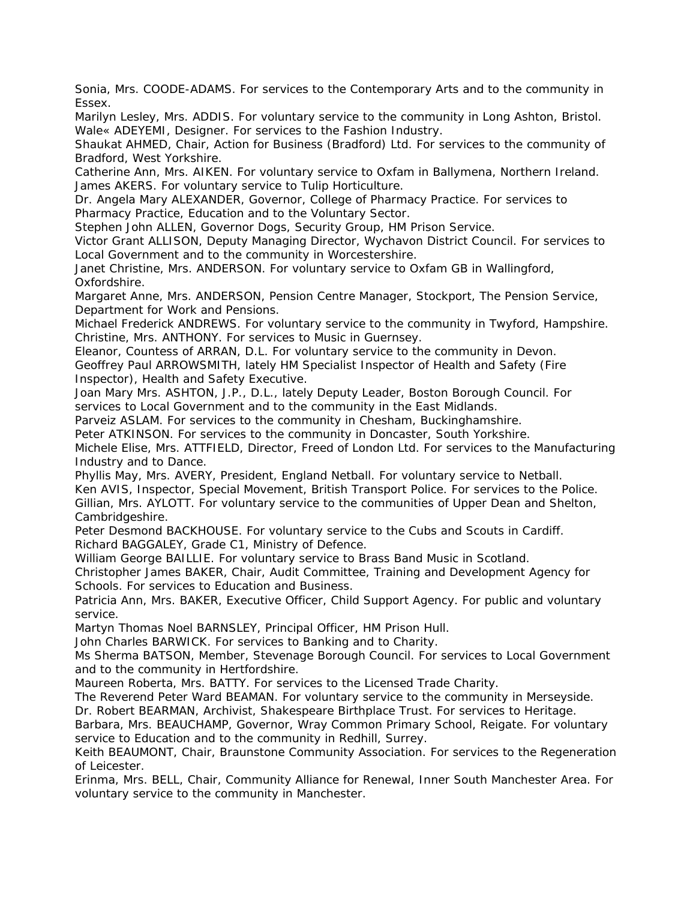Sonia, Mrs. COODE-ADAMS. For services to the Contemporary Arts and to the community in Essex.

Marilyn Lesley, Mrs. ADDIS. For voluntary service to the community in Long Ashton, Bristol.

Wale« ADEYEMI, Designer. For services to the Fashion Industry.

Shaukat AHMED, Chair, Action for Business (Bradford) Ltd. For services to the community of Bradford, West Yorkshire.

Catherine Ann, Mrs. AIKEN. For voluntary service to Oxfam in Ballymena, Northern Ireland.

James AKERS. For voluntary service to Tulip Horticulture.

Dr. Angela Mary ALEXANDER, Governor, College of Pharmacy Practice. For services to Pharmacy Practice, Education and to the Voluntary Sector.

Stephen John ALLEN, Governor Dogs, Security Group, HM Prison Service.

Victor Grant ALLISON, Deputy Managing Director, Wychavon District Council. For services to Local Government and to the community in Worcestershire.

Janet Christine, Mrs. ANDERSON. For voluntary service to Oxfam GB in Wallingford, Oxfordshire.

Margaret Anne, Mrs. ANDERSON, Pension Centre Manager, Stockport, The Pension Service, Department for Work and Pensions.

Michael Frederick ANDREWS. For voluntary service to the community in Twyford, Hampshire.

Christine, Mrs. ANTHONY. For services to Music in Guernsey.

Eleanor, Countess of ARRAN, D.L. For voluntary service to the community in Devon.

Geoffrey Paul ARROWSMITH, lately HM Specialist Inspector of Health and Safety (Fire Inspector), Health and Safety Executive.

Joan Mary Mrs. ASHTON, J.P., D.L., lately Deputy Leader, Boston Borough Council. For services to Local Government and to the community in the East Midlands.

Parveiz ASLAM. For services to the community in Chesham, Buckinghamshire.

Peter ATKINSON. For services to the community in Doncaster, South Yorkshire.

Michele Elise, Mrs. ATTFIELD, Director, Freed of London Ltd. For services to the Manufacturing Industry and to Dance.

Phyllis May, Mrs. AVERY, President, England Netball. For voluntary service to Netball.

Ken AVIS, Inspector, Special Movement, British Transport Police. For services to the Police.

Gillian, Mrs. AYLOTT. For voluntary service to the communities of Upper Dean and Shelton, Cambridgeshire.

Peter Desmond BACKHOUSE. For voluntary service to the Cubs and Scouts in Cardiff.

Richard BAGGALEY, Grade C1, Ministry of Defence.

William George BAILLIE. For voluntary service to Brass Band Music in Scotland.

Christopher James BAKER, Chair, Audit Committee, Training and Development Agency for Schools. For services to Education and Business.

Patricia Ann, Mrs. BAKER, Executive Officer, Child Support Agency. For public and voluntary service.

Martyn Thomas Noel BARNSLEY, Principal Officer, HM Prison Hull.

John Charles BARWICK. For services to Banking and to Charity.

Ms Sherma BATSON, Member, Stevenage Borough Council. For services to Local Government and to the community in Hertfordshire.

Maureen Roberta, Mrs. BATTY. For services to the Licensed Trade Charity.

The Reverend Peter Ward BEAMAN. For voluntary service to the community in Merseyside.

Dr. Robert BEARMAN, Archivist, Shakespeare Birthplace Trust. For services to Heritage.

Barbara, Mrs. BEAUCHAMP, Governor, Wray Common Primary School, Reigate. For voluntary service to Education and to the community in Redhill, Surrey.

Keith BEAUMONT, Chair, Braunstone Community Association. For services to the Regeneration of Leicester.

Erinma, Mrs. BELL, Chair, Community Alliance for Renewal, Inner South Manchester Area. For voluntary service to the community in Manchester.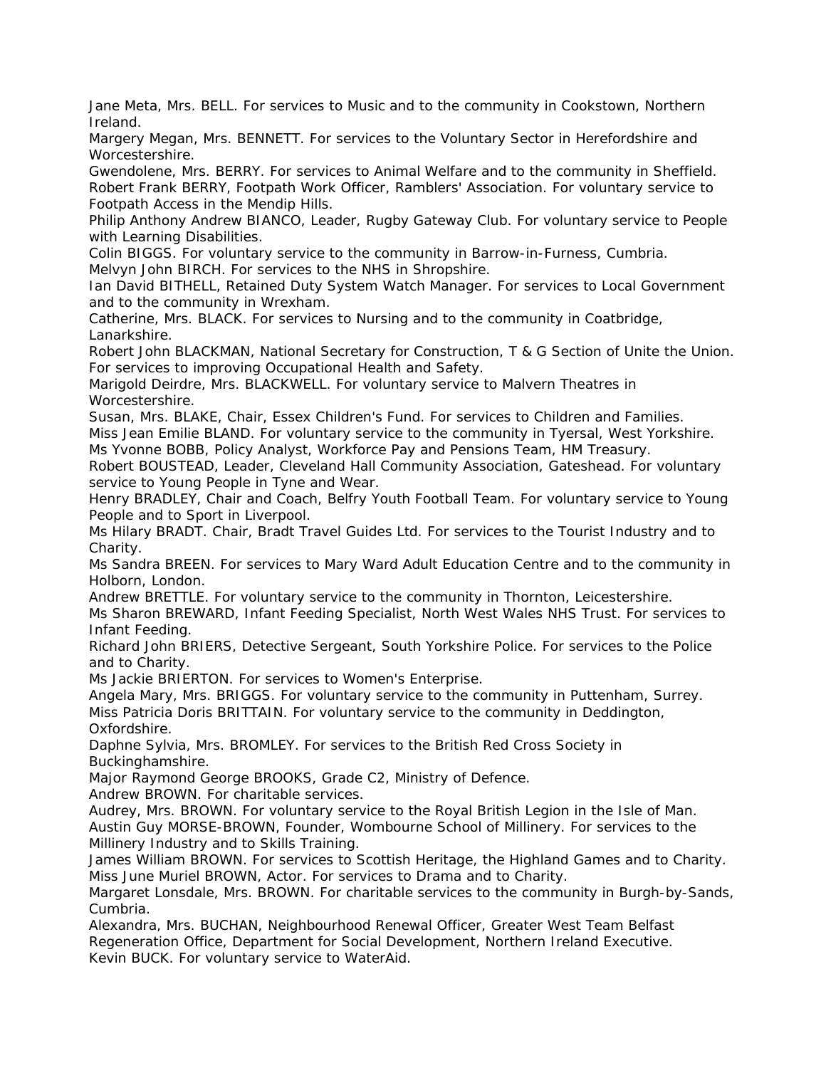Jane Meta, Mrs. BELL. For services to Music and to the community in Cookstown, Northern Ireland.

Margery Megan, Mrs. BENNETT. For services to the Voluntary Sector in Herefordshire and Worcestershire.

Gwendolene, Mrs. BERRY. For services to Animal Welfare and to the community in Sheffield.

Robert Frank BERRY, Footpath Work Officer, Ramblers' Association. For voluntary service to Footpath Access in the Mendip Hills.

Philip Anthony Andrew BIANCO, Leader, Rugby Gateway Club. For voluntary service to People with Learning Disabilities.

Colin BIGGS. For voluntary service to the community in Barrow-in-Furness, Cumbria.

Melvyn John BIRCH. For services to the NHS in Shropshire.

Ian David BITHELL, Retained Duty System Watch Manager. For services to Local Government and to the community in Wrexham.

Catherine, Mrs. BLACK. For services to Nursing and to the community in Coatbridge, Lanarkshire.

Robert John BLACKMAN, National Secretary for Construction, T & G Section of Unite the Union. For services to improving Occupational Health and Safety.

Marigold Deirdre, Mrs. BLACKWELL. For voluntary service to Malvern Theatres in Worcestershire.

Susan, Mrs. BLAKE, Chair, Essex Children's Fund. For services to Children and Families.

Miss Jean Emilie BLAND. For voluntary service to the community in Tyersal, West Yorkshire.

Ms Yvonne BOBB, Policy Analyst, Workforce Pay and Pensions Team, HM Treasury.

Robert BOUSTEAD, Leader, Cleveland Hall Community Association, Gateshead. For voluntary service to Young People in Tyne and Wear.

Henry BRADLEY, Chair and Coach, Belfry Youth Football Team. For voluntary service to Young People and to Sport in Liverpool.

Ms Hilary BRADT. Chair, Bradt Travel Guides Ltd. For services to the Tourist Industry and to Charity.

Ms Sandra BREEN. For services to Mary Ward Adult Education Centre and to the community in Holborn, London.

Andrew BRETTLE. For voluntary service to the community in Thornton, Leicestershire.

Ms Sharon BREWARD, Infant Feeding Specialist, North West Wales NHS Trust. For services to Infant Feeding.

Richard John BRIERS, Detective Sergeant, South Yorkshire Police. For services to the Police and to Charity.

Ms Jackie BRIERTON. For services to Women's Enterprise.

Angela Mary, Mrs. BRIGGS. For voluntary service to the community in Puttenham, Surrey.

Miss Patricia Doris BRITTAIN. For voluntary service to the community in Deddington, Oxfordshire.

Daphne Sylvia, Mrs. BROMLEY. For services to the British Red Cross Society in Buckinghamshire.

Major Raymond George BROOKS, Grade C2, Ministry of Defence.

Andrew BROWN. For charitable services.

Audrey, Mrs. BROWN. For voluntary service to the Royal British Legion in the Isle of Man.

Austin Guy MORSE-BROWN, Founder, Wombourne School of Millinery. For services to the Millinery Industry and to Skills Training.

James William BROWN. For services to Scottish Heritage, the Highland Games and to Charity.

Miss June Muriel BROWN, Actor. For services to Drama and to Charity.

Margaret Lonsdale, Mrs. BROWN. For charitable services to the community in Burgh-by-Sands, Cumbria.

Alexandra, Mrs. BUCHAN, Neighbourhood Renewal Officer, Greater West Team Belfast Regeneration Office, Department for Social Development, Northern Ireland Executive.

Kevin BUCK. For voluntary service to WaterAid.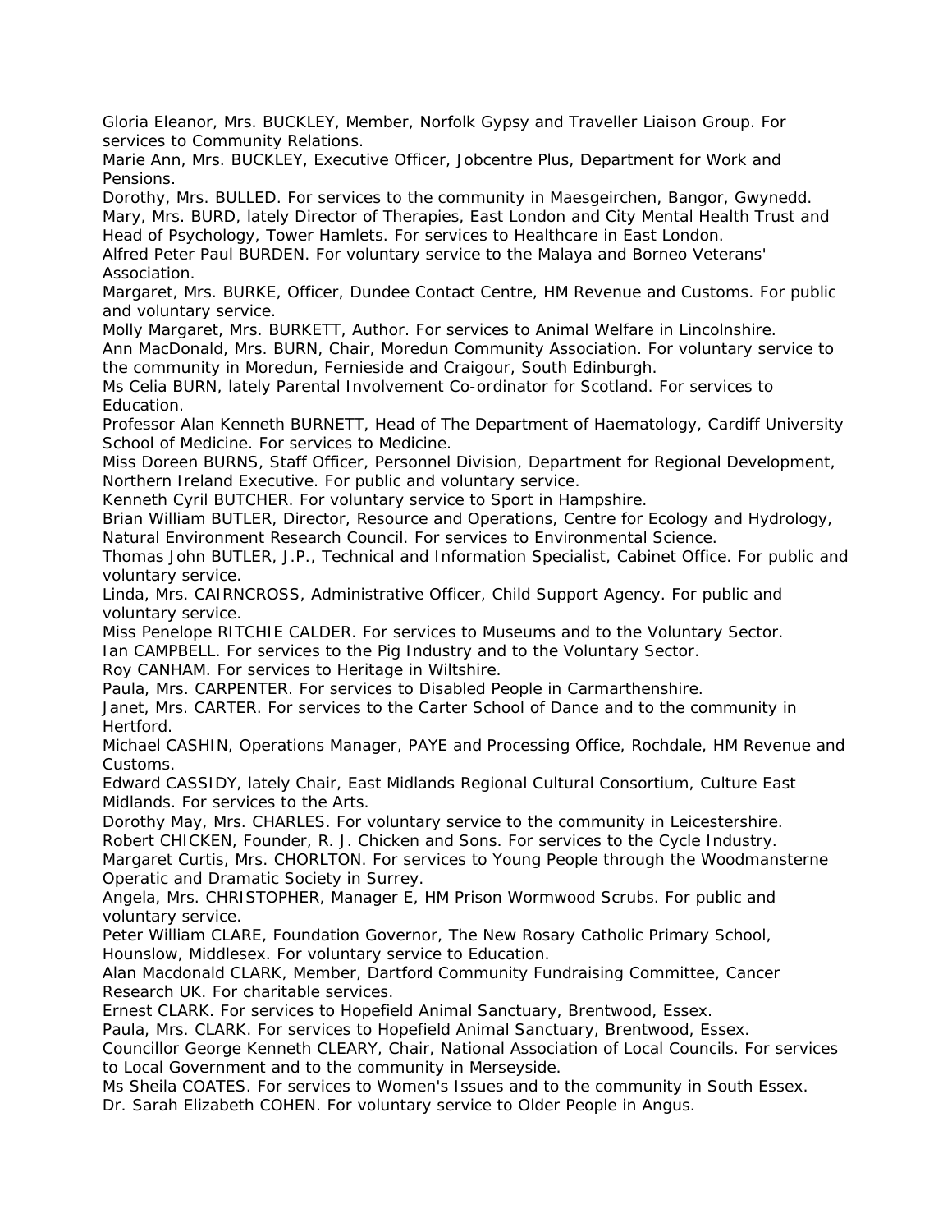Gloria Eleanor, Mrs. BUCKLEY, Member, Norfolk Gypsy and Traveller Liaison Group. For services to Community Relations.

Marie Ann, Mrs. BUCKLEY, Executive Officer, Jobcentre Plus, Department for Work and Pensions.

Dorothy, Mrs. BULLED. For services to the community in Maesgeirchen, Bangor, Gwynedd.

Mary, Mrs. BURD, lately Director of Therapies, East London and City Mental Health Trust and Head of Psychology, Tower Hamlets. For services to Healthcare in East London.

Alfred Peter Paul BURDEN. For voluntary service to the Malaya and Borneo Veterans' Association.

Margaret, Mrs. BURKE, Officer, Dundee Contact Centre, HM Revenue and Customs. For public and voluntary service.

Molly Margaret, Mrs. BURKETT, Author. For services to Animal Welfare in Lincolnshire.

Ann MacDonald, Mrs. BURN, Chair, Moredun Community Association. For voluntary service to the community in Moredun, Fernieside and Craigour, South Edinburgh.

Ms Celia BURN, lately Parental Involvement Co-ordinator for Scotland. For services to Education.

Professor Alan Kenneth BURNETT, Head of The Department of Haematology, Cardiff University School of Medicine. For services to Medicine.

Miss Doreen BURNS, Staff Officer, Personnel Division, Department for Regional Development, Northern Ireland Executive. For public and voluntary service.

Kenneth Cyril BUTCHER. For voluntary service to Sport in Hampshire.

Brian William BUTLER, Director, Resource and Operations, Centre for Ecology and Hydrology, Natural Environment Research Council. For services to Environmental Science.

Thomas John BUTLER, J.P., Technical and Information Specialist, Cabinet Office. For public and voluntary service.

Linda, Mrs. CAIRNCROSS, Administrative Officer, Child Support Agency. For public and voluntary service.

Miss Penelope RITCHIE CALDER. For services to Museums and to the Voluntary Sector.

Ian CAMPBELL. For services to the Pig Industry and to the Voluntary Sector.

Roy CANHAM. For services to Heritage in Wiltshire.

Paula, Mrs. CARPENTER. For services to Disabled People in Carmarthenshire.

Janet, Mrs. CARTER. For services to the Carter School of Dance and to the community in Hertford.

Michael CASHIN, Operations Manager, PAYE and Processing Office, Rochdale, HM Revenue and Customs.

Edward CASSIDY, lately Chair, East Midlands Regional Cultural Consortium, Culture East Midlands. For services to the Arts.

Dorothy May, Mrs. CHARLES. For voluntary service to the community in Leicestershire.

Robert CHICKEN, Founder, R. J. Chicken and Sons. For services to the Cycle Industry.

Margaret Curtis, Mrs. CHORLTON. For services to Young People through the Woodmansterne Operatic and Dramatic Society in Surrey.

Angela, Mrs. CHRISTOPHER, Manager E, HM Prison Wormwood Scrubs. For public and voluntary service.

Peter William CLARE, Foundation Governor, The New Rosary Catholic Primary School, Hounslow, Middlesex. For voluntary service to Education.

Alan Macdonald CLARK, Member, Dartford Community Fundraising Committee, Cancer Research UK. For charitable services.

Ernest CLARK. For services to Hopefield Animal Sanctuary, Brentwood, Essex.

Paula, Mrs. CLARK. For services to Hopefield Animal Sanctuary, Brentwood, Essex.

Councillor George Kenneth CLEARY, Chair, National Association of Local Councils. For services to Local Government and to the community in Merseyside.

Ms Sheila COATES. For services to Women's Issues and to the community in South Essex.

Dr. Sarah Elizabeth COHEN. For voluntary service to Older People in Angus.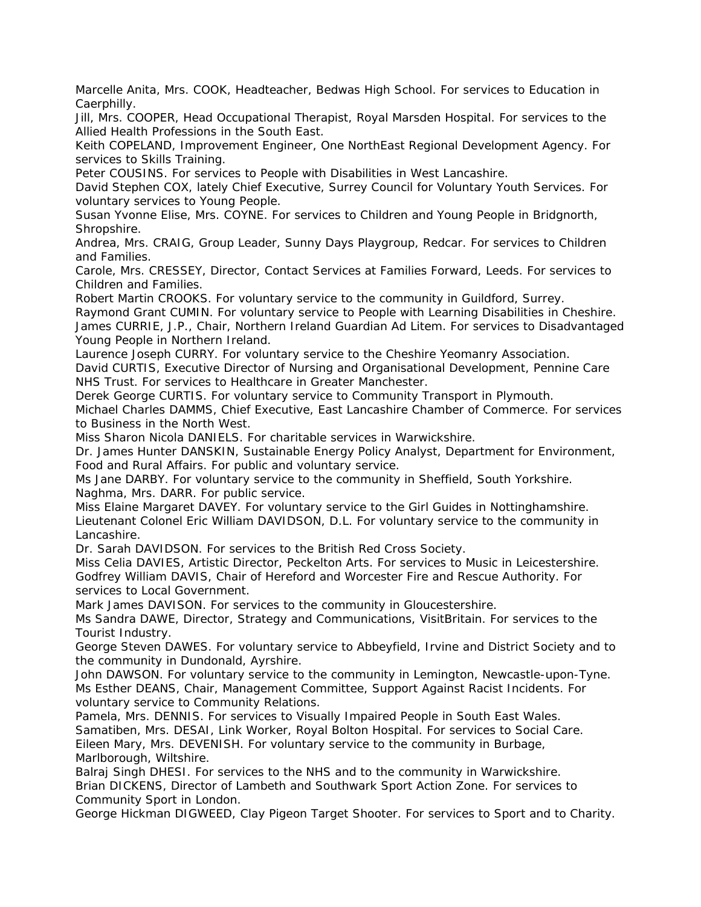Marcelle Anita, Mrs. COOK, Headteacher, Bedwas High School. For services to Education in Caerphilly.
Jill, Mrs. COOPER, Head Occupational Therapist, Royal Marsden Hospital. For services to the Allied Health Professions in the South East.
Keith COPELAND, Improvement Engineer, One NorthEast Regional Development Agency. For services to Skills Training.
Peter COUSINS. For services to People with Disabilities in West Lancashire.
David Stephen COX, lately Chief Executive, Surrey Council for Voluntary Youth Services. For voluntary services to Young People.
Susan Yvonne Elise, Mrs. COYNE. For services to Children and Young People in Bridgnorth, Shropshire.
Andrea, Mrs. CRAIG, Group Leader, Sunny Days Playgroup, Redcar. For services to Children and Families.
Carole, Mrs. CRESSEY, Director, Contact Services at Families Forward, Leeds. For services to Children and Families.
Robert Martin CROOKS. For voluntary service to the community in Guildford, Surrey.
Raymond Grant CUMIN. For voluntary service to People with Learning Disabilities in Cheshire.
James CURRIE, J.P., Chair, Northern Ireland Guardian Ad Litem. For services to Disadvantaged Young People in Northern Ireland.
Laurence Joseph CURRY. For voluntary service to the Cheshire Yeomanry Association.
David CURTIS, Executive Director of Nursing and Organisational Development, Pennine Care NHS Trust. For services to Healthcare in Greater Manchester.
Derek George CURTIS. For voluntary service to Community Transport in Plymouth.
Michael Charles DAMMS, Chief Executive, East Lancashire Chamber of Commerce. For services to Business in the North West.
Miss Sharon Nicola DANIELS. For charitable services in Warwickshire.
Dr. James Hunter DANSKIN, Sustainable Energy Policy Analyst, Department for Environment, Food and Rural Affairs. For public and voluntary service.
Ms Jane DARBY. For voluntary service to the community in Sheffield, South Yorkshire.
Naghma, Mrs. DARR. For public service.
Miss Elaine Margaret DAVEY. For voluntary service to the Girl Guides in Nottinghamshire.
Lieutenant Colonel Eric William DAVIDSON, D.L. For voluntary service to the community in Lancashire.
Dr. Sarah DAVIDSON. For services to the British Red Cross Society.
Miss Celia DAVIES, Artistic Director, Peckelton Arts. For services to Music in Leicestershire.
Godfrey William DAVIS, Chair of Hereford and Worcester Fire and Rescue Authority. For services to Local Government.
Mark James DAVISON. For services to the community in Gloucestershire.
Ms Sandra DAWE, Director, Strategy and Communications, VisitBritain. For services to the Tourist Industry.
George Steven DAWES. For voluntary service to Abbeyfield, Irvine and District Society and to the community in Dundonald, Ayrshire.
John DAWSON. For voluntary service to the community in Lemington, Newcastle-upon-Tyne.
Ms Esther DEANS, Chair, Management Committee, Support Against Racist Incidents. For voluntary service to Community Relations.
Pamela, Mrs. DENNIS. For services to Visually Impaired People in South East Wales.
Samatiben, Mrs. DESAI, Link Worker, Royal Bolton Hospital. For services to Social Care.
Eileen Mary, Mrs. DEVENISH. For voluntary service to the community in Burbage, Marlborough, Wiltshire.
Balraj Singh DHESI. For services to the NHS and to the community in Warwickshire.
Brian DICKENS, Director of Lambeth and Southwark Sport Action Zone. For services to Community Sport in London.
George Hickman DIGWEED, Clay Pigeon Target Shooter. For services to Sport and to Charity.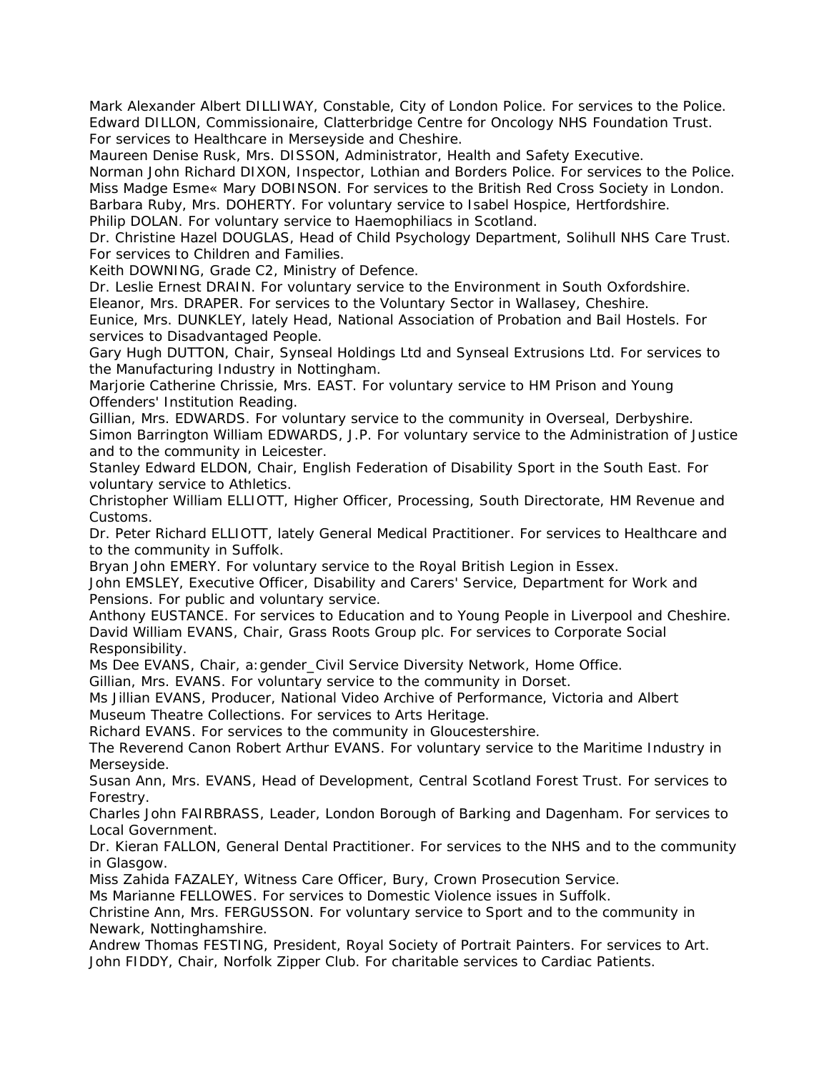Mark Alexander Albert DILLIWAY, Constable, City of London Police. For services to the Police.
Edward DILLON, Commissionaire, Clatterbridge Centre for Oncology NHS Foundation Trust. For services to Healthcare in Merseyside and Cheshire.
Maureen Denise Rusk, Mrs. DISSON, Administrator, Health and Safety Executive.
Norman John Richard DIXON, Inspector, Lothian and Borders Police. For services to the Police.
Miss Madge Esme« Mary DOBINSON. For services to the British Red Cross Society in London.
Barbara Ruby, Mrs. DOHERTY. For voluntary service to Isabel Hospice, Hertfordshire.
Philip DOLAN. For voluntary service to Haemophiliacs in Scotland.
Dr. Christine Hazel DOUGLAS, Head of Child Psychology Department, Solihull NHS Care Trust. For services to Children and Families.
Keith DOWNING, Grade C2, Ministry of Defence.
Dr. Leslie Ernest DRAIN. For voluntary service to the Environment in South Oxfordshire.
Eleanor, Mrs. DRAPER. For services to the Voluntary Sector in Wallasey, Cheshire.
Eunice, Mrs. DUNKLEY, lately Head, National Association of Probation and Bail Hostels. For services to Disadvantaged People.
Gary Hugh DUTTON, Chair, Synseal Holdings Ltd and Synseal Extrusions Ltd. For services to the Manufacturing Industry in Nottingham.
Marjorie Catherine Chrissie, Mrs. EAST. For voluntary service to HM Prison and Young Offenders' Institution Reading.
Gillian, Mrs. EDWARDS. For voluntary service to the community in Overseal, Derbyshire.
Simon Barrington William EDWARDS, J.P. For voluntary service to the Administration of Justice and to the community in Leicester.
Stanley Edward ELDON, Chair, English Federation of Disability Sport in the South East. For voluntary service to Athletics.
Christopher William ELLIOTT, Higher Officer, Processing, South Directorate, HM Revenue and Customs.
Dr. Peter Richard ELLIOTT, lately General Medical Practitioner. For services to Healthcare and to the community in Suffolk.
Bryan John EMERY. For voluntary service to the Royal British Legion in Essex.
John EMSLEY, Executive Officer, Disability and Carers' Service, Department for Work and Pensions. For public and voluntary service.
Anthony EUSTANCE. For services to Education and to Young People in Liverpool and Cheshire.
David William EVANS, Chair, Grass Roots Group plc. For services to Corporate Social Responsibility.
Ms Dee EVANS, Chair, a:gender_Civil Service Diversity Network, Home Office.
Gillian, Mrs. EVANS. For voluntary service to the community in Dorset.
Ms Jillian EVANS, Producer, National Video Archive of Performance, Victoria and Albert Museum Theatre Collections. For services to Arts Heritage.
Richard EVANS. For services to the community in Gloucestershire.
The Reverend Canon Robert Arthur EVANS. For voluntary service to the Maritime Industry in Merseyside.
Susan Ann, Mrs. EVANS, Head of Development, Central Scotland Forest Trust. For services to Forestry.
Charles John FAIRBRASS, Leader, London Borough of Barking and Dagenham. For services to Local Government.
Dr. Kieran FALLON, General Dental Practitioner. For services to the NHS and to the community in Glasgow.
Miss Zahida FAZALEY, Witness Care Officer, Bury, Crown Prosecution Service.
Ms Marianne FELLOWES. For services to Domestic Violence issues in Suffolk.
Christine Ann, Mrs. FERGUSSON. For voluntary service to Sport and to the community in Newark, Nottinghamshire.
Andrew Thomas FESTING, President, Royal Society of Portrait Painters. For services to Art.
John FIDDY, Chair, Norfolk Zipper Club. For charitable services to Cardiac Patients.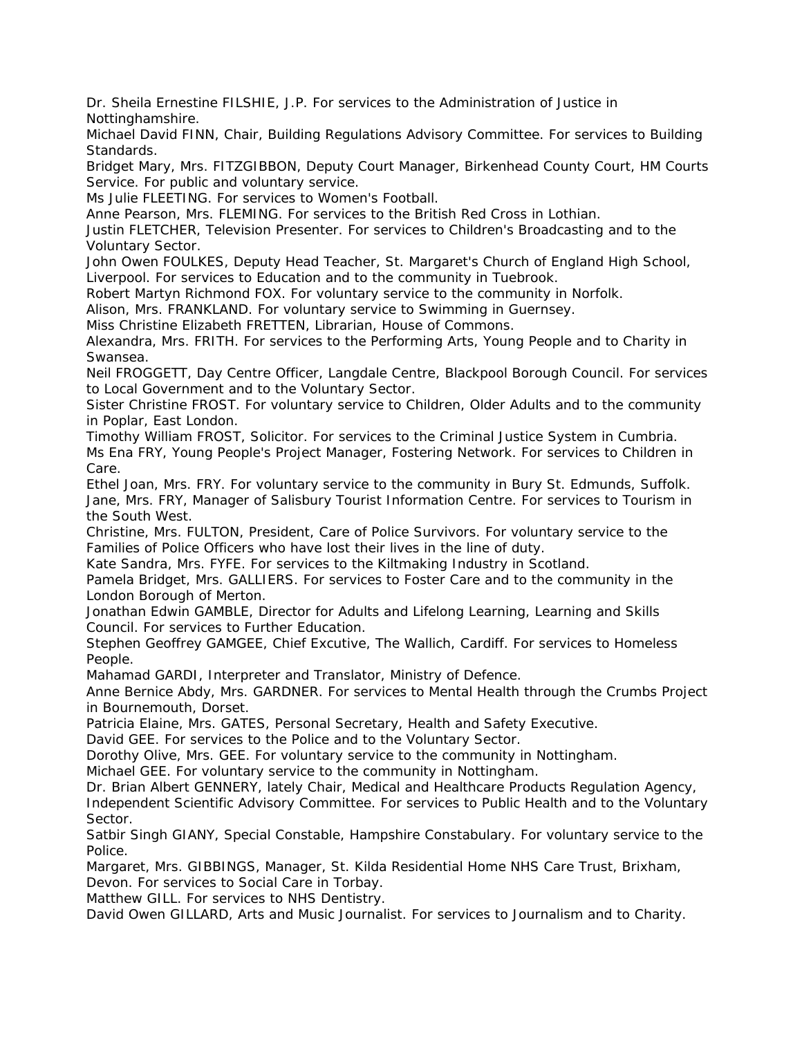Dr. Sheila Ernestine FILSHIE, J.P. For services to the Administration of Justice in Nottinghamshire.

Michael David FINN, Chair, Building Regulations Advisory Committee. For services to Building Standards.

Bridget Mary, Mrs. FITZGIBBON, Deputy Court Manager, Birkenhead County Court, HM Courts Service. For public and voluntary service.

Ms Julie FLEETING. For services to Women's Football.

Anne Pearson, Mrs. FLEMING. For services to the British Red Cross in Lothian.

Justin FLETCHER, Television Presenter. For services to Children's Broadcasting and to the Voluntary Sector.

John Owen FOULKES, Deputy Head Teacher, St. Margaret's Church of England High School, Liverpool. For services to Education and to the community in Tuebrook.

Robert Martyn Richmond FOX. For voluntary service to the community in Norfolk.

Alison, Mrs. FRANKLAND. For voluntary service to Swimming in Guernsey.

Miss Christine Elizabeth FRETTEN, Librarian, House of Commons.

Alexandra, Mrs. FRITH. For services to the Performing Arts, Young People and to Charity in Swansea.

Neil FROGGETT, Day Centre Officer, Langdale Centre, Blackpool Borough Council. For services to Local Government and to the Voluntary Sector.

Sister Christine FROST. For voluntary service to Children, Older Adults and to the community in Poplar, East London.

Timothy William FROST, Solicitor. For services to the Criminal Justice System in Cumbria.

Ms Ena FRY, Young People's Project Manager, Fostering Network. For services to Children in Care.

Ethel Joan, Mrs. FRY. For voluntary service to the community in Bury St. Edmunds, Suffolk.

Jane, Mrs. FRY, Manager of Salisbury Tourist Information Centre. For services to Tourism in the South West.

Christine, Mrs. FULTON, President, Care of Police Survivors. For voluntary service to the Families of Police Officers who have lost their lives in the line of duty.

Kate Sandra, Mrs. FYFE. For services to the Kiltmaking Industry in Scotland.

Pamela Bridget, Mrs. GALLIERS. For services to Foster Care and to the community in the London Borough of Merton.

Jonathan Edwin GAMBLE, Director for Adults and Lifelong Learning, Learning and Skills Council. For services to Further Education.

Stephen Geoffrey GAMGEE, Chief Excutive, The Wallich, Cardiff. For services to Homeless People.

Mahamad GARDI, Interpreter and Translator, Ministry of Defence.

Anne Bernice Abdy, Mrs. GARDNER. For services to Mental Health through the Crumbs Project in Bournemouth, Dorset.

Patricia Elaine, Mrs. GATES, Personal Secretary, Health and Safety Executive.

David GEE. For services to the Police and to the Voluntary Sector.

Dorothy Olive, Mrs. GEE. For voluntary service to the community in Nottingham.

Michael GEE. For voluntary service to the community in Nottingham.

Dr. Brian Albert GENNERY, lately Chair, Medical and Healthcare Products Regulation Agency, Independent Scientific Advisory Committee. For services to Public Health and to the Voluntary Sector.

Satbir Singh GIANY, Special Constable, Hampshire Constabulary. For voluntary service to the Police.

Margaret, Mrs. GIBBINGS, Manager, St. Kilda Residential Home NHS Care Trust, Brixham, Devon. For services to Social Care in Torbay.

Matthew GILL. For services to NHS Dentistry.

David Owen GILLARD, Arts and Music Journalist. For services to Journalism and to Charity.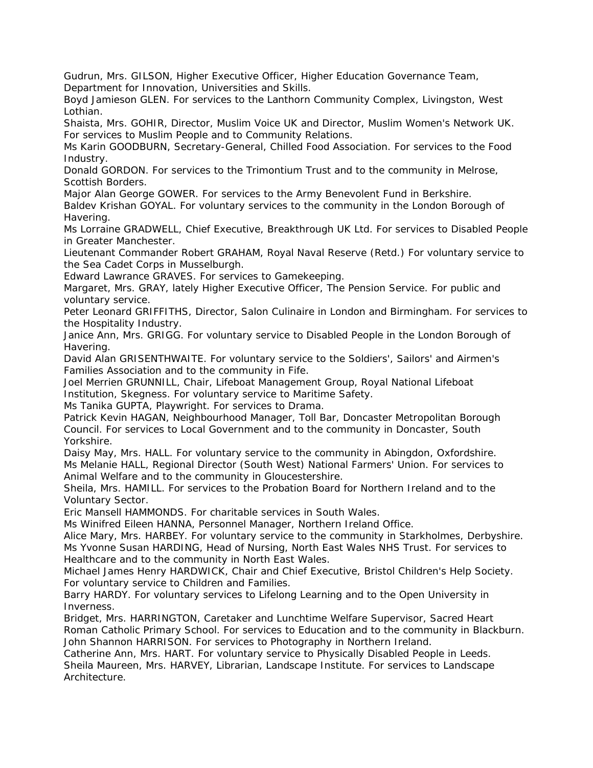Gudrun, Mrs. GILSON, Higher Executive Officer, Higher Education Governance Team, Department for Innovation, Universities and Skills.

Boyd Jamieson GLEN. For services to the Lanthorn Community Complex, Livingston, West Lothian.

Shaista, Mrs. GOHIR, Director, Muslim Voice UK and Director, Muslim Women's Network UK. For services to Muslim People and to Community Relations.

Ms Karin GOODBURN, Secretary-General, Chilled Food Association. For services to the Food Industry.

Donald GORDON. For services to the Trimontium Trust and to the community in Melrose, Scottish Borders.

Major Alan George GOWER. For services to the Army Benevolent Fund in Berkshire.

Baldev Krishan GOYAL. For voluntary services to the community in the London Borough of Havering.

Ms Lorraine GRADWELL, Chief Executive, Breakthrough UK Ltd. For services to Disabled People in Greater Manchester.

Lieutenant Commander Robert GRAHAM, Royal Naval Reserve (Retd.) For voluntary service to the Sea Cadet Corps in Musselburgh.

Edward Lawrance GRAVES. For services to Gamekeeping.

Margaret, Mrs. GRAY, lately Higher Executive Officer, The Pension Service. For public and voluntary service.

Peter Leonard GRIFFITHS, Director, Salon Culinaire in London and Birmingham. For services to the Hospitality Industry.

Janice Ann, Mrs. GRIGG. For voluntary service to Disabled People in the London Borough of Havering.

David Alan GRISENTHWAITE. For voluntary service to the Soldiers', Sailors' and Airmen's Families Association and to the community in Fife.

Joel Merrien GRUNNILL, Chair, Lifeboat Management Group, Royal National Lifeboat Institution, Skegness. For voluntary service to Maritime Safety.

Ms Tanika GUPTA, Playwright. For services to Drama.

Patrick Kevin HAGAN, Neighbourhood Manager, Toll Bar, Doncaster Metropolitan Borough Council. For services to Local Government and to the community in Doncaster, South Yorkshire.

Daisy May, Mrs. HALL. For voluntary service to the community in Abingdon, Oxfordshire.

Ms Melanie HALL, Regional Director (South West) National Farmers' Union. For services to Animal Welfare and to the community in Gloucestershire.

Sheila, Mrs. HAMILL. For services to the Probation Board for Northern Ireland and to the Voluntary Sector.

Eric Mansell HAMMONDS. For charitable services in South Wales.

Ms Winifred Eileen HANNA, Personnel Manager, Northern Ireland Office.

Alice Mary, Mrs. HARBEY. For voluntary service to the community in Starkholmes, Derbyshire.

Ms Yvonne Susan HARDING, Head of Nursing, North East Wales NHS Trust. For services to Healthcare and to the community in North East Wales.

Michael James Henry HARDWICK, Chair and Chief Executive, Bristol Children's Help Society. For voluntary service to Children and Families.

Barry HARDY. For voluntary services to Lifelong Learning and to the Open University in Inverness.

Bridget, Mrs. HARRINGTON, Caretaker and Lunchtime Welfare Supervisor, Sacred Heart Roman Catholic Primary School. For services to Education and to the community in Blackburn.

John Shannon HARRISON. For services to Photography in Northern Ireland.

Catherine Ann, Mrs. HART. For voluntary service to Physically Disabled People in Leeds.

Sheila Maureen, Mrs. HARVEY, Librarian, Landscape Institute. For services to Landscape Architecture.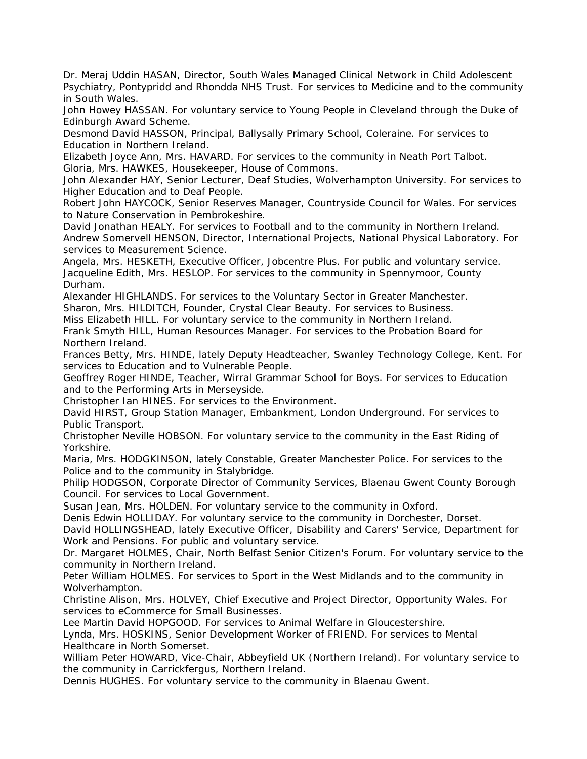Dr. Meraj Uddin HASAN, Director, South Wales Managed Clinical Network in Child Adolescent Psychiatry, Pontypridd and Rhondda NHS Trust. For services to Medicine and to the community in South Wales.

John Howey HASSAN. For voluntary service to Young People in Cleveland through the Duke of Edinburgh Award Scheme.

Desmond David HASSON, Principal, Ballysally Primary School, Coleraine. For services to Education in Northern Ireland.

Elizabeth Joyce Ann, Mrs. HAVARD. For services to the community in Neath Port Talbot.

Gloria, Mrs. HAWKES, Housekeeper, House of Commons.

John Alexander HAY, Senior Lecturer, Deaf Studies, Wolverhampton University. For services to Higher Education and to Deaf People.

Robert John HAYCOCK, Senior Reserves Manager, Countryside Council for Wales. For services to Nature Conservation in Pembrokeshire.

David Jonathan HEALY. For services to Football and to the community in Northern Ireland.

Andrew Somervell HENSON, Director, International Projects, National Physical Laboratory. For services to Measurement Science.

Angela, Mrs. HESKETH, Executive Officer, Jobcentre Plus. For public and voluntary service.

Jacqueline Edith, Mrs. HESLOP. For services to the community in Spennymoor, County Durham.

Alexander HIGHLANDS. For services to the Voluntary Sector in Greater Manchester.

Sharon, Mrs. HILDITCH, Founder, Crystal Clear Beauty. For services to Business.

Miss Elizabeth HILL. For voluntary service to the community in Northern Ireland.

Frank Smyth HILL, Human Resources Manager. For services to the Probation Board for Northern Ireland.

Frances Betty, Mrs. HINDE, lately Deputy Headteacher, Swanley Technology College, Kent. For services to Education and to Vulnerable People.

Geoffrey Roger HINDE, Teacher, Wirral Grammar School for Boys. For services to Education and to the Performing Arts in Merseyside.

Christopher Ian HINES. For services to the Environment.

David HIRST, Group Station Manager, Embankment, London Underground. For services to Public Transport.

Christopher Neville HOBSON. For voluntary service to the community in the East Riding of Yorkshire.

Maria, Mrs. HODGKINSON, lately Constable, Greater Manchester Police. For services to the Police and to the community in Stalybridge.

Philip HODGSON, Corporate Director of Community Services, Blaenau Gwent County Borough Council. For services to Local Government.

Susan Jean, Mrs. HOLDEN. For voluntary service to the community in Oxford.

Denis Edwin HOLLIDAY. For voluntary service to the community in Dorchester, Dorset.

David HOLLINGSHEAD, lately Executive Officer, Disability and Carers' Service, Department for Work and Pensions. For public and voluntary service.

Dr. Margaret HOLMES, Chair, North Belfast Senior Citizen's Forum. For voluntary service to the community in Northern Ireland.

Peter William HOLMES. For services to Sport in the West Midlands and to the community in Wolverhampton.

Christine Alison, Mrs. HOLVEY, Chief Executive and Project Director, Opportunity Wales. For services to eCommerce for Small Businesses.

Lee Martin David HOPGOOD. For services to Animal Welfare in Gloucestershire.

Lynda, Mrs. HOSKINS, Senior Development Worker of FRIEND. For services to Mental Healthcare in North Somerset.

William Peter HOWARD, Vice-Chair, Abbeyfield UK (Northern Ireland). For voluntary service to the community in Carrickfergus, Northern Ireland.

Dennis HUGHES. For voluntary service to the community in Blaenau Gwent.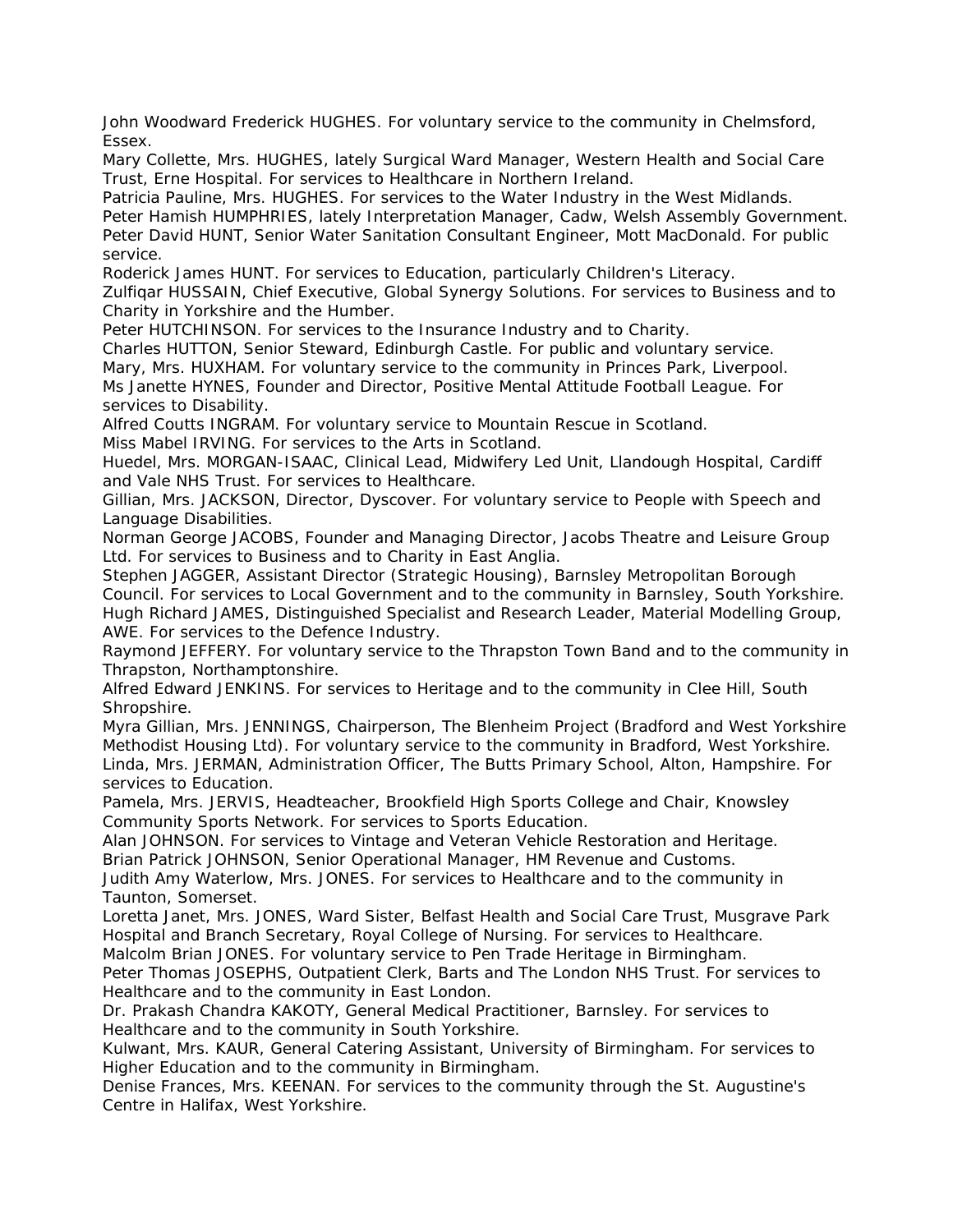John Woodward Frederick HUGHES. For voluntary service to the community in Chelmsford, Essex.

Mary Collette, Mrs. HUGHES, lately Surgical Ward Manager, Western Health and Social Care Trust, Erne Hospital. For services to Healthcare in Northern Ireland.

Patricia Pauline, Mrs. HUGHES. For services to the Water Industry in the West Midlands.

Peter Hamish HUMPHRIES, lately Interpretation Manager, Cadw, Welsh Assembly Government.

Peter David HUNT, Senior Water Sanitation Consultant Engineer, Mott MacDonald. For public service.

Roderick James HUNT. For services to Education, particularly Children's Literacy.

Zulfiqar HUSSAIN, Chief Executive, Global Synergy Solutions. For services to Business and to Charity in Yorkshire and the Humber.

Peter HUTCHINSON. For services to the Insurance Industry and to Charity.

Charles HUTTON, Senior Steward, Edinburgh Castle. For public and voluntary service.

Mary, Mrs. HUXHAM. For voluntary service to the community in Princes Park, Liverpool.

Ms Janette HYNES, Founder and Director, Positive Mental Attitude Football League. For services to Disability.

Alfred Coutts INGRAM. For voluntary service to Mountain Rescue in Scotland.

Miss Mabel IRVING. For services to the Arts in Scotland.

Huedel, Mrs. MORGAN-ISAAC, Clinical Lead, Midwifery Led Unit, Llandough Hospital, Cardiff and Vale NHS Trust. For services to Healthcare.

Gillian, Mrs. JACKSON, Director, Dyscover. For voluntary service to People with Speech and Language Disabilities.

Norman George JACOBS, Founder and Managing Director, Jacobs Theatre and Leisure Group Ltd. For services to Business and to Charity in East Anglia.

Stephen JAGGER, Assistant Director (Strategic Housing), Barnsley Metropolitan Borough Council. For services to Local Government and to the community in Barnsley, South Yorkshire.

Hugh Richard JAMES, Distinguished Specialist and Research Leader, Material Modelling Group, AWE. For services to the Defence Industry.

Raymond JEFFERY. For voluntary service to the Thrapston Town Band and to the community in Thrapston, Northamptonshire.

Alfred Edward JENKINS. For services to Heritage and to the community in Clee Hill, South Shropshire.

Myra Gillian, Mrs. JENNINGS, Chairperson, The Blenheim Project (Bradford and West Yorkshire Methodist Housing Ltd). For voluntary service to the community in Bradford, West Yorkshire.

Linda, Mrs. JERMAN, Administration Officer, The Butts Primary School, Alton, Hampshire. For services to Education.

Pamela, Mrs. JERVIS, Headteacher, Brookfield High Sports College and Chair, Knowsley Community Sports Network. For services to Sports Education.

Alan JOHNSON. For services to Vintage and Veteran Vehicle Restoration and Heritage.

Brian Patrick JOHNSON, Senior Operational Manager, HM Revenue and Customs.

Judith Amy Waterlow, Mrs. JONES. For services to Healthcare and to the community in Taunton, Somerset.

Loretta Janet, Mrs. JONES, Ward Sister, Belfast Health and Social Care Trust, Musgrave Park Hospital and Branch Secretary, Royal College of Nursing. For services to Healthcare.

Malcolm Brian JONES. For voluntary service to Pen Trade Heritage in Birmingham.

Peter Thomas JOSEPHS, Outpatient Clerk, Barts and The London NHS Trust. For services to Healthcare and to the community in East London.

Dr. Prakash Chandra KAKOTY, General Medical Practitioner, Barnsley. For services to Healthcare and to the community in South Yorkshire.

Kulwant, Mrs. KAUR, General Catering Assistant, University of Birmingham. For services to Higher Education and to the community in Birmingham.

Denise Frances, Mrs. KEENAN. For services to the community through the St. Augustine's Centre in Halifax, West Yorkshire.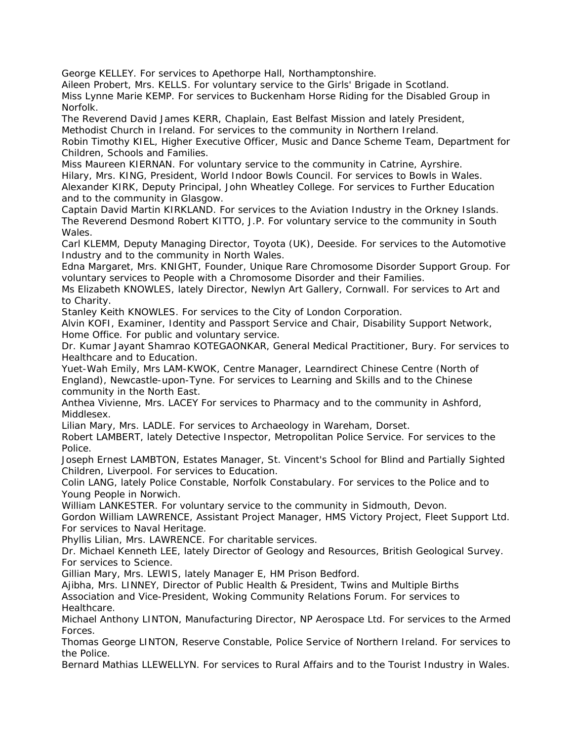George KELLEY. For services to Apethorpe Hall, Northamptonshire.

Aileen Probert, Mrs. KELLS. For voluntary service to the Girls' Brigade in Scotland.

Miss Lynne Marie KEMP. For services to Buckenham Horse Riding for the Disabled Group in Norfolk.

The Reverend David James KERR, Chaplain, East Belfast Mission and lately President, Methodist Church in Ireland. For services to the community in Northern Ireland.

Robin Timothy KIEL, Higher Executive Officer, Music and Dance Scheme Team, Department for Children, Schools and Families.

Miss Maureen KIERNAN. For voluntary service to the community in Catrine, Ayrshire.

Hilary, Mrs. KING, President, World Indoor Bowls Council. For services to Bowls in Wales.

Alexander KIRK, Deputy Principal, John Wheatley College. For services to Further Education and to the community in Glasgow.

Captain David Martin KIRKLAND. For services to the Aviation Industry in the Orkney Islands.

The Reverend Desmond Robert KITTO, J.P. For voluntary service to the community in South Wales.

Carl KLEMM, Deputy Managing Director, Toyota (UK), Deeside. For services to the Automotive Industry and to the community in North Wales.

Edna Margaret, Mrs. KNIGHT, Founder, Unique Rare Chromosome Disorder Support Group. For voluntary services to People with a Chromosome Disorder and their Families.

Ms Elizabeth KNOWLES, lately Director, Newlyn Art Gallery, Cornwall. For services to Art and to Charity.

Stanley Keith KNOWLES. For services to the City of London Corporation.

Alvin KOFI, Examiner, Identity and Passport Service and Chair, Disability Support Network, Home Office. For public and voluntary service.

Dr. Kumar Jayant Shamrao KOTEGAONKAR, General Medical Practitioner, Bury. For services to Healthcare and to Education.

Yuet-Wah Emily, Mrs LAM-KWOK, Centre Manager, Learndirect Chinese Centre (North of England), Newcastle-upon-Tyne. For services to Learning and Skills and to the Chinese community in the North East.

Anthea Vivienne, Mrs. LACEY For services to Pharmacy and to the community in Ashford, Middlesex.

Lilian Mary, Mrs. LADLE. For services to Archaeology in Wareham, Dorset.

Robert LAMBERT, lately Detective Inspector, Metropolitan Police Service. For services to the Police.

Joseph Ernest LAMBTON, Estates Manager, St. Vincent's School for Blind and Partially Sighted Children, Liverpool. For services to Education.

Colin LANG, lately Police Constable, Norfolk Constabulary. For services to the Police and to Young People in Norwich.

William LANKESTER. For voluntary service to the community in Sidmouth, Devon.

Gordon William LAWRENCE, Assistant Project Manager, HMS Victory Project, Fleet Support Ltd. For services to Naval Heritage.

Phyllis Lilian, Mrs. LAWRENCE. For charitable services.

Dr. Michael Kenneth LEE, lately Director of Geology and Resources, British Geological Survey. For services to Science.

Gillian Mary, Mrs. LEWIS, lately Manager E, HM Prison Bedford.

Ajibha, Mrs. LINNEY, Director of Public Health & President, Twins and Multiple Births Association and Vice-President, Woking Community Relations Forum. For services to Healthcare.

Michael Anthony LINTON, Manufacturing Director, NP Aerospace Ltd. For services to the Armed Forces.

Thomas George LINTON, Reserve Constable, Police Service of Northern Ireland. For services to the Police.

Bernard Mathias LLEWELLYN. For services to Rural Affairs and to the Tourist Industry in Wales.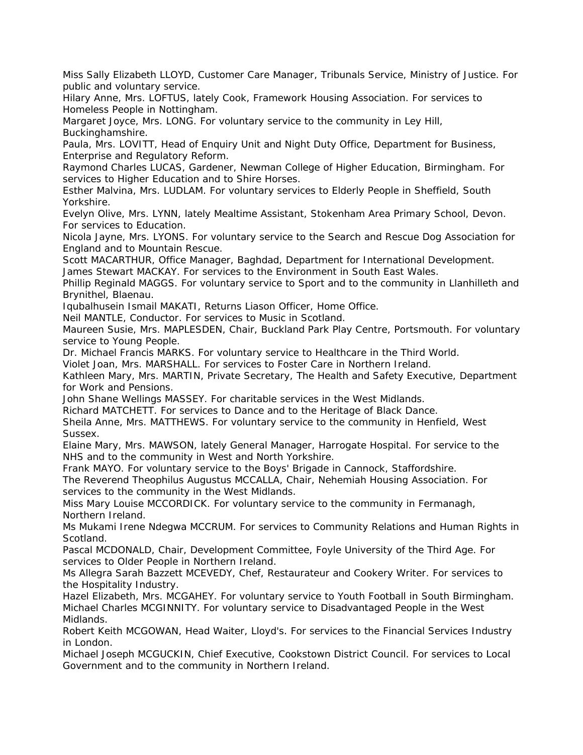Miss Sally Elizabeth LLOYD, Customer Care Manager, Tribunals Service, Ministry of Justice. For public and voluntary service.

Hilary Anne, Mrs. LOFTUS, lately Cook, Framework Housing Association. For services to Homeless People in Nottingham.

Margaret Joyce, Mrs. LONG. For voluntary service to the community in Ley Hill, Buckinghamshire.

Paula, Mrs. LOVITT, Head of Enquiry Unit and Night Duty Office, Department for Business, Enterprise and Regulatory Reform.

Raymond Charles LUCAS, Gardener, Newman College of Higher Education, Birmingham. For services to Higher Education and to Shire Horses.

Esther Malvina, Mrs. LUDLAM. For voluntary services to Elderly People in Sheffield, South Yorkshire.

Evelyn Olive, Mrs. LYNN, lately Mealtime Assistant, Stokenham Area Primary School, Devon. For services to Education.

Nicola Jayne, Mrs. LYONS. For voluntary service to the Search and Rescue Dog Association for England and to Mountain Rescue.

Scott MACARTHUR, Office Manager, Baghdad, Department for International Development.

James Stewart MACKAY. For services to the Environment in South East Wales.

Phillip Reginald MAGGS. For voluntary service to Sport and to the community in Llanhilleth and Brynithel, Blaenau.

Iqubalhusein Ismail MAKATI, Returns Liason Officer, Home Office.

Neil MANTLE, Conductor. For services to Music in Scotland.

Maureen Susie, Mrs. MAPLESDEN, Chair, Buckland Park Play Centre, Portsmouth. For voluntary service to Young People.

Dr. Michael Francis MARKS. For voluntary service to Healthcare in the Third World.

Violet Joan, Mrs. MARSHALL. For services to Foster Care in Northern Ireland.

Kathleen Mary, Mrs. MARTIN, Private Secretary, The Health and Safety Executive, Department for Work and Pensions.

John Shane Wellings MASSEY. For charitable services in the West Midlands.

Richard MATCHETT. For services to Dance and to the Heritage of Black Dance.

Sheila Anne, Mrs. MATTHEWS. For voluntary service to the community in Henfield, West Sussex.

Elaine Mary, Mrs. MAWSON, lately General Manager, Harrogate Hospital. For service to the NHS and to the community in West and North Yorkshire.

Frank MAYO. For voluntary service to the Boys' Brigade in Cannock, Staffordshire.

The Reverend Theophilus Augustus MCCALLA, Chair, Nehemiah Housing Association. For services to the community in the West Midlands.

Miss Mary Louise MCCORDICK. For voluntary service to the community in Fermanagh, Northern Ireland.

Ms Mukami Irene Ndegwa MCCRUM. For services to Community Relations and Human Rights in Scotland.

Pascal MCDONALD, Chair, Development Committee, Foyle University of the Third Age. For services to Older People in Northern Ireland.

Ms Allegra Sarah Bazzett MCEVEDY, Chef, Restaurateur and Cookery Writer. For services to the Hospitality Industry.

Hazel Elizabeth, Mrs. MCGAHEY. For voluntary service to Youth Football in South Birmingham.

Michael Charles MCGINNITY. For voluntary service to Disadvantaged People in the West Midlands.

Robert Keith MCGOWAN, Head Waiter, Lloyd's. For services to the Financial Services Industry in London.

Michael Joseph MCGUCKIN, Chief Executive, Cookstown District Council. For services to Local Government and to the community in Northern Ireland.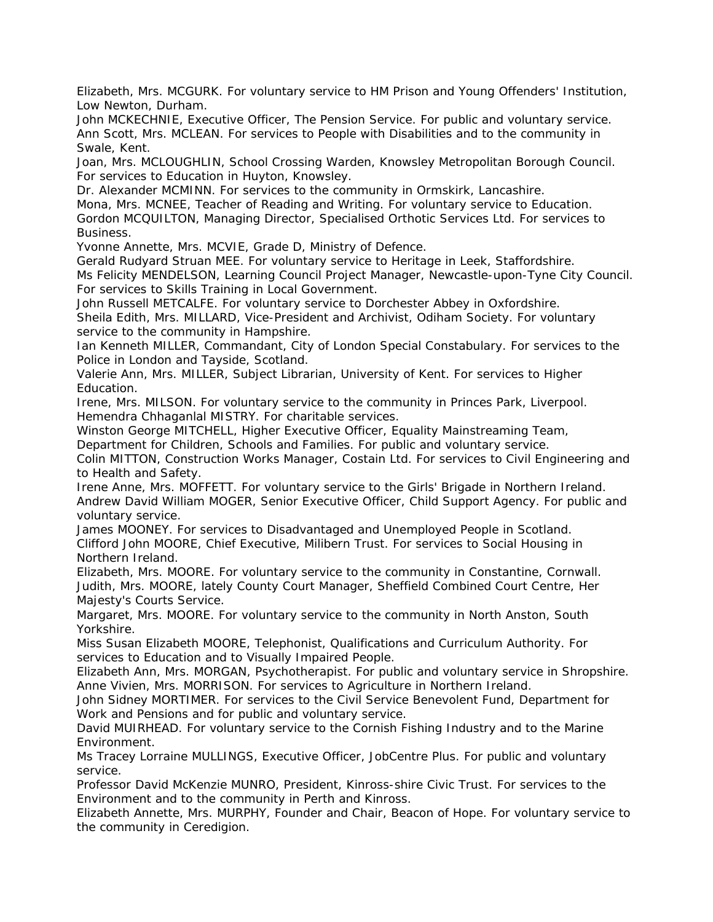Elizabeth, Mrs. MCGURK. For voluntary service to HM Prison and Young Offenders' Institution, Low Newton, Durham.

John MCKECHNIE, Executive Officer, The Pension Service. For public and voluntary service.

Ann Scott, Mrs. MCLEAN. For services to People with Disabilities and to the community in Swale, Kent.

Joan, Mrs. MCLOUGHLIN, School Crossing Warden, Knowsley Metropolitan Borough Council. For services to Education in Huyton, Knowsley.

Dr. Alexander MCMINN. For services to the community in Ormskirk, Lancashire.

Mona, Mrs. MCNEE, Teacher of Reading and Writing. For voluntary service to Education.

Gordon MCQUILTON, Managing Director, Specialised Orthotic Services Ltd. For services to Business.

Yvonne Annette, Mrs. MCVIE, Grade D, Ministry of Defence.

Gerald Rudyard Struan MEE. For voluntary service to Heritage in Leek, Staffordshire.

Ms Felicity MENDELSON, Learning Council Project Manager, Newcastle-upon-Tyne City Council. For services to Skills Training in Local Government.

John Russell METCALFE. For voluntary service to Dorchester Abbey in Oxfordshire.

Sheila Edith, Mrs. MILLARD, Vice-President and Archivist, Odiham Society. For voluntary service to the community in Hampshire.

Ian Kenneth MILLER, Commandant, City of London Special Constabulary. For services to the Police in London and Tayside, Scotland.

Valerie Ann, Mrs. MILLER, Subject Librarian, University of Kent. For services to Higher Education.

Irene, Mrs. MILSON. For voluntary service to the community in Princes Park, Liverpool.

Hemendra Chhaganlal MISTRY. For charitable services.

Winston George MITCHELL, Higher Executive Officer, Equality Mainstreaming Team, Department for Children, Schools and Families. For public and voluntary service.

Colin MITTON, Construction Works Manager, Costain Ltd. For services to Civil Engineering and to Health and Safety.

Irene Anne, Mrs. MOFFETT. For voluntary service to the Girls' Brigade in Northern Ireland.

Andrew David William MOGER, Senior Executive Officer, Child Support Agency. For public and voluntary service.

James MOONEY. For services to Disadvantaged and Unemployed People in Scotland.

Clifford John MOORE, Chief Executive, Milibern Trust. For services to Social Housing in Northern Ireland.

Elizabeth, Mrs. MOORE. For voluntary service to the community in Constantine, Cornwall.

Judith, Mrs. MOORE, lately County Court Manager, Sheffield Combined Court Centre, Her Majesty's Courts Service.

Margaret, Mrs. MOORE. For voluntary service to the community in North Anston, South Yorkshire.

Miss Susan Elizabeth MOORE, Telephonist, Qualifications and Curriculum Authority. For services to Education and to Visually Impaired People.

Elizabeth Ann, Mrs. MORGAN, Psychotherapist. For public and voluntary service in Shropshire.

Anne Vivien, Mrs. MORRISON. For services to Agriculture in Northern Ireland.

John Sidney MORTIMER. For services to the Civil Service Benevolent Fund, Department for Work and Pensions and for public and voluntary service.

David MUIRHEAD. For voluntary service to the Cornish Fishing Industry and to the Marine Environment.

Ms Tracey Lorraine MULLINGS, Executive Officer, JobCentre Plus. For public and voluntary service.

Professor David McKenzie MUNRO, President, Kinross-shire Civic Trust. For services to the Environment and to the community in Perth and Kinross.

Elizabeth Annette, Mrs. MURPHY, Founder and Chair, Beacon of Hope. For voluntary service to the community in Ceredigion.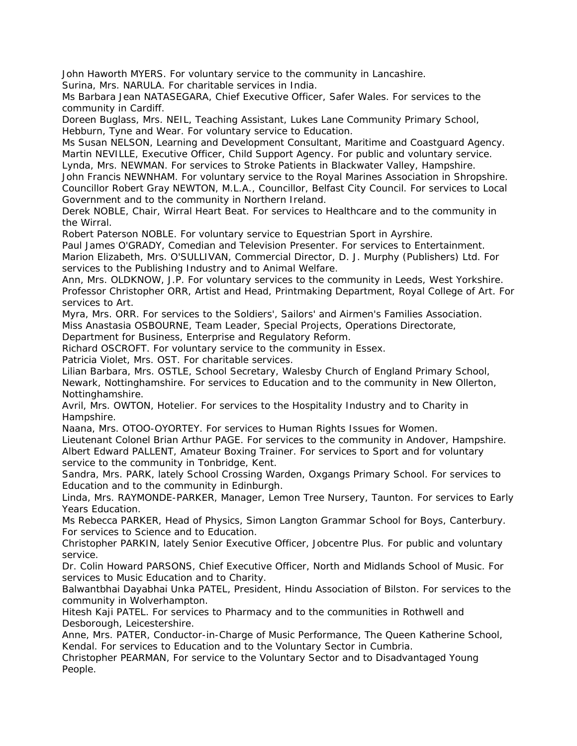John Haworth MYERS. For voluntary service to the community in Lancashire.
Surina, Mrs. NARULA. For charitable services in India.
Ms Barbara Jean NATASEGARA, Chief Executive Officer, Safer Wales. For services to the community in Cardiff.
Doreen Buglass, Mrs. NEIL, Teaching Assistant, Lukes Lane Community Primary School, Hebburn, Tyne and Wear. For voluntary service to Education.
Ms Susan NELSON, Learning and Development Consultant, Maritime and Coastguard Agency.
Martin NEVILLE, Executive Officer, Child Support Agency. For public and voluntary service.
Lynda, Mrs. NEWMAN. For services to Stroke Patients in Blackwater Valley, Hampshire.
John Francis NEWNHAM. For voluntary service to the Royal Marines Association in Shropshire.
Councillor Robert Gray NEWTON, M.L.A., Councillor, Belfast City Council. For services to Local Government and to the community in Northern Ireland.
Derek NOBLE, Chair, Wirral Heart Beat. For services to Healthcare and to the community in the Wirral.
Robert Paterson NOBLE. For voluntary service to Equestrian Sport in Ayrshire.
Paul James O'GRADY, Comedian and Television Presenter. For services to Entertainment.
Marion Elizabeth, Mrs. O'SULLIVAN, Commercial Director, D. J. Murphy (Publishers) Ltd. For services to the Publishing Industry and to Animal Welfare.
Ann, Mrs. OLDKNOW, J.P. For voluntary services to the community in Leeds, West Yorkshire.
Professor Christopher ORR, Artist and Head, Printmaking Department, Royal College of Art. For services to Art.
Myra, Mrs. ORR. For services to the Soldiers', Sailors' and Airmen's Families Association.
Miss Anastasia OSBOURNE, Team Leader, Special Projects, Operations Directorate, Department for Business, Enterprise and Regulatory Reform.
Richard OSCROFT. For voluntary service to the community in Essex.
Patricia Violet, Mrs. OST. For charitable services.
Lilian Barbara, Mrs. OSTLE, School Secretary, Walesby Church of England Primary School, Newark, Nottinghamshire. For services to Education and to the community in New Ollerton, Nottinghamshire.
Avril, Mrs. OWTON, Hotelier. For services to the Hospitality Industry and to Charity in Hampshire.
Naana, Mrs. OTOO-OYORTEY. For services to Human Rights Issues for Women.
Lieutenant Colonel Brian Arthur PAGE. For services to the community in Andover, Hampshire.
Albert Edward PALLENT, Amateur Boxing Trainer. For services to Sport and for voluntary service to the community in Tonbridge, Kent.
Sandra, Mrs. PARK, lately School Crossing Warden, Oxgangs Primary School. For services to Education and to the community in Edinburgh.
Linda, Mrs. RAYMONDE-PARKER, Manager, Lemon Tree Nursery, Taunton. For services to Early Years Education.
Ms Rebecca PARKER, Head of Physics, Simon Langton Grammar School for Boys, Canterbury. For services to Science and to Education.
Christopher PARKIN, lately Senior Executive Officer, Jobcentre Plus. For public and voluntary service.
Dr. Colin Howard PARSONS, Chief Executive Officer, North and Midlands School of Music. For services to Music Education and to Charity.
Balwantbhai Dayabhai Unka PATEL, President, Hindu Association of Bilston. For services to the community in Wolverhampton.
Hitesh Kaji PATEL. For services to Pharmacy and to the communities in Rothwell and Desborough, Leicestershire.
Anne, Mrs. PATER, Conductor-in-Charge of Music Performance, The Queen Katherine School, Kendal. For services to Education and to the Voluntary Sector in Cumbria.
Christopher PEARMAN, For service to the Voluntary Sector and to Disadvantaged Young People.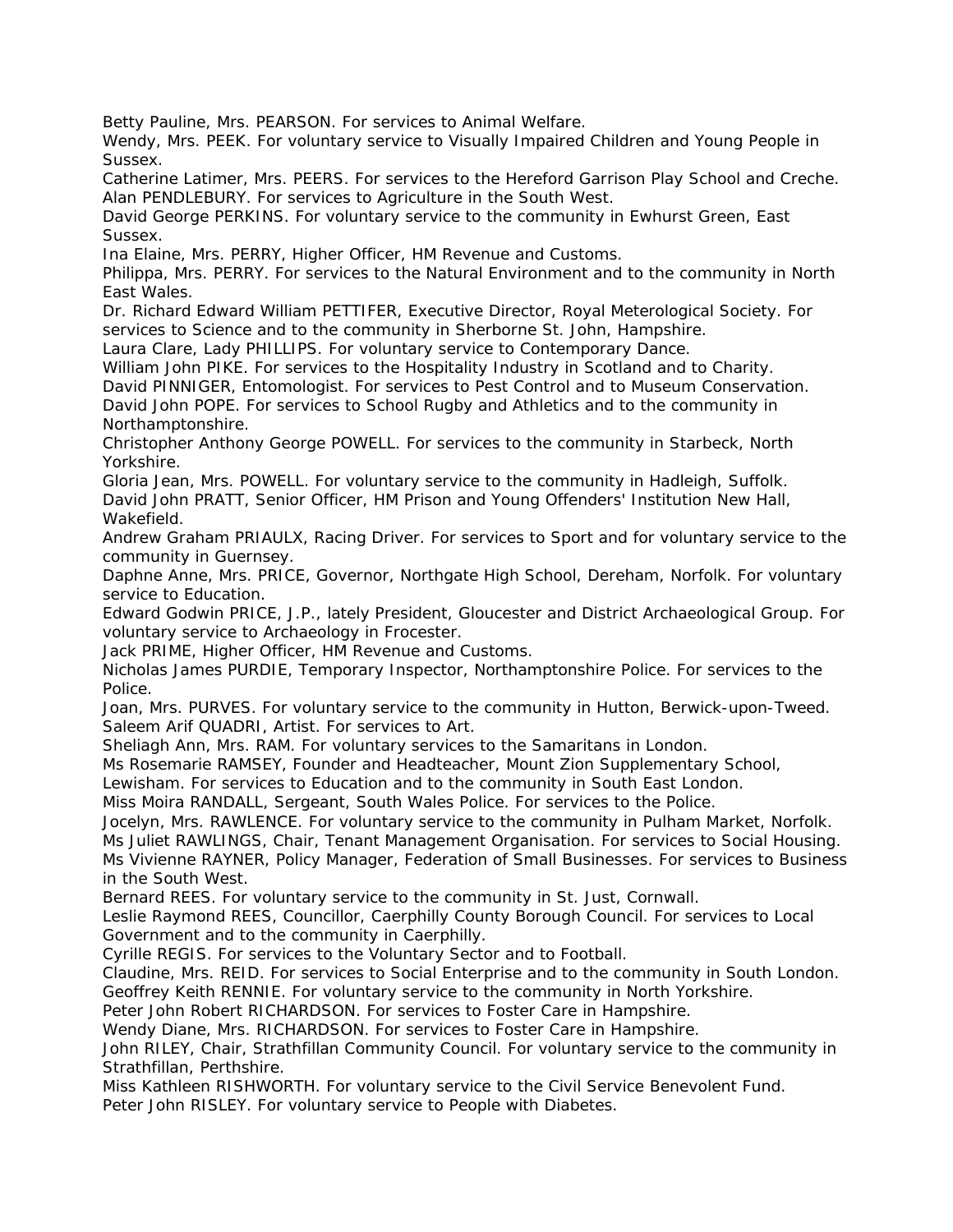Betty Pauline, Mrs. PEARSON. For services to Animal Welfare.

Wendy, Mrs. PEEK. For voluntary service to Visually Impaired Children and Young People in Sussex.

Catherine Latimer, Mrs. PEERS. For services to the Hereford Garrison Play School and Creche.

Alan PENDLEBURY. For services to Agriculture in the South West.

David George PERKINS. For voluntary service to the community in Ewhurst Green, East Sussex.

Ina Elaine, Mrs. PERRY, Higher Officer, HM Revenue and Customs.

Philippa, Mrs. PERRY. For services to the Natural Environment and to the community in North East Wales.

Dr. Richard Edward William PETTIFER, Executive Director, Royal Meterological Society. For services to Science and to the community in Sherborne St. John, Hampshire.

Laura Clare, Lady PHILLIPS. For voluntary service to Contemporary Dance.

William John PIKE. For services to the Hospitality Industry in Scotland and to Charity.

David PINNIGER, Entomologist. For services to Pest Control and to Museum Conservation.

David John POPE. For services to School Rugby and Athletics and to the community in Northamptonshire.

Christopher Anthony George POWELL. For services to the community in Starbeck, North Yorkshire.

Gloria Jean, Mrs. POWELL. For voluntary service to the community in Hadleigh, Suffolk.

David John PRATT, Senior Officer, HM Prison and Young Offenders' Institution New Hall, Wakefield.

Andrew Graham PRIAULX, Racing Driver. For services to Sport and for voluntary service to the community in Guernsey.

Daphne Anne, Mrs. PRICE, Governor, Northgate High School, Dereham, Norfolk. For voluntary service to Education.

Edward Godwin PRICE, J.P., lately President, Gloucester and District Archaeological Group. For voluntary service to Archaeology in Frocester.

Jack PRIME, Higher Officer, HM Revenue and Customs.

Nicholas James PURDIE, Temporary Inspector, Northamptonshire Police. For services to the Police.

Joan, Mrs. PURVES. For voluntary service to the community in Hutton, Berwick-upon-Tweed.

Saleem Arif QUADRI, Artist. For services to Art.

Sheliagh Ann, Mrs. RAM. For voluntary services to the Samaritans in London.

Ms Rosemarie RAMSEY, Founder and Headteacher, Mount Zion Supplementary School, Lewisham. For services to Education and to the community in South East London.

Miss Moira RANDALL, Sergeant, South Wales Police. For services to the Police.

Jocelyn, Mrs. RAWLENCE. For voluntary service to the community in Pulham Market, Norfolk.

Ms Juliet RAWLINGS, Chair, Tenant Management Organisation. For services to Social Housing.

Ms Vivienne RAYNER, Policy Manager, Federation of Small Businesses. For services to Business in the South West.

Bernard REES. For voluntary service to the community in St. Just, Cornwall.

Leslie Raymond REES, Councillor, Caerphilly County Borough Council. For services to Local Government and to the community in Caerphilly.

Cyrille REGIS. For services to the Voluntary Sector and to Football.

Claudine, Mrs. REID. For services to Social Enterprise and to the community in South London.

Geoffrey Keith RENNIE. For voluntary service to the community in North Yorkshire.

Peter John Robert RICHARDSON. For services to Foster Care in Hampshire.

Wendy Diane, Mrs. RICHARDSON. For services to Foster Care in Hampshire.

John RILEY, Chair, Strathfillan Community Council. For voluntary service to the community in Strathfillan, Perthshire.

Miss Kathleen RISHWORTH. For voluntary service to the Civil Service Benevolent Fund.

Peter John RISLEY. For voluntary service to People with Diabetes.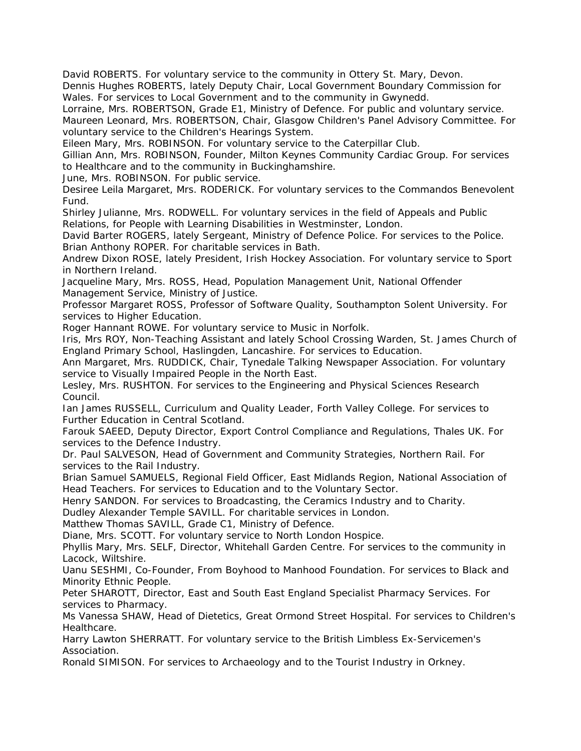David ROBERTS. For voluntary service to the community in Ottery St. Mary, Devon.

Dennis Hughes ROBERTS, lately Deputy Chair, Local Government Boundary Commission for Wales. For services to Local Government and to the community in Gwynedd.

Lorraine, Mrs. ROBERTSON, Grade E1, Ministry of Defence. For public and voluntary service.

Maureen Leonard, Mrs. ROBERTSON, Chair, Glasgow Children's Panel Advisory Committee. For voluntary service to the Children's Hearings System.

Eileen Mary, Mrs. ROBINSON. For voluntary service to the Caterpillar Club.

Gillian Ann, Mrs. ROBINSON, Founder, Milton Keynes Community Cardiac Group. For services to Healthcare and to the community in Buckinghamshire.

June, Mrs. ROBINSON. For public service.

Desiree Leila Margaret, Mrs. RODERICK. For voluntary services to the Commandos Benevolent Fund.

Shirley Julianne, Mrs. RODWELL. For voluntary services in the field of Appeals and Public Relations, for People with Learning Disabilities in Westminster, London.

David Barter ROGERS, lately Sergeant, Ministry of Defence Police. For services to the Police.

Brian Anthony ROPER. For charitable services in Bath.

Andrew Dixon ROSE, lately President, Irish Hockey Association. For voluntary service to Sport in Northern Ireland.

Jacqueline Mary, Mrs. ROSS, Head, Population Management Unit, National Offender Management Service, Ministry of Justice.

Professor Margaret ROSS, Professor of Software Quality, Southampton Solent University. For services to Higher Education.

Roger Hannant ROWE. For voluntary service to Music in Norfolk.

Iris, Mrs ROY, Non-Teaching Assistant and lately School Crossing Warden, St. James Church of England Primary School, Haslingden, Lancashire. For services to Education.

Ann Margaret, Mrs. RUDDICK, Chair, Tynedale Talking Newspaper Association. For voluntary service to Visually Impaired People in the North East.

Lesley, Mrs. RUSHTON. For services to the Engineering and Physical Sciences Research Council.

Ian James RUSSELL, Curriculum and Quality Leader, Forth Valley College. For services to Further Education in Central Scotland.

Farouk SAEED, Deputy Director, Export Control Compliance and Regulations, Thales UK. For services to the Defence Industry.

Dr. Paul SALVESON, Head of Government and Community Strategies, Northern Rail. For services to the Rail Industry.

Brian Samuel SAMUELS, Regional Field Officer, East Midlands Region, National Association of Head Teachers. For services to Education and to the Voluntary Sector.

Henry SANDON. For services to Broadcasting, the Ceramics Industry and to Charity.

Dudley Alexander Temple SAVILL. For charitable services in London.

Matthew Thomas SAVILL, Grade C1, Ministry of Defence.

Diane, Mrs. SCOTT. For voluntary service to North London Hospice.

Phyllis Mary, Mrs. SELF, Director, Whitehall Garden Centre. For services to the community in Lacock, Wiltshire.

Uanu SESHMI, Co-Founder, From Boyhood to Manhood Foundation. For services to Black and Minority Ethnic People.

Peter SHAROTT, Director, East and South East England Specialist Pharmacy Services. For services to Pharmacy.

Ms Vanessa SHAW, Head of Dietetics, Great Ormond Street Hospital. For services to Children's Healthcare.

Harry Lawton SHERRATT. For voluntary service to the British Limbless Ex-Servicemen's Association.

Ronald SIMISON. For services to Archaeology and to the Tourist Industry in Orkney.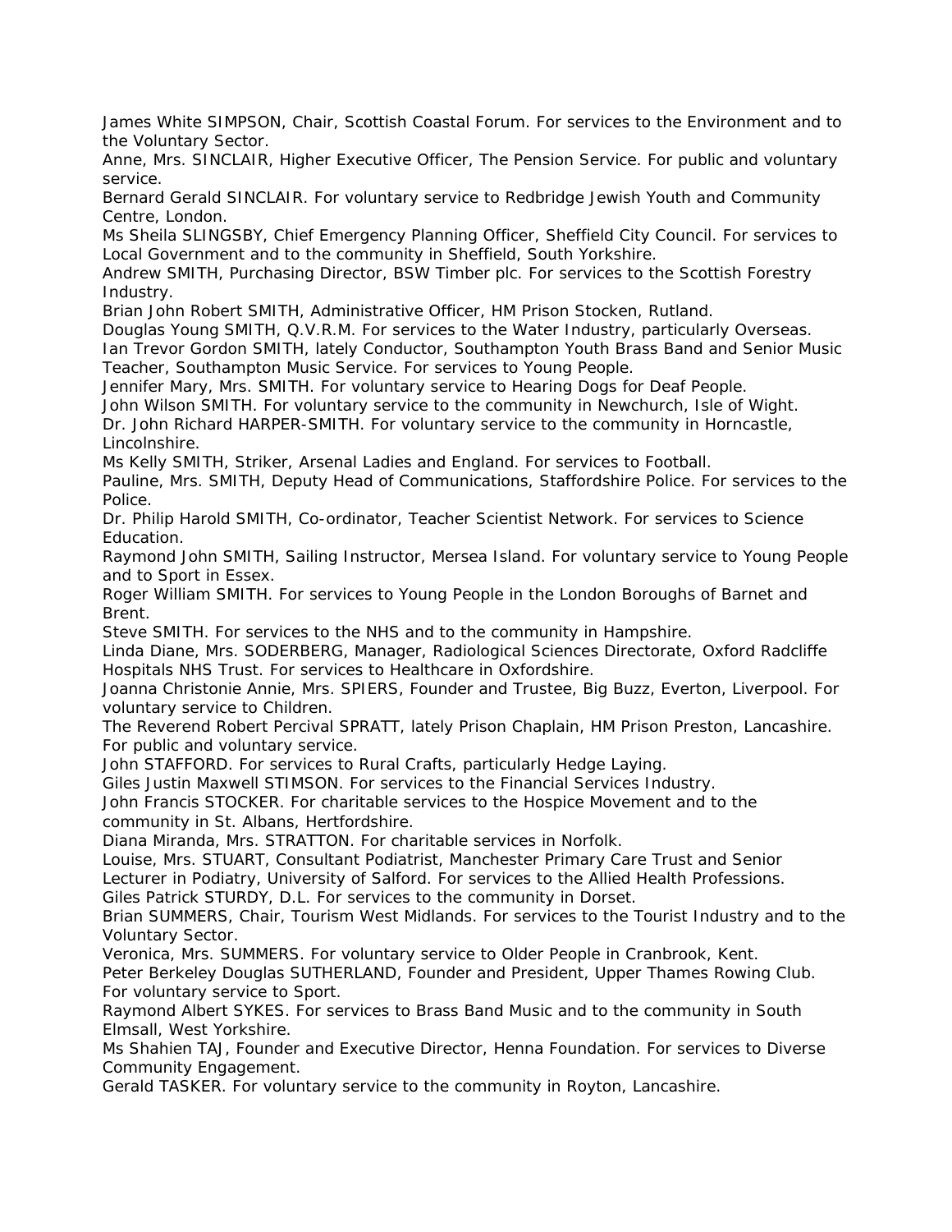James White SIMPSON, Chair, Scottish Coastal Forum. For services to the Environment and to the Voluntary Sector.

Anne, Mrs. SINCLAIR, Higher Executive Officer, The Pension Service. For public and voluntary service.

Bernard Gerald SINCLAIR. For voluntary service to Redbridge Jewish Youth and Community Centre, London.

Ms Sheila SLINGSBY, Chief Emergency Planning Officer, Sheffield City Council. For services to Local Government and to the community in Sheffield, South Yorkshire.

Andrew SMITH, Purchasing Director, BSW Timber plc. For services to the Scottish Forestry Industry.

Brian John Robert SMITH, Administrative Officer, HM Prison Stocken, Rutland.

Douglas Young SMITH, Q.V.R.M. For services to the Water Industry, particularly Overseas.

Ian Trevor Gordon SMITH, lately Conductor, Southampton Youth Brass Band and Senior Music Teacher, Southampton Music Service. For services to Young People.

Jennifer Mary, Mrs. SMITH. For voluntary service to Hearing Dogs for Deaf People.

John Wilson SMITH. For voluntary service to the community in Newchurch, Isle of Wight.

Dr. John Richard HARPER-SMITH. For voluntary service to the community in Horncastle, Lincolnshire.

Ms Kelly SMITH, Striker, Arsenal Ladies and England. For services to Football.

Pauline, Mrs. SMITH, Deputy Head of Communications, Staffordshire Police. For services to the Police.

Dr. Philip Harold SMITH, Co-ordinator, Teacher Scientist Network. For services to Science Education.

Raymond John SMITH, Sailing Instructor, Mersea Island. For voluntary service to Young People and to Sport in Essex.

Roger William SMITH. For services to Young People in the London Boroughs of Barnet and Brent.

Steve SMITH. For services to the NHS and to the community in Hampshire.

Linda Diane, Mrs. SODERBERG, Manager, Radiological Sciences Directorate, Oxford Radcliffe Hospitals NHS Trust. For services to Healthcare in Oxfordshire.

Joanna Christonie Annie, Mrs. SPIERS, Founder and Trustee, Big Buzz, Everton, Liverpool. For voluntary service to Children.

The Reverend Robert Percival SPRATT, lately Prison Chaplain, HM Prison Preston, Lancashire. For public and voluntary service.

John STAFFORD. For services to Rural Crafts, particularly Hedge Laying.

Giles Justin Maxwell STIMSON. For services to the Financial Services Industry.

John Francis STOCKER. For charitable services to the Hospice Movement and to the community in St. Albans, Hertfordshire.

Diana Miranda, Mrs. STRATTON. For charitable services in Norfolk.

Louise, Mrs. STUART, Consultant Podiatrist, Manchester Primary Care Trust and Senior Lecturer in Podiatry, University of Salford. For services to the Allied Health Professions.

Giles Patrick STURDY, D.L. For services to the community in Dorset.

Brian SUMMERS, Chair, Tourism West Midlands. For services to the Tourist Industry and to the Voluntary Sector.

Veronica, Mrs. SUMMERS. For voluntary service to Older People in Cranbrook, Kent.

Peter Berkeley Douglas SUTHERLAND, Founder and President, Upper Thames Rowing Club. For voluntary service to Sport.

Raymond Albert SYKES. For services to Brass Band Music and to the community in South Elmsall, West Yorkshire.

Ms Shahien TAJ, Founder and Executive Director, Henna Foundation. For services to Diverse Community Engagement.

Gerald TASKER. For voluntary service to the community in Royton, Lancashire.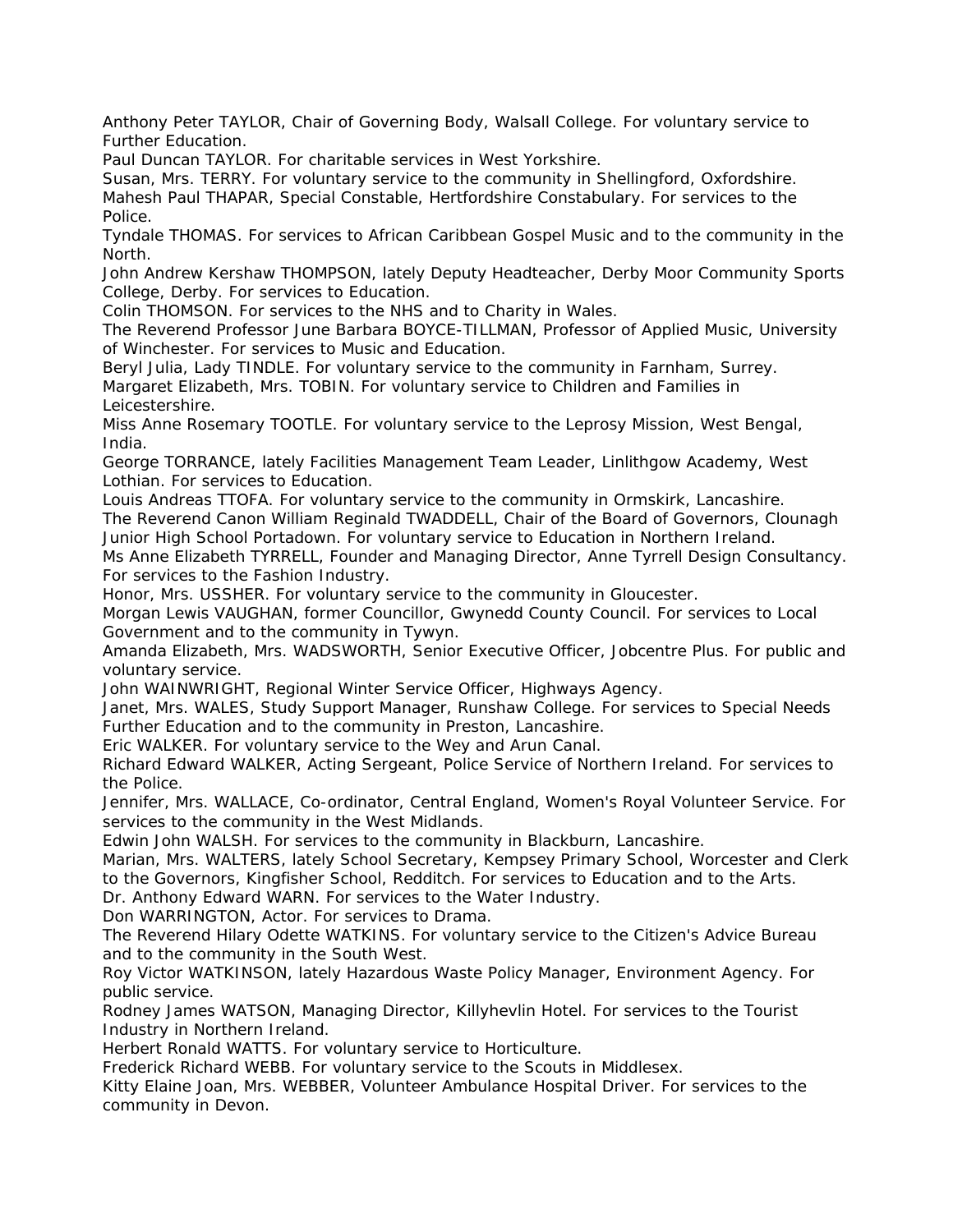Anthony Peter TAYLOR, Chair of Governing Body, Walsall College. For voluntary service to Further Education.

Paul Duncan TAYLOR. For charitable services in West Yorkshire.

Susan, Mrs. TERRY. For voluntary service to the community in Shellingford, Oxfordshire.

Mahesh Paul THAPAR, Special Constable, Hertfordshire Constabulary. For services to the Police.

Tyndale THOMAS. For services to African Caribbean Gospel Music and to the community in the North.

John Andrew Kershaw THOMPSON, lately Deputy Headteacher, Derby Moor Community Sports College, Derby. For services to Education.

Colin THOMSON. For services to the NHS and to Charity in Wales.

The Reverend Professor June Barbara BOYCE-TILLMAN, Professor of Applied Music, University of Winchester. For services to Music and Education.

Beryl Julia, Lady TINDLE. For voluntary service to the community in Farnham, Surrey.

Margaret Elizabeth, Mrs. TOBIN. For voluntary service to Children and Families in Leicestershire.

Miss Anne Rosemary TOOTLE. For voluntary service to the Leprosy Mission, West Bengal, India.

George TORRANCE, lately Facilities Management Team Leader, Linlithgow Academy, West Lothian. For services to Education.

Louis Andreas TTOFA. For voluntary service to the community in Ormskirk, Lancashire.

The Reverend Canon William Reginald TWADDELL, Chair of the Board of Governors, Clounagh Junior High School Portadown. For voluntary service to Education in Northern Ireland.

Ms Anne Elizabeth TYRRELL, Founder and Managing Director, Anne Tyrrell Design Consultancy. For services to the Fashion Industry.

Honor, Mrs. USSHER. For voluntary service to the community in Gloucester.

Morgan Lewis VAUGHAN, former Councillor, Gwynedd County Council. For services to Local Government and to the community in Tywyn.

Amanda Elizabeth, Mrs. WADSWORTH, Senior Executive Officer, Jobcentre Plus. For public and voluntary service.

John WAINWRIGHT, Regional Winter Service Officer, Highways Agency.

Janet, Mrs. WALES, Study Support Manager, Runshaw College. For services to Special Needs Further Education and to the community in Preston, Lancashire.

Eric WALKER. For voluntary service to the Wey and Arun Canal.

Richard Edward WALKER, Acting Sergeant, Police Service of Northern Ireland. For services to the Police.

Jennifer, Mrs. WALLACE, Co-ordinator, Central England, Women's Royal Volunteer Service. For services to the community in the West Midlands.

Edwin John WALSH. For services to the community in Blackburn, Lancashire.

Marian, Mrs. WALTERS, lately School Secretary, Kempsey Primary School, Worcester and Clerk to the Governors, Kingfisher School, Redditch. For services to Education and to the Arts.

Dr. Anthony Edward WARN. For services to the Water Industry.

Don WARRINGTON, Actor. For services to Drama.

The Reverend Hilary Odette WATKINS. For voluntary service to the Citizen's Advice Bureau and to the community in the South West.

Roy Victor WATKINSON, lately Hazardous Waste Policy Manager, Environment Agency. For public service.

Rodney James WATSON, Managing Director, Killyhevlin Hotel. For services to the Tourist Industry in Northern Ireland.

Herbert Ronald WATTS. For voluntary service to Horticulture.

Frederick Richard WEBB. For voluntary service to the Scouts in Middlesex.

Kitty Elaine Joan, Mrs. WEBBER, Volunteer Ambulance Hospital Driver. For services to the community in Devon.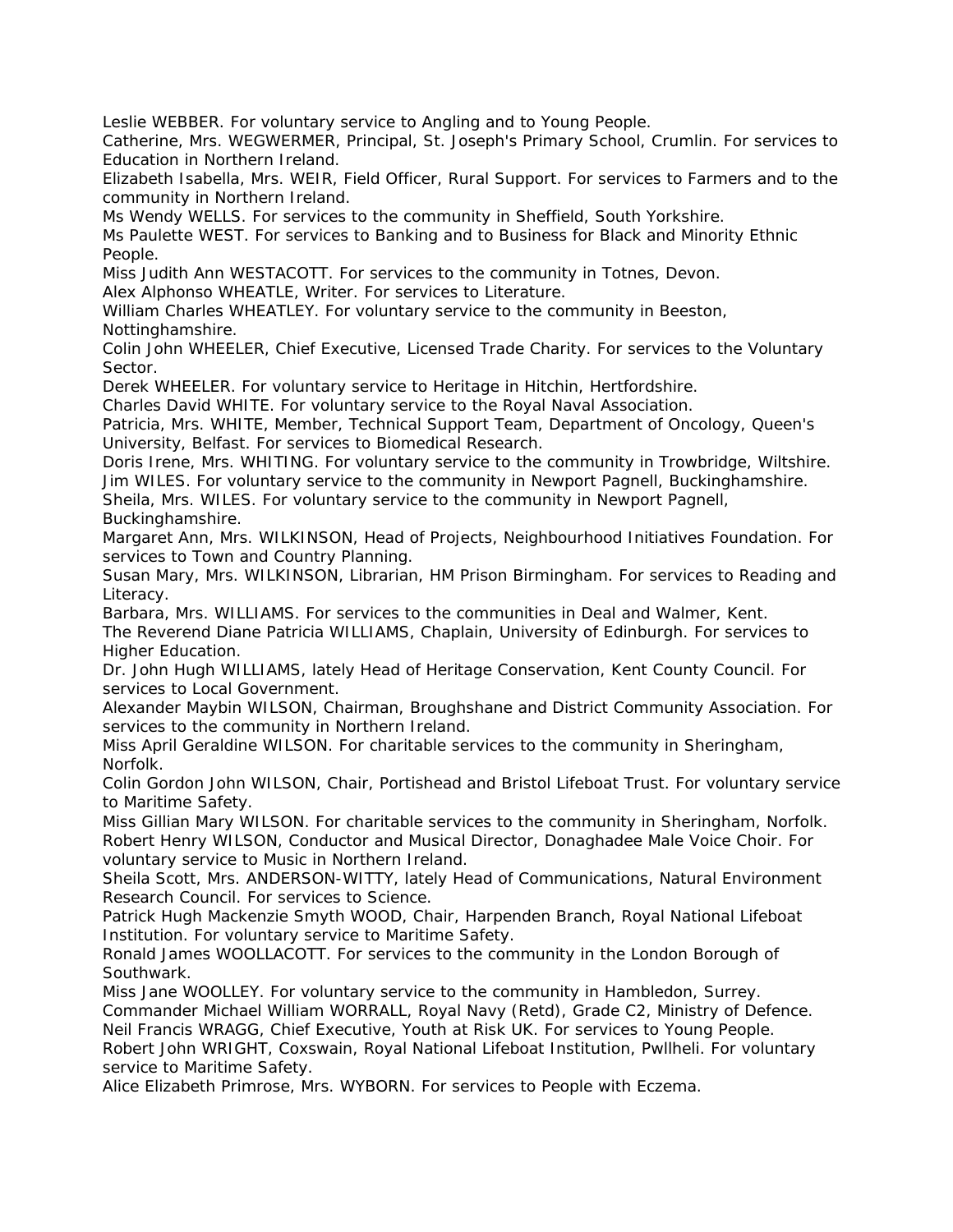Leslie WEBBER. For voluntary service to Angling and to Young People.

Catherine, Mrs. WEGWERMER, Principal, St. Joseph's Primary School, Crumlin. For services to Education in Northern Ireland.

Elizabeth Isabella, Mrs. WEIR, Field Officer, Rural Support. For services to Farmers and to the community in Northern Ireland.

Ms Wendy WELLS. For services to the community in Sheffield, South Yorkshire.

Ms Paulette WEST. For services to Banking and to Business for Black and Minority Ethnic People.

Miss Judith Ann WESTACOTT. For services to the community in Totnes, Devon.

Alex Alphonso WHEATLE, Writer. For services to Literature.

William Charles WHEATLEY. For voluntary service to the community in Beeston, Nottinghamshire.

Colin John WHEELER, Chief Executive, Licensed Trade Charity. For services to the Voluntary Sector.

Derek WHEELER. For voluntary service to Heritage in Hitchin, Hertfordshire.

Charles David WHITE. For voluntary service to the Royal Naval Association.

Patricia, Mrs. WHITE, Member, Technical Support Team, Department of Oncology, Queen's University, Belfast. For services to Biomedical Research.

Doris Irene, Mrs. WHITING. For voluntary service to the community in Trowbridge, Wiltshire.

Jim WILES. For voluntary service to the community in Newport Pagnell, Buckinghamshire.

Sheila, Mrs. WILES. For voluntary service to the community in Newport Pagnell, Buckinghamshire.

Margaret Ann, Mrs. WILKINSON, Head of Projects, Neighbourhood Initiatives Foundation. For services to Town and Country Planning.

Susan Mary, Mrs. WILKINSON, Librarian, HM Prison Birmingham. For services to Reading and Literacy.

Barbara, Mrs. WILLIAMS. For services to the communities in Deal and Walmer, Kent.

The Reverend Diane Patricia WILLIAMS, Chaplain, University of Edinburgh. For services to Higher Education.

Dr. John Hugh WILLIAMS, lately Head of Heritage Conservation, Kent County Council. For services to Local Government.

Alexander Maybin WILSON, Chairman, Broughshane and District Community Association. For services to the community in Northern Ireland.

Miss April Geraldine WILSON. For charitable services to the community in Sheringham, Norfolk.

Colin Gordon John WILSON, Chair, Portishead and Bristol Lifeboat Trust. For voluntary service to Maritime Safety.

Miss Gillian Mary WILSON. For charitable services to the community in Sheringham, Norfolk.

Robert Henry WILSON, Conductor and Musical Director, Donaghadee Male Voice Choir. For voluntary service to Music in Northern Ireland.

Sheila Scott, Mrs. ANDERSON-WITTY, lately Head of Communications, Natural Environment Research Council. For services to Science.

Patrick Hugh Mackenzie Smyth WOOD, Chair, Harpenden Branch, Royal National Lifeboat Institution. For voluntary service to Maritime Safety.

Ronald James WOOLLACOTT. For services to the community in the London Borough of Southwark.

Miss Jane WOOLLEY. For voluntary service to the community in Hambledon, Surrey.

Commander Michael William WORRALL, Royal Navy (Retd), Grade C2, Ministry of Defence.

Neil Francis WRAGG, Chief Executive, Youth at Risk UK. For services to Young People.

Robert John WRIGHT, Coxswain, Royal National Lifeboat Institution, Pwllheli. For voluntary service to Maritime Safety.

Alice Elizabeth Primrose, Mrs. WYBORN. For services to People with Eczema.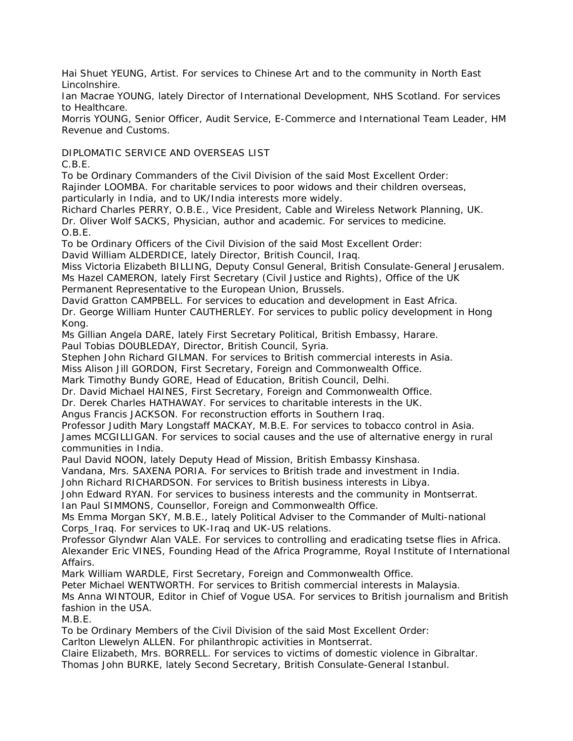Hai Shuet YEUNG, Artist. For services to Chinese Art and to the community in North East Lincolnshire.
Ian Macrae YOUNG, lately Director of International Development, NHS Scotland. For services to Healthcare.
Morris YOUNG, Senior Officer, Audit Service, E-Commerce and International Team Leader, HM Revenue and Customs.

DIPLOMATIC SERVICE AND OVERSEAS LIST
C.B.E.
To be Ordinary Commanders of the Civil Division of the said Most Excellent Order:
Rajinder LOOMBA. For charitable services to poor widows and their children overseas, particularly in India, and to UK/India interests more widely.
Richard Charles PERRY, O.B.E., Vice President, Cable and Wireless Network Planning, UK.
Dr. Oliver Wolf SACKS, Physician, author and academic. For services to medicine.
O.B.E.
To be Ordinary Officers of the Civil Division of the said Most Excellent Order:
David William ALDERDICE, lately Director, British Council, Iraq.
Miss Victoria Elizabeth BILLING, Deputy Consul General, British Consulate-General Jerusalem.
Ms Hazel CAMERON, lately First Secretary (Civil Justice and Rights), Office of the UK Permanent Representative to the European Union, Brussels.
David Gratton CAMPBELL. For services to education and development in East Africa.
Dr. George William Hunter CAUTHERLEY. For services to public policy development in Hong Kong.
Ms Gillian Angela DARE, lately First Secretary Political, British Embassy, Harare.
Paul Tobias DOUBLEDAY, Director, British Council, Syria.
Stephen John Richard GILMAN. For services to British commercial interests in Asia.
Miss Alison Jill GORDON, First Secretary, Foreign and Commonwealth Office.
Mark Timothy Bundy GORE, Head of Education, British Council, Delhi.
Dr. David Michael HAINES, First Secretary, Foreign and Commonwealth Office.
Dr. Derek Charles HATHAWAY. For services to charitable interests in the UK.
Angus Francis JACKSON. For reconstruction efforts in Southern Iraq.
Professor Judith Mary Longstaff MACKAY, M.B.E. For services to tobacco control in Asia.
James MCGILLIGAN. For services to social causes and the use of alternative energy in rural communities in India.
Paul David NOON, lately Deputy Head of Mission, British Embassy Kinshasa.
Vandana, Mrs. SAXENA PORIA. For services to British trade and investment in India.
John Richard RICHARDSON. For services to British business interests in Libya.
John Edward RYAN. For services to business interests and the community in Montserrat.
Ian Paul SIMMONS, Counsellor, Foreign and Commonwealth Office.
Ms Emma Morgan SKY, M.B.E., lately Political Adviser to the Commander of Multi-national Corps_Iraq. For services to UK-Iraq and UK-US relations.
Professor Glyndwr Alan VALE. For services to controlling and eradicating tsetse flies in Africa.
Alexander Eric VINES, Founding Head of the Africa Programme, Royal Institute of International Affairs.
Mark William WARDLE, First Secretary, Foreign and Commonwealth Office.
Peter Michael WENTWORTH. For services to British commercial interests in Malaysia.
Ms Anna WINTOUR, Editor in Chief of Vogue USA. For services to British journalism and British fashion in the USA.
M.B.E.
To be Ordinary Members of the Civil Division of the said Most Excellent Order:
Carlton Llewelyn ALLEN. For philanthropic activities in Montserrat.
Claire Elizabeth, Mrs. BORRELL. For services to victims of domestic violence in Gibraltar.
Thomas John BURKE, lately Second Secretary, British Consulate-General Istanbul.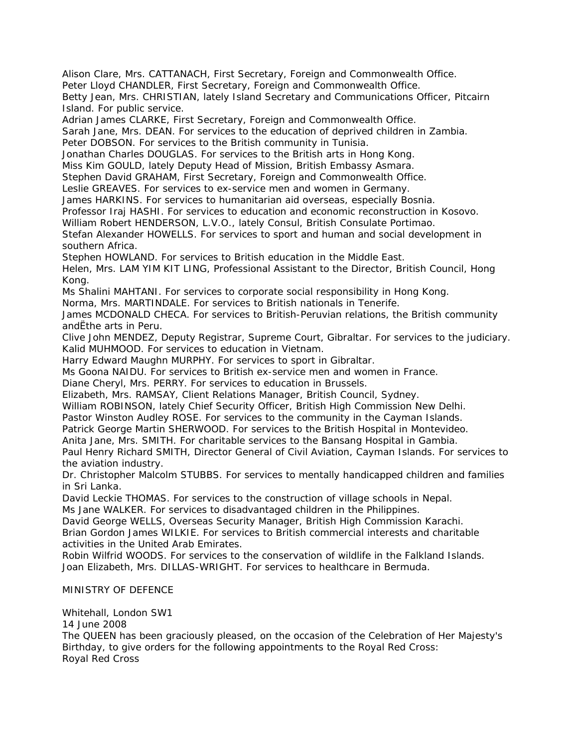Alison Clare, Mrs. CATTANACH, First Secretary, Foreign and Commonwealth Office.
Peter Lloyd CHANDLER, First Secretary, Foreign and Commonwealth Office.
Betty Jean, Mrs. CHRISTIAN, lately Island Secretary and Communications Officer, Pitcairn Island. For public service.
Adrian James CLARKE, First Secretary, Foreign and Commonwealth Office.
Sarah Jane, Mrs. DEAN. For services to the education of deprived children in Zambia.
Peter DOBSON. For services to the British community in Tunisia.
Jonathan Charles DOUGLAS. For services to the British arts in Hong Kong.
Miss Kim GOULD, lately Deputy Head of Mission, British Embassy Asmara.
Stephen David GRAHAM, First Secretary, Foreign and Commonwealth Office.
Leslie GREAVES. For services to ex-service men and women in Germany.
James HARKINS. For services to humanitarian aid overseas, especially Bosnia.
Professor Iraj HASHI. For services to education and economic reconstruction in Kosovo.
William Robert HENDERSON, L.V.O., lately Consul, British Consulate Portimao.
Stefan Alexander HOWELLS. For services to sport and human and social development in southern Africa.
Stephen HOWLAND. For services to British education in the Middle East.
Helen, Mrs. LAM YIM KIT LING, Professional Assistant to the Director, British Council, Hong Kong.
Ms Shalini MAHTANI. For services to corporate social responsibility in Hong Kong.
Norma, Mrs. MARTINDALE. For services to British nationals in Tenerife.
James MCDONALD CHECA. For services to British-Peruvian relations, the British community andËthe arts in Peru.
Clive John MENDEZ, Deputy Registrar, Supreme Court, Gibraltar. For services to the judiciary.
Kalid MUHMOOD. For services to education in Vietnam.
Harry Edward Maughn MURPHY. For services to sport in Gibraltar.
Ms Goona NAIDU. For services to British ex-service men and women in France.
Diane Cheryl, Mrs. PERRY. For services to education in Brussels.
Elizabeth, Mrs. RAMSAY, Client Relations Manager, British Council, Sydney.
William ROBINSON, lately Chief Security Officer, British High Commission New Delhi.
Pastor Winston Audley ROSE. For services to the community in the Cayman Islands.
Patrick George Martin SHERWOOD. For services to the British Hospital in Montevideo.
Anita Jane, Mrs. SMITH. For charitable services to the Bansang Hospital in Gambia.
Paul Henry Richard SMITH, Director General of Civil Aviation, Cayman Islands. For services to the aviation industry.
Dr. Christopher Malcolm STUBBS. For services to mentally handicapped children and families in Sri Lanka.
David Leckie THOMAS. For services to the construction of village schools in Nepal.
Ms Jane WALKER. For services to disadvantaged children in the Philippines.
David George WELLS, Overseas Security Manager, British High Commission Karachi.
Brian Gordon James WILKIE. For services to British commercial interests and charitable activities in the United Arab Emirates.
Robin Wilfrid WOODS. For services to the conservation of wildlife in the Falkland Islands.
Joan Elizabeth, Mrs. DILLAS-WRIGHT. For services to healthcare in Bermuda.

MINISTRY OF DEFENCE

Whitehall, London SW1
14 June 2008
The QUEEN has been graciously pleased, on the occasion of the Celebration of Her Majesty's Birthday, to give orders for the following appointments to the Royal Red Cross:
Royal Red Cross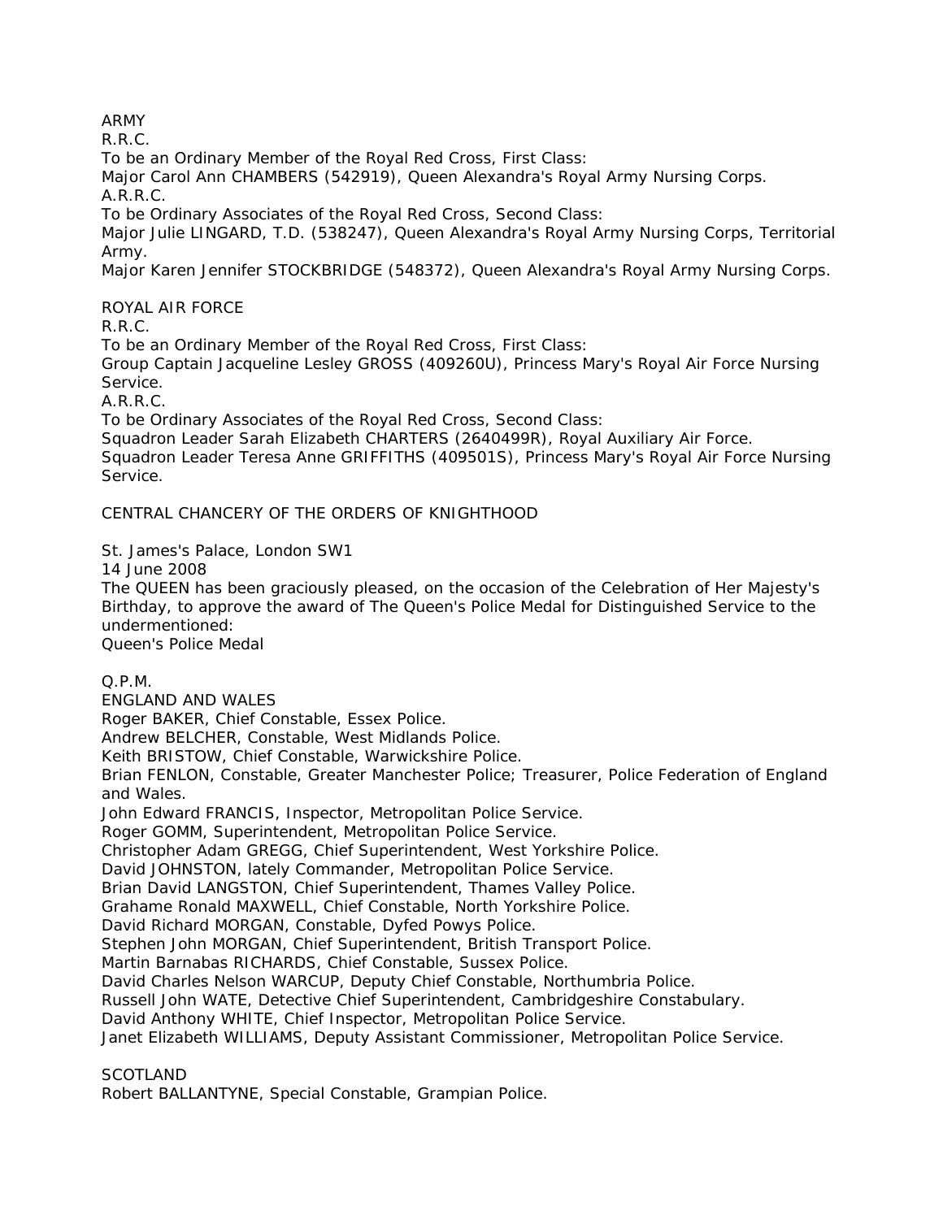ARMY

R.R.C.

To be an Ordinary Member of the Royal Red Cross, First Class:

Major Carol Ann CHAMBERS (542919), Queen Alexandra's Royal Army Nursing Corps.

A.R.R.C.

To be Ordinary Associates of the Royal Red Cross, Second Class:

Major Julie LINGARD, T.D. (538247), Queen Alexandra's Royal Army Nursing Corps, Territorial Army.

Major Karen Jennifer STOCKBRIDGE (548372), Queen Alexandra's Royal Army Nursing Corps.

ROYAL AIR FORCE

R.R.C.

To be an Ordinary Member of the Royal Red Cross, First Class:

Group Captain Jacqueline Lesley GROSS (409260U), Princess Mary's Royal Air Force Nursing Service.

A.R.R.C.

To be Ordinary Associates of the Royal Red Cross, Second Class:

Squadron Leader Sarah Elizabeth CHARTERS (2640499R), Royal Auxiliary Air Force.

Squadron Leader Teresa Anne GRIFFITHS (409501S), Princess Mary's Royal Air Force Nursing Service.

CENTRAL CHANCERY OF THE ORDERS OF KNIGHTHOOD

St. James's Palace, London SW1

14 June 2008

The QUEEN has been graciously pleased, on the occasion of the Celebration of Her Majesty's Birthday, to approve the award of The Queen's Police Medal for Distinguished Service to the undermentioned:

Queen's Police Medal

Q.P.M.

ENGLAND AND WALES

Roger BAKER, Chief Constable, Essex Police.

Andrew BELCHER, Constable, West Midlands Police.

Keith BRISTOW, Chief Constable, Warwickshire Police.

Brian FENLON, Constable, Greater Manchester Police; Treasurer, Police Federation of England and Wales.

John Edward FRANCIS, Inspector, Metropolitan Police Service.

Roger GOMM, Superintendent, Metropolitan Police Service.

Christopher Adam GREGG, Chief Superintendent, West Yorkshire Police.

David JOHNSTON, lately Commander, Metropolitan Police Service.

Brian David LANGSTON, Chief Superintendent, Thames Valley Police.

Grahame Ronald MAXWELL, Chief Constable, North Yorkshire Police.

David Richard MORGAN, Constable, Dyfed Powys Police.

Stephen John MORGAN, Chief Superintendent, British Transport Police.

Martin Barnabas RICHARDS, Chief Constable, Sussex Police.

David Charles Nelson WARCUP, Deputy Chief Constable, Northumbria Police.

Russell John WATE, Detective Chief Superintendent, Cambridgeshire Constabulary.

David Anthony WHITE, Chief Inspector, Metropolitan Police Service.

Janet Elizabeth WILLIAMS, Deputy Assistant Commissioner, Metropolitan Police Service.

SCOTLAND

Robert BALLANTYNE, Special Constable, Grampian Police.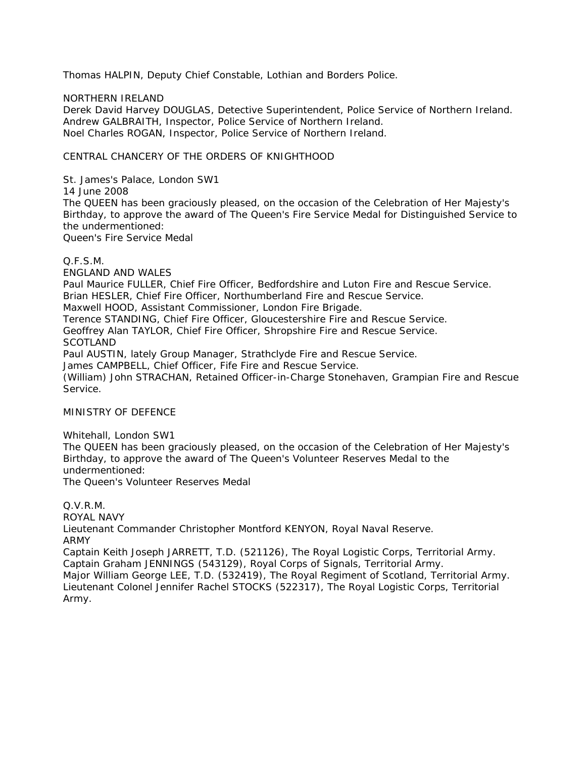Thomas HALPIN, Deputy Chief Constable, Lothian and Borders Police.

NORTHERN IRELAND
Derek David Harvey DOUGLAS, Detective Superintendent, Police Service of Northern Ireland.
Andrew GALBRAITH, Inspector, Police Service of Northern Ireland.
Noel Charles ROGAN, Inspector, Police Service of Northern Ireland.

## CENTRAL CHANCERY OF THE ORDERS OF KNIGHTHOOD

St. James's Palace, London SW1
14 June 2008
The QUEEN has been graciously pleased, on the occasion of the Celebration of Her Majesty's Birthday, to approve the award of The Queen's Fire Service Medal for Distinguished Service to the undermentioned:
Queen's Fire Service Medal

Q.F.S.M.
ENGLAND AND WALES
Paul Maurice FULLER, Chief Fire Officer, Bedfordshire and Luton Fire and Rescue Service.
Brian HESLER, Chief Fire Officer, Northumberland Fire and Rescue Service.
Maxwell HOOD, Assistant Commissioner, London Fire Brigade.
Terence STANDING, Chief Fire Officer, Gloucestershire Fire and Rescue Service.
Geoffrey Alan TAYLOR, Chief Fire Officer, Shropshire Fire and Rescue Service.
SCOTLAND
Paul AUSTIN, lately Group Manager, Strathclyde Fire and Rescue Service.
James CAMPBELL, Chief Officer, Fife Fire and Rescue Service.
(William) John STRACHAN, Retained Officer-in-Charge Stonehaven, Grampian Fire and Rescue Service.

## MINISTRY OF DEFENCE

Whitehall, London SW1
The QUEEN has been graciously pleased, on the occasion of the Celebration of Her Majesty's Birthday, to approve the award of The Queen's Volunteer Reserves Medal to the undermentioned:
The Queen's Volunteer Reserves Medal

Q.V.R.M.
ROYAL NAVY
Lieutenant Commander Christopher Montford KENYON, Royal Naval Reserve.
ARMY
Captain Keith Joseph JARRETT, T.D. (521126), The Royal Logistic Corps, Territorial Army.
Captain Graham JENNINGS (543129), Royal Corps of Signals, Territorial Army.
Major William George LEE, T.D. (532419), The Royal Regiment of Scotland, Territorial Army.
Lieutenant Colonel Jennifer Rachel STOCKS (522317), The Royal Logistic Corps, Territorial Army.